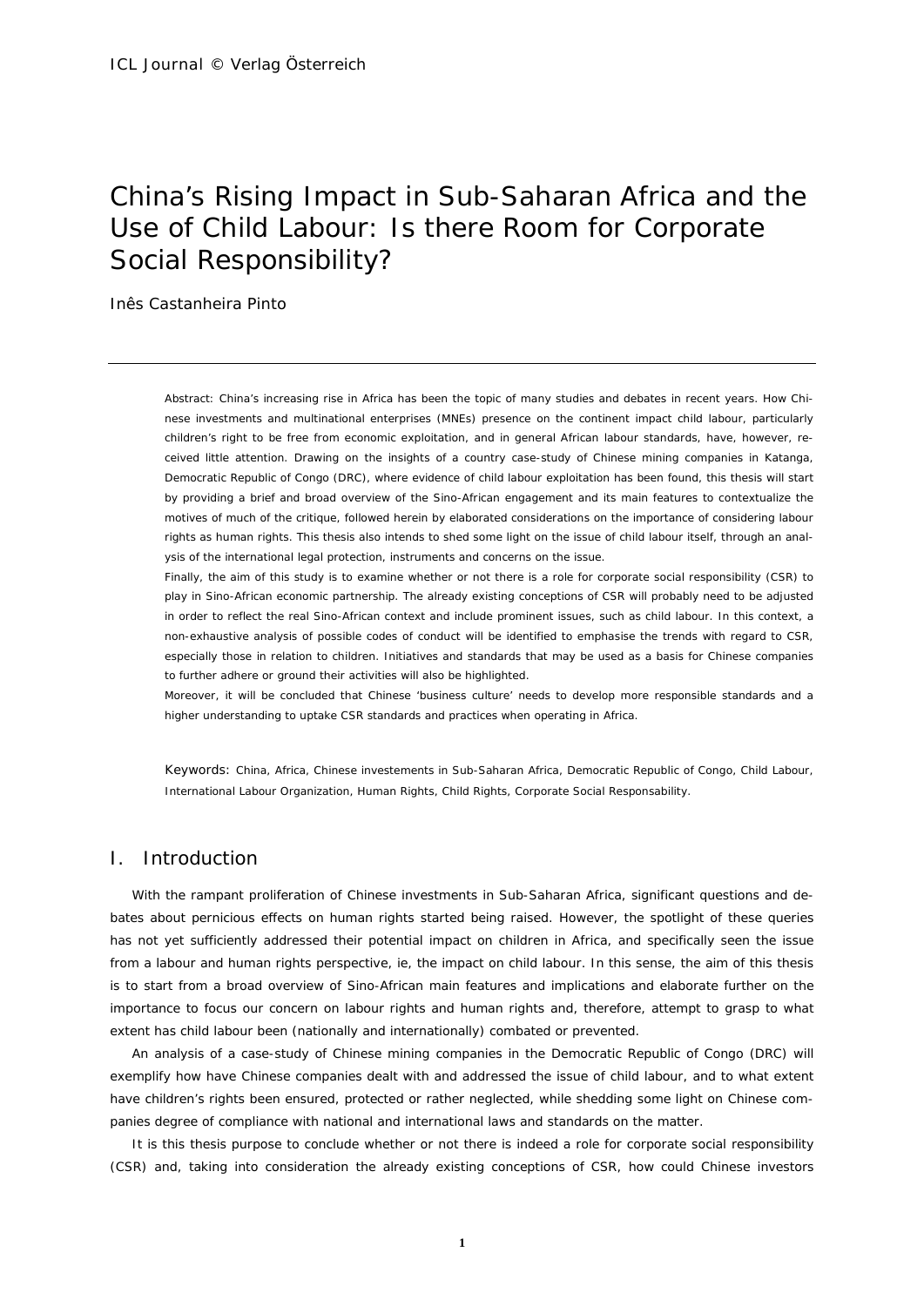# China's Rising Impact in Sub-Saharan Africa and the Use of Child Labour: Is there Room for Corporate Social Responsibility?

Inês Castanheira Pinto

---

Abstract: China's increasing rise in Africa has been the topic of many studies and debates in recent years. How Chinese investments and multinational enterprises (MNEs) presence on the continent impact child labour, particularly children's right to be free from economic exploitation, and in general African labour standards, have, however, received little attention. Drawing on the insights of a country case-study of Chinese mining companies in Katanga, Democratic Republic of Congo (DRC), where evidence of child labour exploitation has been found, this thesis will start by providing a brief and broad overview of the Sino-African engagement and its main features to contextualize the motives of much of the critique, followed herein by elaborated considerations on the importance of considering labour rights as human rights. This thesis also intends to shed some light on the issue of child labour itself, through an analysis of the international legal protection, instruments and concerns on the issue.

Finally, the aim of this study is to examine whether or not there is a role for corporate social responsibility (CSR) to play in Sino-African economic partnership. The already existing conceptions of CSR will probably need to be adjusted in order to reflect the real Sino-African context and include prominent issues, such as child labour. In this context, a non-exhaustive analysis of possible codes of conduct will be identified to emphasise the trends with regard to CSR, especially those in relation to children. Initiatives and standards that may be used as a basis for Chinese companies to further adhere or ground their activities will also be highlighted.

Moreover, it will be concluded that Chinese 'business culture' needs to develop more responsible standards and a higher understanding to uptake CSR standards and practices when operating in Africa.

Keywords: China, Africa, Chinese investements in Sub-Saharan Africa, Democratic Republic of Congo, Child Labour, International Labour Organization, Human Rights, Child Rights, Corporate Social Responsability.

## I. Introduction

With the rampant proliferation of Chinese investments in Sub-Saharan Africa, significant questions and debates about pernicious effects on human rights started being raised. However, the spotlight of these queries has not yet sufficiently addressed their potential impact on children in Africa, and specifically seen the issue from a labour and human rights perspective, ie, the impact on child labour. In this sense, the aim of this thesis is to start from a broad overview of Sino-African main features and implications and elaborate further on the importance to focus our concern on labour rights and human rights and, therefore, attempt to grasp to what extent has child labour been (nationally and internationally) combated or prevented.

An analysis of a case-study of Chinese mining companies in the Democratic Republic of Congo (DRC) will exemplify how have Chinese companies dealt with and addressed the issue of child labour, and to what extent have children's rights been ensured, protected or rather neglected, while shedding some light on Chinese companies degree of compliance with national and international laws and standards on the matter.

It is this thesis purpose to conclude whether or not there is indeed a role for corporate social responsibility (CSR) and, taking into consideration the already existing conceptions of CSR, how could Chinese investors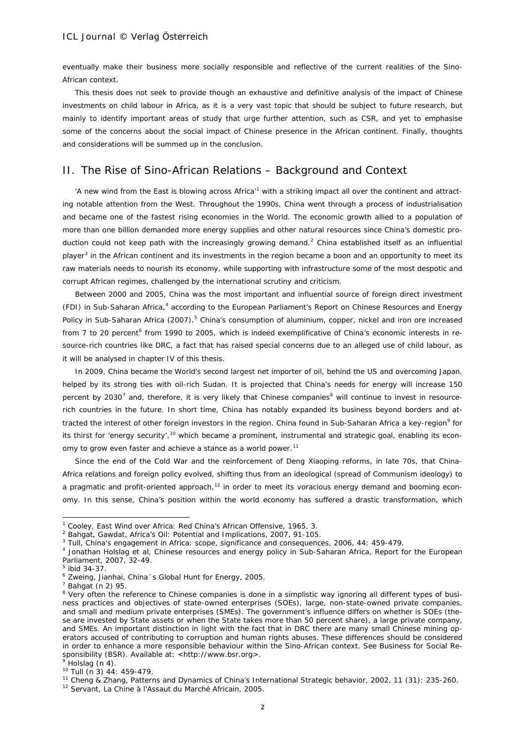eventually make their business more socially responsible and reflective of the current realities of the Sino-African context.

This thesis does not seek to provide though an exhaustive and definitive analysis of the impact of Chinese investments on child labour in Africa, as it is a very vast topic that should be subject to future research, but mainly to identify important areas of study that urge further attention, such as CSR, and yet to emphasise some of the concerns about the social impact of Chinese presence in the African continent. Finally, thoughts and considerations will be summed up in the conclusion.

## II. The Rise of Sino-African Relations – Background and Context

'A new wind from the East is blowing across Africa'[1] with a striking impact all over the continent and attracting notable attention from the West. Throughout the 1990s, China went through a process of industrialisation and became one of the fastest rising economies in the World. The economic growth allied to a population of more than one billion demanded more energy supplies and other natural resources since China's domestic production could not keep path with the increasingly growing demand.[2] China established itself as an influential player[3] in the African continent and its investments in the region became a boon and an opportunity to meet its raw materials needs to nourish its economy, while supporting with infrastructure some of the most despotic and corrupt African regimes, challenged by the international scrutiny and criticism.

Between 2000 and 2005, China was the most important and influential source of foreign direct investment (FDI) in Sub-Saharan Africa,[4] according to the European Parliament's Report on Chinese Resources and Energy Policy in Sub-Saharan Africa (2007).[5] China's consumption of aluminium, copper, nickel and iron ore increased from 7 to 20 percent[6] from 1990 to 2005, which is indeed exemplificative of China's economic interests in resource-rich countries like DRC, a fact that has raised special concerns due to an alleged use of child labour, as it will be analysed in chapter IV of this thesis.

In 2009, China became the World's second largest net importer of oil, behind the US and overcoming Japan, helped by its strong ties with oil-rich Sudan. It is projected that China's needs for energy will increase 150 percent by 2030[7] and, therefore, it is very likely that Chinese companies[8] will continue to invest in resource-rich countries in the future. In short time, China has notably expanded its business beyond borders and attracted the interest of other foreign investors in the region. China found in Sub-Saharan Africa a key-region[9] for its thirst for 'energy security',[10] which became a prominent, instrumental and strategic goal, enabling its economy to grow even faster and achieve a stance as a world power.[11]

Since the end of the Cold War and the reinforcement of Deng Xiaoping reforms, in late 70s, that China-Africa relations and foreign policy evolved, shifting thus from an ideological (spread of Communism ideology) to a pragmatic and profit-oriented approach,[12] in order to meet its voracious energy demand and booming economy. In this sense, China's position within the world economy has suffered a drastic transformation, which

---

[1] Cooley, East Wind over Africa: Red China's African Offensive, 1965, 3.

[2] Bahgat, Gawdat, Africa's Oil: Potential and Implications, 2007, 91-105.

[3] Tull, China's engagement in Africa: scope, significance and consequences, 2006, 44: 459-479.

[4] Jonathan Holslag et al, Chinese resources and energy policy in Sub-Saharan Africa, Report for the European Parliament, 2007, 32-49.

[5] ibid 34-37.

[6] Zweing, Jianhai, China´s Global Hunt for Energy, 2005.

[7] Bahgat (n 2) 95.

[8] Very often the reference to Chinese companies is done in a simplistic way ignoring all different types of business practices and objectives of state-owned enterprises (SOEs), large, non-state-owned private companies, and small and medium private enterprises (SMEs). The government's influence differs on whether is SOEs (these are invested by State assets or when the State takes more than 50 percent share), a large private company, and SMEs. An important distinction in light with the fact that in DRC there are many small Chinese mining operators accused of contributing to corruption and human rights abuses. These differences should be considered in order to enhance a more responsible behaviour within the Sino-African context. See Business for Social Responsibility (BSR). Available at: <http://www.bsr.org>.

[9] Holslag (n 4).

[10] Tull (n 3) 44: 459-479.

[11] Cheng & Zhang, Patterns and Dynamics of China's International Strategic behavior, 2002, 11 (31): 235-260.

[12] Servant, La Chine à l'Assaut du Marché Africain, 2005.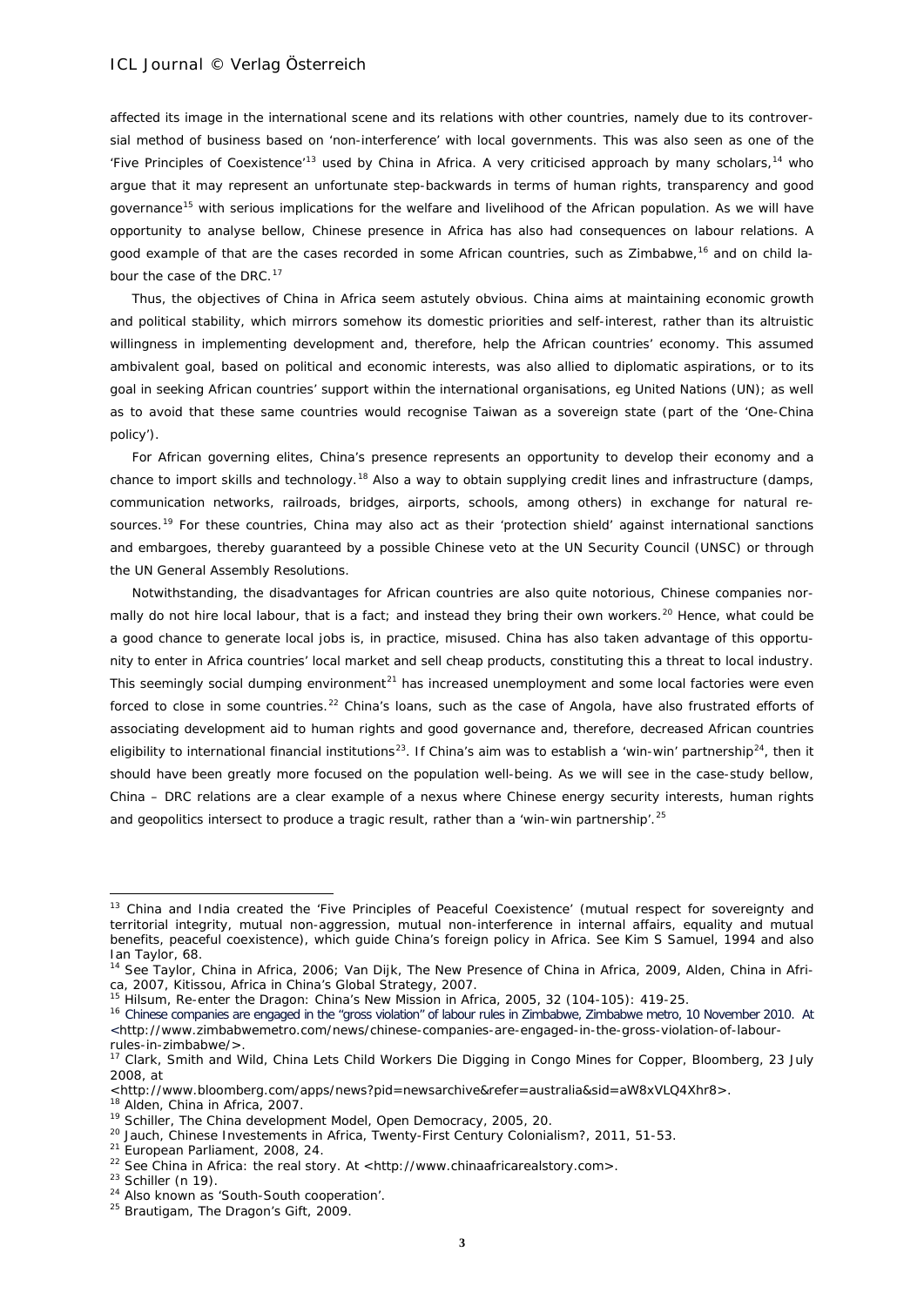affected its image in the international scene and its relations with other countries, namely due to its controversial method of business based on 'non-interference' with local governments. This was also seen as one of the 'Five Principles of Coexistence'[13] used by China in Africa. A very criticised approach by many scholars,[14] who argue that it may represent an unfortunate step-backwards in terms of human rights, transparency and good governance[15] with serious implications for the welfare and livelihood of the African population. As we will have opportunity to analyse bellow, Chinese presence in Africa has also had consequences on labour relations. A good example of that are the cases recorded in some African countries, such as Zimbabwe,[16] and on child labour the case of the DRC.[17]

Thus, the objectives of China in Africa seem astutely obvious. China aims at maintaining economic growth and political stability, which mirrors somehow its domestic priorities and self-interest, rather than its altruistic willingness in implementing development and, therefore, help the African countries' economy. This assumed ambivalent goal, based on political and economic interests, was also allied to diplomatic aspirations, or to its goal in seeking African countries' support within the international organisations, eg United Nations (UN); as well as to avoid that these same countries would recognise Taiwan as a sovereign state (part of the 'One-China policy').

For African governing elites, China's presence represents an opportunity to develop their economy and a chance to import skills and technology.[18] Also a way to obtain supplying credit lines and infrastructure (damps, communication networks, railroads, bridges, airports, schools, among others) in exchange for natural resources.[19] For these countries, China may also act as their 'protection shield' against international sanctions and embargoes, thereby guaranteed by a possible Chinese veto at the UN Security Council (UNSC) or through the UN General Assembly Resolutions.

Notwithstanding, the disadvantages for African countries are also quite notorious, Chinese companies normally do not hire local labour, that is a fact; and instead they bring their own workers.[20] Hence, what could be a good chance to generate local jobs is, in practice, misused. China has also taken advantage of this opportunity to enter in Africa countries' local market and sell cheap products, constituting this a threat to local industry. This seemingly social dumping environment[21] has increased unemployment and some local factories were even forced to close in some countries.[22] China's loans, such as the case of Angola, have also frustrated efforts of associating development aid to human rights and good governance and, therefore, decreased African countries eligibility to international financial institutions[23]. If China's aim was to establish a 'win-win' partnership[24], then it should have been greatly more focused on the population well-being. As we will see in the case-study bellow, China – DRC relations are a clear example of a nexus where Chinese energy security interests, human rights and geopolitics intersect to produce a tragic result, rather than a 'win-win partnership'.[25]

---

[13] China and India created the 'Five Principles of Peaceful Coexistence' (mutual respect for sovereignty and territorial integrity, mutual non-aggression, mutual non-interference in internal affairs, equality and mutual benefits, peaceful coexistence), which guide China's foreign policy in Africa. See Kim S Samuel, 1994 and also Ian Taylor, 68.

[14] See Taylor, China in Africa, 2006; Van Dijk, The New Presence of China in Africa, 2009, Alden, China in Africa, 2007, Kitissou, Africa in China's Global Strategy, 2007.

[15] Hilsum, Re-enter the Dragon: China's New Mission in Africa, 2005, 32 (104-105): 419-25.

[16] Chinese companies are engaged in the "gross violation" of labour rules in Zimbabwe, Zimbabwe metro, 10 November 2010. At <http://www.zimbabwemetro.com/news/chinese-companies-are-engaged-in-the-gross-violation-of-labour-rules-in-zimbabwe/>.

[17] Clark, Smith and Wild, China Lets Child Workers Die Digging in Congo Mines for Copper, Bloomberg, 23 July 2008, at <http://www.bloomberg.com/apps/news?pid=newsarchive&refer=australia&sid=aW8xVLQ4Xhr8>.

[18] Alden, China in Africa, 2007.

[19] Schiller, The China development Model, Open Democracy, 2005, 20.

[20] Jauch, Chinese Investements in Africa, Twenty-First Century Colonialism?, 2011, 51-53.

[21] European Parliament, 2008, 24.

[22] See China in Africa: the real story. At <http://www.chinaafricarealstory.com>.

[23] Schiller (n 19).

[24] Also known as 'South-South cooperation'.

[25] Brautigam, The Dragon's Gift, 2009.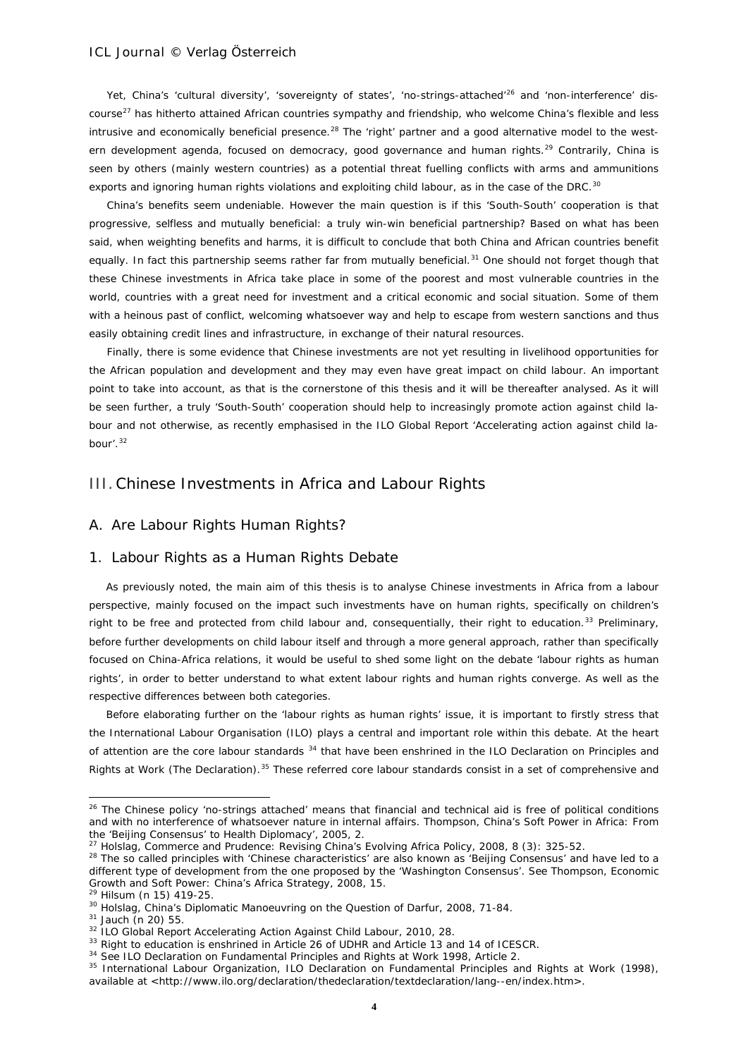Yet, China's 'cultural diversity', 'sovereignty of states', 'no-strings-attached'[26] and 'non-interference' discourse[27] has hitherto attained African countries sympathy and friendship, who welcome China's flexible and less intrusive and economically beneficial presence.[28] The 'right' partner and a good alternative model to the western development agenda, focused on democracy, good governance and human rights.[29] Contrarily, China is seen by others (mainly western countries) as a potential threat fuelling conflicts with arms and ammunitions exports and ignoring human rights violations and exploiting child labour, as in the case of the DRC.[30]

China's benefits seem undeniable. However the main question is if this 'South-South' cooperation is that progressive, selfless and mutually beneficial: a truly win-win beneficial partnership? Based on what has been said, when weighting benefits and harms, it is difficult to conclude that both China and African countries benefit equally. In fact this partnership seems rather far from mutually beneficial.[31] One should not forget though that these Chinese investments in Africa take place in some of the poorest and most vulnerable countries in the world, countries with a great need for investment and a critical economic and social situation. Some of them with a heinous past of conflict, welcoming whatsoever way and help to escape from western sanctions and thus easily obtaining credit lines and infrastructure, in exchange of their natural resources.

Finally, there is some evidence that Chinese investments are not yet resulting in livelihood opportunities for the African population and development and they may even have great impact on child labour. An important point to take into account, as that is the cornerstone of this thesis and it will be thereafter analysed. As it will be seen further, a truly 'South-South' cooperation should help to increasingly promote action against child labour and not otherwise, as recently emphasised in the ILO Global Report 'Accelerating action against child labour'.[32]

## III. Chinese Investments in Africa and Labour Rights

### A. Are Labour Rights Human Rights?

#### 1. Labour Rights as a Human Rights Debate

As previously noted, the main aim of this thesis is to analyse Chinese investments in Africa from a labour perspective, mainly focused on the impact such investments have on human rights, specifically on children's right to be free and protected from child labour and, consequentially, their right to education.[33] Preliminary, before further developments on child labour itself and through a more general approach, rather than specifically focused on China-Africa relations, it would be useful to shed some light on the debate 'labour rights as human rights', in order to better understand to what extent labour rights and human rights converge. As well as the respective differences between both categories.

Before elaborating further on the 'labour rights as human rights' issue, it is important to firstly stress that the International Labour Organisation (ILO) plays a central and important role within this debate. At the heart of attention are the core labour standards [34] that have been enshrined in the ILO Declaration on Principles and Rights at Work (The Declaration).[35] These referred core labour standards consist in a set of comprehensive and

---

[26] The Chinese policy 'no-strings attached' means that financial and technical aid is free of political conditions and with no interference of whatsoever nature in internal affairs. Thompson, China's Soft Power in Africa: From the 'Beijing Consensus' to Health Diplomacy', 2005, 2.

[27] Holslag, Commerce and Prudence: Revising China's Evolving Africa Policy, 2008, 8 (3): 325-52.

[28] The so called principles with 'Chinese characteristics' are also known as 'Beijing Consensus' and have led to a different type of development from the one proposed by the 'Washington Consensus'. See Thompson, Economic Growth and Soft Power: China's Africa Strategy, 2008, 15.

[29] Hilsum (n 15) 419-25.

[30] Holslag, China's Diplomatic Manoeuvring on the Question of Darfur, 2008, 71-84.

[31] Jauch (n 20) 55.

[32] ILO Global Report Accelerating Action Against Child Labour, 2010, 28.

[33] Right to education is enshrined in Article 26 of UDHR and Article 13 and 14 of ICESCR.

[34] See ILO Declaration on Fundamental Principles and Rights at Work 1998, Article 2.

[35] International Labour Organization, ILO Declaration on Fundamental Principles and Rights at Work (1998), available at <http://www.ilo.org/declaration/thedeclaration/textdeclaration/lang--en/index.htm>.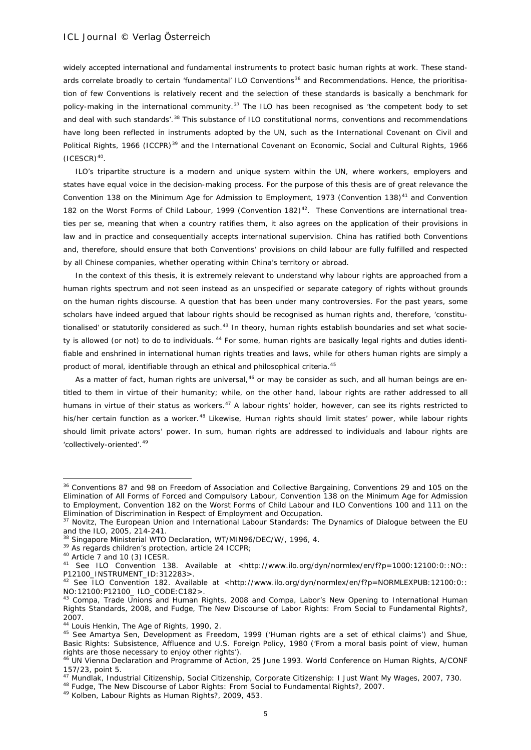widely accepted international and fundamental instruments to protect basic human rights at work. These standards correlate broadly to certain 'fundamental' ILO Conventions[36] and Recommendations. Hence, the prioritisation of few Conventions is relatively recent and the selection of these standards is basically a benchmark for policy-making in the international community.[37] The ILO has been recognised as 'the competent body to set and deal with such standards'.[38] This substance of ILO constitutional norms, conventions and recommendations have long been reflected in instruments adopted by the UN, such as the International Covenant on Civil and Political Rights, 1966 (ICCPR)[39] and the International Covenant on Economic, Social and Cultural Rights, 1966 (ICESCR)[40].

ILO's tripartite structure is a modern and unique system within the UN, where workers, employers and states have equal voice in the decision-making process. For the purpose of this thesis are of great relevance the Convention 138 on the Minimum Age for Admission to Employment, 1973 (Convention 138)[41] and Convention 182 on the Worst Forms of Child Labour, 1999 (Convention 182)[42]. These Conventions are international treaties per se, meaning that when a country ratifies them, it also agrees on the application of their provisions in law and in practice and consequentially accepts international supervision. China has ratified both Conventions and, therefore, should ensure that both Conventions' provisions on child labour are fully fulfilled and respected by all Chinese companies, whether operating within China's territory or abroad.

In the context of this thesis, it is extremely relevant to understand why labour rights are approached from a human rights spectrum and not seen instead as an unspecified or separate category of rights without grounds on the human rights discourse. A question that has been under many controversies. For the past years, some scholars have indeed argued that labour rights should be recognised as human rights and, therefore, 'constitutionalised' or statutorily considered as such.[43] In theory, human rights establish boundaries and set what society is allowed (or not) to do to individuals. [44] For some, human rights are basically legal rights and duties identifiable and enshrined in international human rights treaties and laws, while for others human rights are simply a product of moral, identifiable through an ethical and philosophical criteria.[45]

As a matter of fact, human rights are universal,[46] or may be consider as such, and all human beings are entitled to them in virtue of their humanity; while, on the other hand, labour rights are rather addressed to all humans in virtue of their status as workers.[47] A labour rights' holder, however, can see its rights restricted to his/her certain function as a worker.[48] Likewise, Human rights should limit states' power, while labour rights should limit private actors' power. In sum, human rights are addressed to individuals and labour rights are 'collectively-oriented'.[49]

---

[36] Conventions 87 and 98 on Freedom of Association and Collective Bargaining, Conventions 29 and 105 on the Elimination of All Forms of Forced and Compulsory Labour, Convention 138 on the Minimum Age for Admission to Employment, Convention 182 on the Worst Forms of Child Labour and ILO Conventions 100 and 111 on the Elimination of Discrimination in Respect of Employment and Occupation.

[37] Novitz, The European Union and International Labour Standards: The Dynamics of Dialogue between the EU and the ILO, 2005, 214-241.

[38] Singapore Ministerial WTO Declaration, WT/MIN96/DEC/W/, 1996, 4.

[39] As regards children's protection, article 24 ICCPR;

[40] Article 7 and 10 (3) ICESR.

[41] See ILO Convention 138. Available at <http://www.ilo.org/dyn/normlex/en/f?p=1000:12100:0::NO::P12100_INSTRUMENT_ID:312283>.

[42] See ILO Convention 182. Available at <http://www.ilo.org/dyn/normlex/en/f?p=NORMLEXPUB:12100:0::NO:12100:P12100_ ILO_CODE:C182>.

[43] Compa, Trade Unions and Human Rights, 2008 and Compa, Labor's New Opening to International Human Rights Standards, 2008, and Fudge, The New Discourse of Labor Rights: From Social to Fundamental Rights?, 2007.

[44] Louis Henkin, The Age of Rights, 1990, 2.

[45] See Amartya Sen, Development as Freedom, 1999 ('Human rights are a set of ethical claims') and Shue, Basic Rights: Subsistence, Affluence and U.S. Foreign Policy, 1980 ('From a moral basis point of view, human rights are those necessary to enjoy other rights').

[46] UN Vienna Declaration and Programme of Action, 25 June 1993. World Conference on Human Rights, A/CONF 157/23, point 5.

[47] Mundlak, Industrial Citizenship, Social Citizenship, Corporate Citizenship: I Just Want My Wages, 2007, 730.

[48] Fudge, The New Discourse of Labor Rights: From Social to Fundamental Rights?, 2007.

[49] Kolben, Labour Rights as Human Rights?, 2009, 453.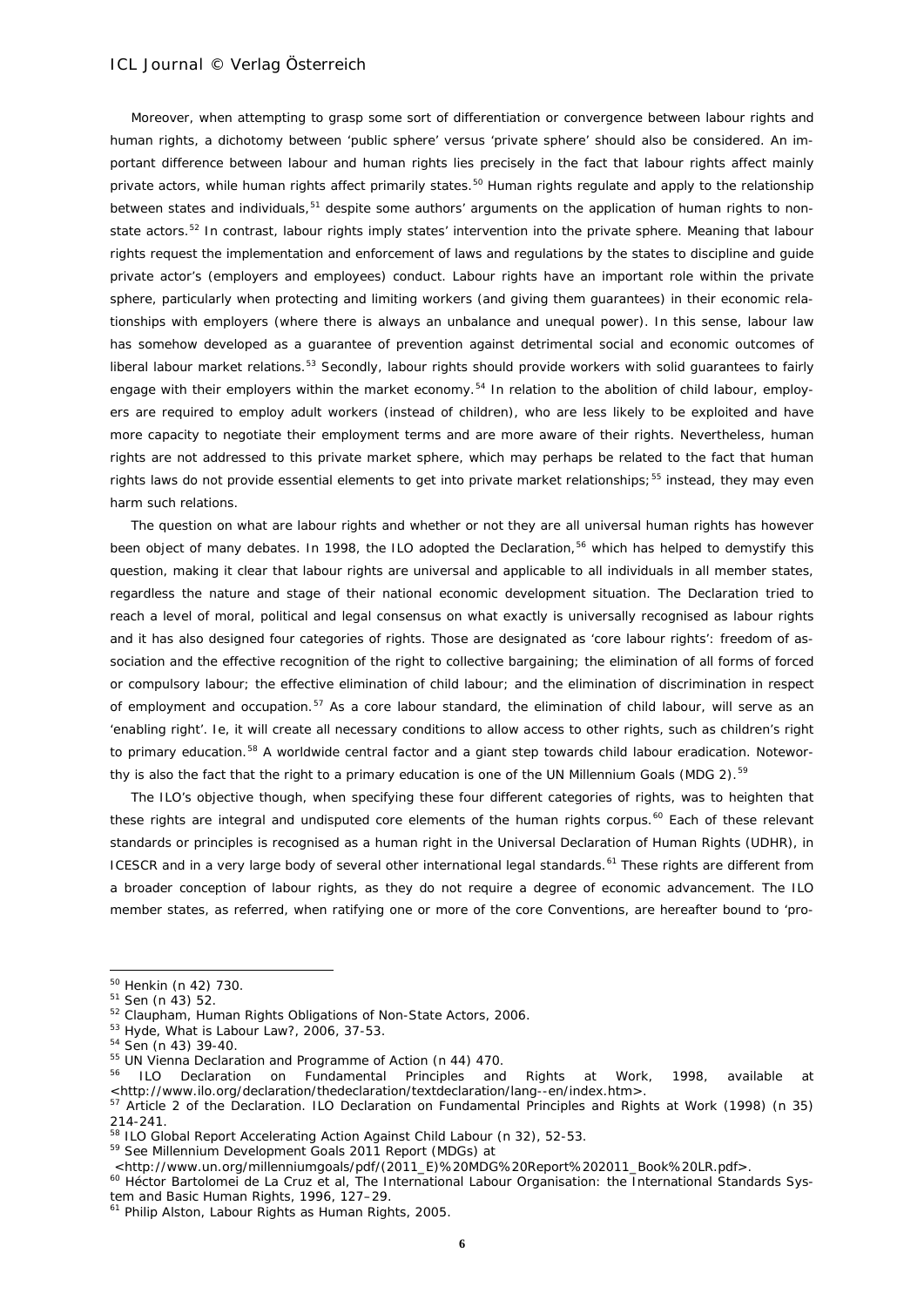Moreover, when attempting to grasp some sort of differentiation or convergence between labour rights and human rights, a dichotomy between 'public sphere' versus 'private sphere' should also be considered. An important difference between labour and human rights lies precisely in the fact that labour rights affect mainly private actors, while human rights affect primarily states.[50] Human rights regulate and apply to the relationship between states and individuals,[51] despite some authors' arguments on the application of human rights to non-state actors.[52] In contrast, labour rights imply states' intervention into the private sphere. Meaning that labour rights request the implementation and enforcement of laws and regulations by the states to discipline and guide private actor's (employers and employees) conduct. Labour rights have an important role within the private sphere, particularly when protecting and limiting workers (and giving them guarantees) in their economic relationships with employers (where there is always an unbalance and unequal power). In this sense, labour law has somehow developed as a guarantee of prevention against detrimental social and economic outcomes of liberal labour market relations.[53] Secondly, labour rights should provide workers with solid guarantees to fairly engage with their employers within the market economy.[54] In relation to the abolition of child labour, employers are required to employ adult workers (instead of children), who are less likely to be exploited and have more capacity to negotiate their employment terms and are more aware of their rights. Nevertheless, human rights are not addressed to this private market sphere, which may perhaps be related to the fact that human rights laws do not provide essential elements to get into private market relationships;[55] instead, they may even harm such relations.

The question on what are labour rights and whether or not they are all universal human rights has however been object of many debates. In 1998, the ILO adopted the Declaration,[56] which has helped to demystify this question, making it clear that labour rights are universal and applicable to all individuals in all member states, regardless the nature and stage of their national economic development situation. The Declaration tried to reach a level of moral, political and legal consensus on what exactly is universally recognised as labour rights and it has also designed four categories of rights. Those are designated as 'core labour rights': freedom of association and the effective recognition of the right to collective bargaining; the elimination of all forms of forced or compulsory labour; the effective elimination of child labour; and the elimination of discrimination in respect of employment and occupation.[57] As a core labour standard, the elimination of child labour, will serve as an 'enabling right'. Ie, it will create all necessary conditions to allow access to other rights, such as children's right to primary education.[58] A worldwide central factor and a giant step towards child labour eradication. Noteworthy is also the fact that the right to a primary education is one of the UN Millennium Goals (MDG 2).[59]

The ILO's objective though, when specifying these four different categories of rights, was to heighten that these rights are integral and undisputed core elements of the human rights corpus.[60] Each of these relevant standards or principles is recognised as a human right in the Universal Declaration of Human Rights (UDHR), in ICESCR and in a very large body of several other international legal standards.[61] These rights are different from a broader conception of labour rights, as they do not require a degree of economic advancement. The ILO member states, as referred, when ratifying one or more of the core Conventions, are hereafter bound to 'pro-

---

[50] Henkin (n 42) 730.

[51] Sen (n 43) 52.

[52] Claupham, Human Rights Obligations of Non-State Actors, 2006.

[53] Hyde, What is Labour Law?, 2006, 37-53.

[54] Sen (n 43) 39-40.

[55] UN Vienna Declaration and Programme of Action (n 44) 470.

[56] ILO Declaration on Fundamental Principles and Rights at Work, 1998, available at <http://www.ilo.org/declaration/thedeclaration/textdeclaration/lang--en/index.htm>.

[57] Article 2 of the Declaration. ILO Declaration on Fundamental Principles and Rights at Work (1998) (n 35) 214-241.

[58] ILO Global Report Accelerating Action Against Child Labour (n 32), 52-53.

[59] See Millennium Development Goals 2011 Report (MDGs) at <http://www.un.org/millenniumgoals/pdf/(2011_E)%20MDG%20Report%202011_Book%20LR.pdf>.

[60] Héctor Bartolomei de La Cruz et al, The International Labour Organisation: the International Standards System and Basic Human Rights, 1996, 127–29.

[61] Philip Alston, Labour Rights as Human Rights, 2005.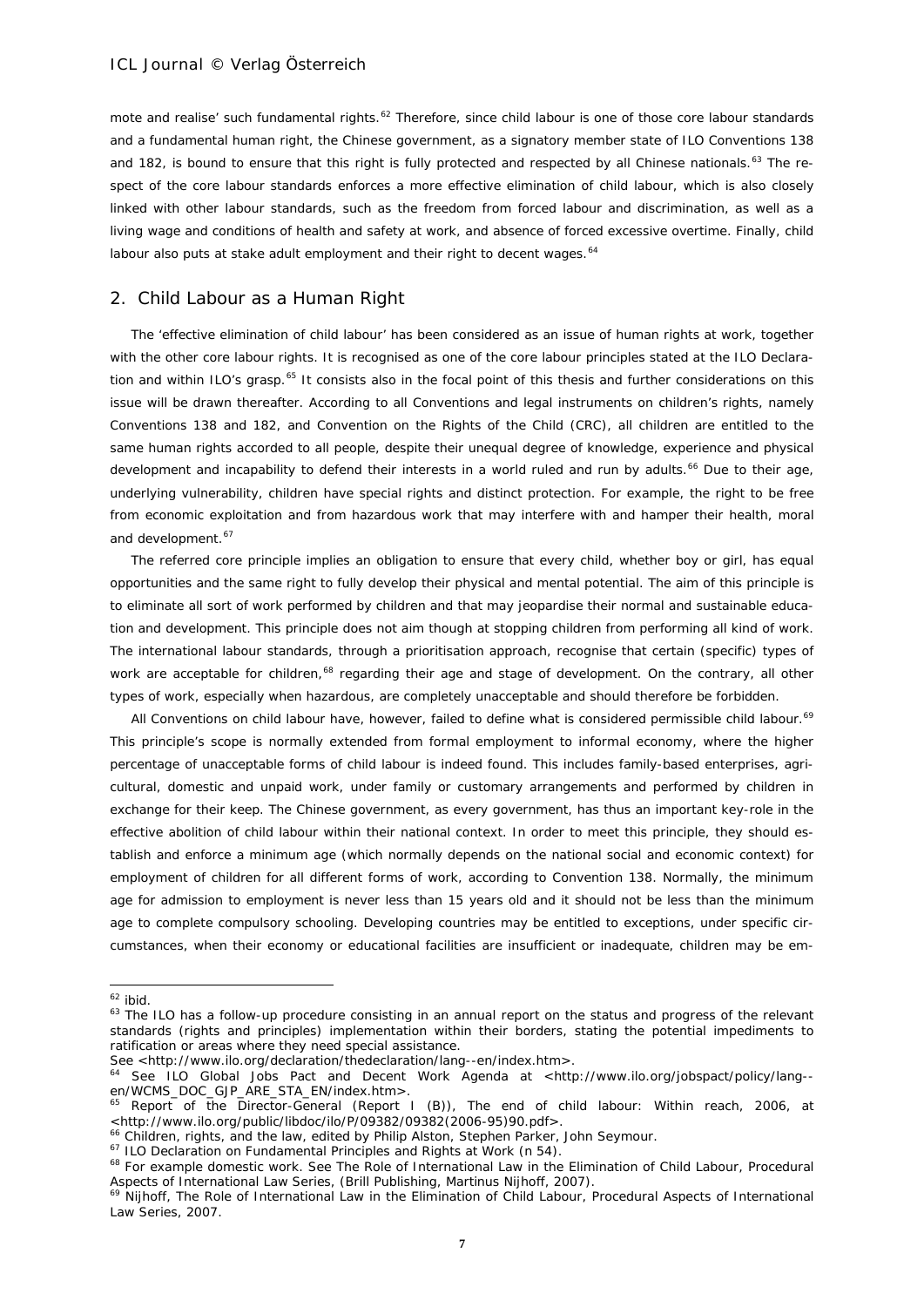mote and realise' such fundamental rights.[62] Therefore, since child labour is one of those core labour standards and a fundamental human right, the Chinese government, as a signatory member state of ILO Conventions 138 and 182, is bound to ensure that this right is fully protected and respected by all Chinese nationals.[63] The respect of the core labour standards enforces a more effective elimination of child labour, which is also closely linked with other labour standards, such as the freedom from forced labour and discrimination, as well as a living wage and conditions of health and safety at work, and absence of forced excessive overtime. Finally, child labour also puts at stake adult employment and their right to decent wages.[64]

## 2. Child Labour as a Human Right

The 'effective elimination of child labour' has been considered as an issue of human rights at work, together with the other core labour rights. It is recognised as one of the core labour principles stated at the ILO Declaration and within ILO's grasp.[65] It consists also in the focal point of this thesis and further considerations on this issue will be drawn thereafter. According to all Conventions and legal instruments on children's rights, namely Conventions 138 and 182, and Convention on the Rights of the Child (CRC), all children are entitled to the same human rights accorded to all people, despite their unequal degree of knowledge, experience and physical development and incapability to defend their interests in a world ruled and run by adults.[66] Due to their age, underlying vulnerability, children have special rights and distinct protection. For example, the right to be free from economic exploitation and from hazardous work that may interfere with and hamper their health, moral and development.[67]

The referred core principle implies an obligation to ensure that every child, whether boy or girl, has equal opportunities and the same right to fully develop their physical and mental potential. The aim of this principle is to eliminate all sort of work performed by children and that may jeopardise their normal and sustainable education and development. This principle does not aim though at stopping children from performing all kind of work. The international labour standards, through a prioritisation approach, recognise that certain (specific) types of work are acceptable for children,[68] regarding their age and stage of development. On the contrary, all other types of work, especially when hazardous, are completely unacceptable and should therefore be forbidden.

All Conventions on child labour have, however, failed to define what is considered permissible child labour.[69] This principle's scope is normally extended from formal employment to informal economy, where the higher percentage of unacceptable forms of child labour is indeed found. This includes family-based enterprises, agricultural, domestic and unpaid work, under family or customary arrangements and performed by children in exchange for their keep. The Chinese government, as every government, has thus an important key-role in the effective abolition of child labour within their national context. In order to meet this principle, they should establish and enforce a minimum age (which normally depends on the national social and economic context) for employment of children for all different forms of work, according to Convention 138. Normally, the minimum age for admission to employment is never less than 15 years old and it should not be less than the minimum age to complete compulsory schooling. Developing countries may be entitled to exceptions, under specific circumstances, when their economy or educational facilities are insufficient or inadequate, children may be em-

---

[62] ibid.

[63] The ILO has a follow-up procedure consisting in an annual report on the status and progress of the relevant standards (rights and principles) implementation within their borders, stating the potential impediments to ratification or areas where they need special assistance.
See <http://www.ilo.org/declaration/thedeclaration/lang--en/index.htm>.

[64] See ILO Global Jobs Pact and Decent Work Agenda at <http://www.ilo.org/jobspact/policy/lang--en/WCMS_DOC_GJP_ARE_STA_EN/index.htm>.

[65] Report of the Director-General (Report I (B)), The end of child labour: Within reach, 2006, at <http://www.ilo.org/public/libdoc/ilo/P/09382/09382(2006-95)90.pdf>.

[66] Children, rights, and the law, edited by Philip Alston, Stephen Parker, John Seymour.

[67] ILO Declaration on Fundamental Principles and Rights at Work (n 54).

[68] For example domestic work. See The Role of International Law in the Elimination of Child Labour, Procedural Aspects of International Law Series, (Brill Publishing, Martinus Nijhoff, 2007).

[69] Nijhoff, The Role of International Law in the Elimination of Child Labour, Procedural Aspects of International Law Series, 2007.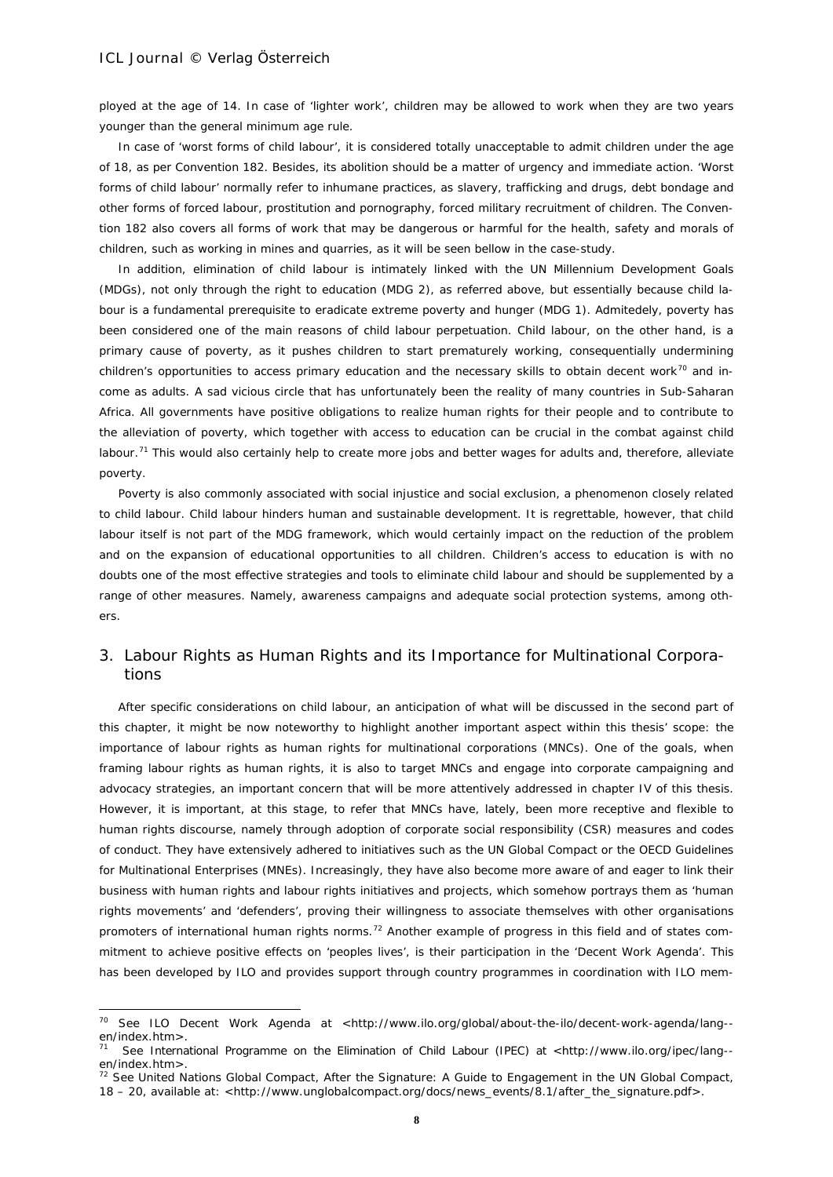ployed at the age of 14. In case of 'lighter work', children may be allowed to work when they are two years younger than the general minimum age rule.

In case of 'worst forms of child labour', it is considered totally unacceptable to admit children under the age of 18, as per Convention 182. Besides, its abolition should be a matter of urgency and immediate action. 'Worst forms of child labour' normally refer to inhumane practices, as slavery, trafficking and drugs, debt bondage and other forms of forced labour, prostitution and pornography, forced military recruitment of children. The Convention 182 also covers all forms of work that may be dangerous or harmful for the health, safety and morals of children, such as working in mines and quarries, as it will be seen bellow in the case-study.

In addition, elimination of child labour is intimately linked with the UN Millennium Development Goals (MDGs), not only through the right to education (MDG 2), as referred above, but essentially because child labour is a fundamental prerequisite to eradicate extreme poverty and hunger (MDG 1). Admitedely, poverty has been considered one of the main reasons of child labour perpetuation. Child labour, on the other hand, is a primary cause of poverty, as it pushes children to start prematurely working, consequentially undermining children's opportunities to access primary education and the necessary skills to obtain decent work[70] and income as adults. A sad vicious circle that has unfortunately been the reality of many countries in Sub-Saharan Africa. All governments have positive obligations to realize human rights for their people and to contribute to the alleviation of poverty, which together with access to education can be crucial in the combat against child labour.[71] This would also certainly help to create more jobs and better wages for adults and, therefore, alleviate poverty.

Poverty is also commonly associated with social injustice and social exclusion, a phenomenon closely related to child labour. Child labour hinders human and sustainable development. It is regrettable, however, that child labour itself is not part of the MDG framework, which would certainly impact on the reduction of the problem and on the expansion of educational opportunities to all children. Children's access to education is with no doubts one of the most effective strategies and tools to eliminate child labour and should be supplemented by a range of other measures. Namely, awareness campaigns and adequate social protection systems, among others.

## 3. Labour Rights as Human Rights and its Importance for Multinational Corporations

After specific considerations on child labour, an anticipation of what will be discussed in the second part of this chapter, it might be now noteworthy to highlight another important aspect within this thesis' scope: the importance of labour rights as human rights for multinational corporations (MNCs). One of the goals, when framing labour rights as human rights, it is also to target MNCs and engage into corporate campaigning and advocacy strategies, an important concern that will be more attentively addressed in chapter IV of this thesis. However, it is important, at this stage, to refer that MNCs have, lately, been more receptive and flexible to human rights discourse, namely through adoption of corporate social responsibility (CSR) measures and codes of conduct. They have extensively adhered to initiatives such as the UN Global Compact or the OECD Guidelines for Multinational Enterprises (MNEs). Increasingly, they have also become more aware of and eager to link their business with human rights and labour rights initiatives and projects, which somehow portrays them as 'human rights movements' and 'defenders', proving their willingness to associate themselves with other organisations promoters of international human rights norms.[72] Another example of progress in this field and of states commitment to achieve positive effects on 'peoples lives', is their participation in the 'Decent Work Agenda'. This has been developed by ILO and provides support through country programmes in coordination with ILO mem-

---

[70] See ILO Decent Work Agenda at <http://www.ilo.org/global/about-the-ilo/decent-work-agenda/lang--en/index.htm>.

[71] See International Programme on the Elimination of Child Labour (IPEC) at <http://www.ilo.org/ipec/lang--en/index.htm>.

[72] See United Nations Global Compact, After the Signature: A Guide to Engagement in the UN Global Compact, 18 – 20, available at: <http://www.unglobalcompact.org/docs/news_events/8.1/after_the_signature.pdf>.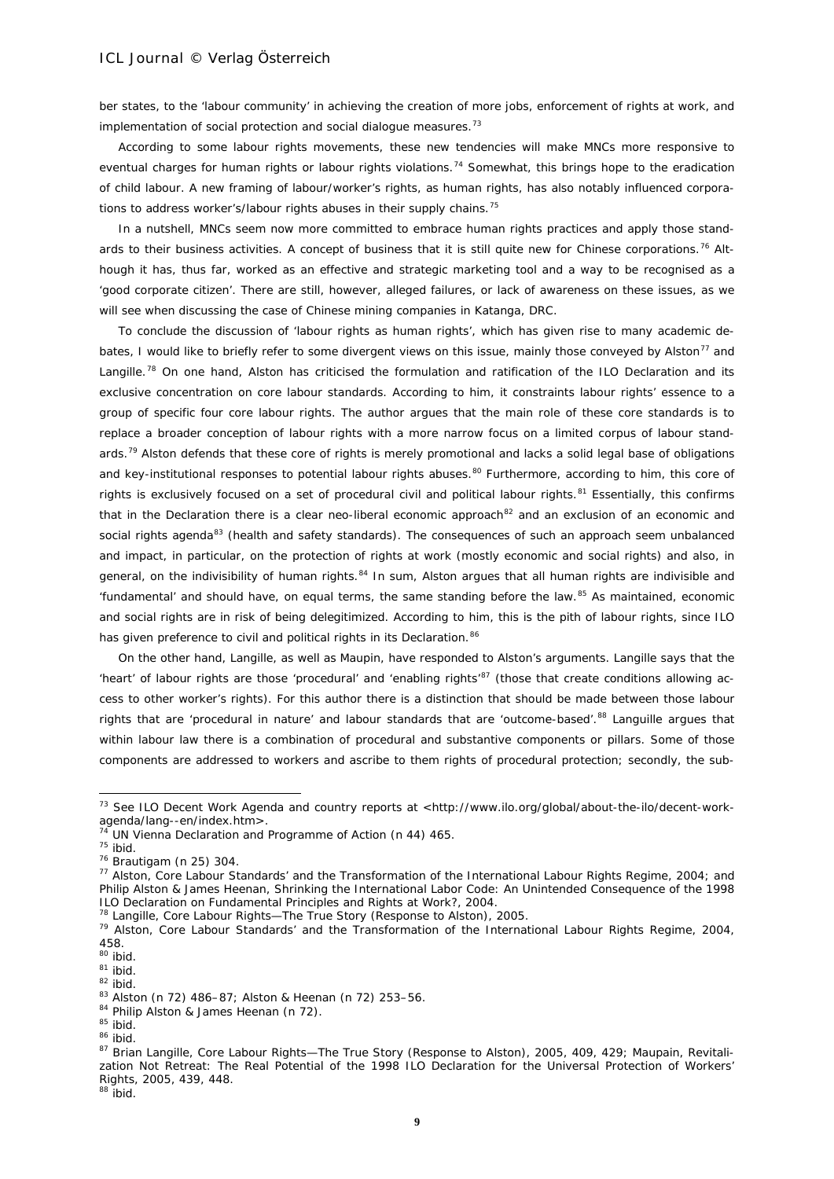ber states, to the 'labour community' in achieving the creation of more jobs, enforcement of rights at work, and implementation of social protection and social dialogue measures.[73]

According to some labour rights movements, these new tendencies will make MNCs more responsive to eventual charges for human rights or labour rights violations.[74] Somewhat, this brings hope to the eradication of child labour. A new framing of labour/worker's rights, as human rights, has also notably influenced corporations to address worker's/labour rights abuses in their supply chains.[75]

In a nutshell, MNCs seem now more committed to embrace human rights practices and apply those standards to their business activities. A concept of business that it is still quite new for Chinese corporations.[76] Although it has, thus far, worked as an effective and strategic marketing tool and a way to be recognised as a 'good corporate citizen'. There are still, however, alleged failures, or lack of awareness on these issues, as we will see when discussing the case of Chinese mining companies in Katanga, DRC.

To conclude the discussion of 'labour rights as human rights', which has given rise to many academic debates, I would like to briefly refer to some divergent views on this issue, mainly those conveyed by Alston[77] and Langille.[78] On one hand, Alston has criticised the formulation and ratification of the ILO Declaration and its exclusive concentration on core labour standards. According to him, it constraints labour rights' essence to a group of specific four core labour rights. The author argues that the main role of these core standards is to replace a broader conception of labour rights with a more narrow focus on a limited corpus of labour standards.[79] Alston defends that these core of rights is merely promotional and lacks a solid legal base of obligations and key-institutional responses to potential labour rights abuses.[80] Furthermore, according to him, this core of rights is exclusively focused on a set of procedural civil and political labour rights.[81] Essentially, this confirms that in the Declaration there is a clear neo-liberal economic approach[82] and an exclusion of an economic and social rights agenda[83] (health and safety standards). The consequences of such an approach seem unbalanced and impact, in particular, on the protection of rights at work (mostly economic and social rights) and also, in general, on the indivisibility of human rights.[84] In sum, Alston argues that all human rights are indivisible and 'fundamental' and should have, on equal terms, the same standing before the law.[85] As maintained, economic and social rights are in risk of being delegitimized. According to him, this is the pith of labour rights, since ILO has given preference to civil and political rights in its Declaration.[86]

On the other hand, Langille, as well as Maupin, have responded to Alston's arguments. Langille says that the 'heart' of labour rights are those 'procedural' and 'enabling rights'[87] (those that create conditions allowing access to other worker's rights). For this author there is a distinction that should be made between those labour rights that are 'procedural in nature' and labour standards that are 'outcome-based'.[88] Languille argues that within labour law there is a combination of procedural and substantive components or pillars. Some of those components are addressed to workers and ascribe to them rights of procedural protection; secondly, the sub-

---

[73] See ILO Decent Work Agenda and country reports at <http://www.ilo.org/global/about-the-ilo/decent-work-agenda/lang--en/index.htm>.

[74] UN Vienna Declaration and Programme of Action (n 44) 465.

[75] ibid.

[76] Brautigam (n 25) 304.

[77] Alston, Core Labour Standards' and the Transformation of the International Labour Rights Regime, 2004; and Philip Alston & James Heenan, Shrinking the International Labor Code: An Unintended Consequence of the 1998 ILO Declaration on Fundamental Principles and Rights at Work?, 2004.

[78] Langille, Core Labour Rights—The True Story (Response to Alston), 2005.

[79] Alston, Core Labour Standards' and the Transformation of the International Labour Rights Regime, 2004, 458.

[80] ibid.

[81] ibid.

[82] ibid.

[83] Alston (n 72) 486–87; Alston & Heenan (n 72) 253–56.

[84] Philip Alston & James Heenan (n 72).

[85] ibid.

[86] ibid.

[87] Brian Langille, Core Labour Rights—The True Story (Response to Alston), 2005, 409, 429; Maupain, Revitalization Not Retreat: The Real Potential of the 1998 ILO Declaration for the Universal Protection of Workers' Rights, 2005, 439, 448.

[88] ibid.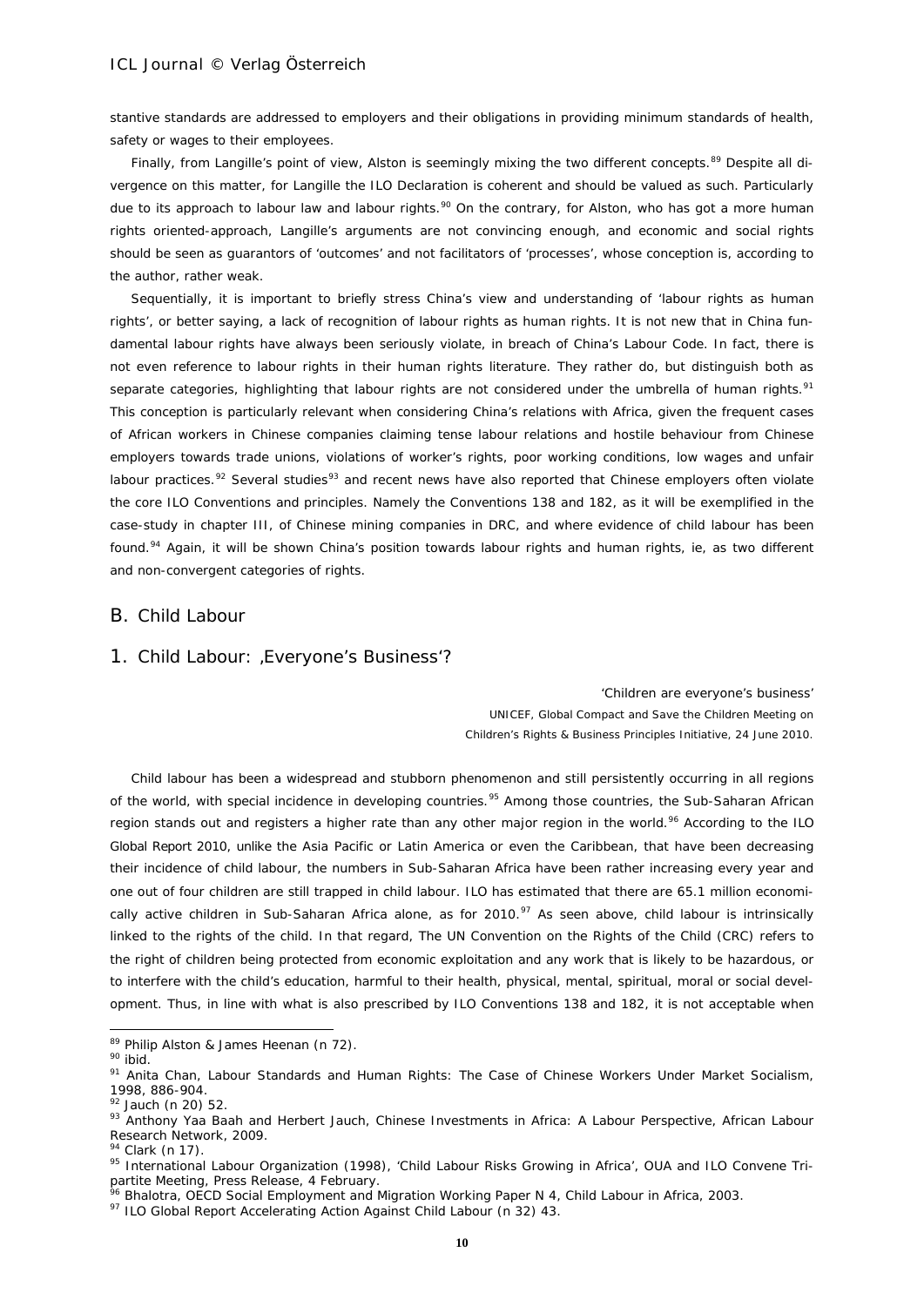stantive standards are addressed to employers and their obligations in providing minimum standards of health, safety or wages to their employees.

Finally, from Langille's point of view, Alston is seemingly mixing the two different concepts.[89] Despite all divergence on this matter, for Langille the ILO Declaration is coherent and should be valued as such. Particularly due to its approach to labour law and labour rights.[90] On the contrary, for Alston, who has got a more human rights oriented-approach, Langille's arguments are not convincing enough, and economic and social rights should be seen as guarantors of 'outcomes' and not facilitators of 'processes', whose conception is, according to the author, rather weak.

Sequentially, it is important to briefly stress China's view and understanding of 'labour rights as human rights', or better saying, a lack of recognition of labour rights as human rights. It is not new that in China fundamental labour rights have always been seriously violate, in breach of China's Labour Code. In fact, there is not even reference to labour rights in their human rights literature. They rather do, but distinguish both as separate categories, highlighting that labour rights are not considered under the umbrella of human rights.[91] This conception is particularly relevant when considering China's relations with Africa, given the frequent cases of African workers in Chinese companies claiming tense labour relations and hostile behaviour from Chinese employers towards trade unions, violations of worker's rights, poor working conditions, low wages and unfair labour practices.[92] Several studies[93] and recent news have also reported that Chinese employers often violate the core ILO Conventions and principles. Namely the Conventions 138 and 182, as it will be exemplified in the case-study in chapter III, of Chinese mining companies in DRC, and where evidence of child labour has been found.[94] Again, it will be shown China's position towards labour rights and human rights, ie, as two different and non-convergent categories of rights.

## B. Child Labour

### 1. Child Labour: ‚Everyone's Business'?

> 'Children are everyone's business'
> UNICEF, Global Compact and Save the Children Meeting on
> Children's Rights & Business Principles Initiative, 24 June 2010.

Child labour has been a widespread and stubborn phenomenon and still persistently occurring in all regions of the world, with special incidence in developing countries.[95] Among those countries, the Sub-Saharan African region stands out and registers a higher rate than any other major region in the world.[96] According to the ILO Global Report 2010, unlike the Asia Pacific or Latin America or even the Caribbean, that have been decreasing their incidence of child labour, the numbers in Sub-Saharan Africa have been rather increasing every year and one out of four children are still trapped in child labour. ILO has estimated that there are 65.1 million economically active children in Sub-Saharan Africa alone, as for 2010.[97] As seen above, child labour is intrinsically linked to the rights of the child. In that regard, The UN Convention on the Rights of the Child (CRC) refers to the right of children being protected from economic exploitation and any work that is likely to be hazardous, or to interfere with the child's education, harmful to their health, physical, mental, spiritual, moral or social development. Thus, in line with what is also prescribed by ILO Conventions 138 and 182, it is not acceptable when

---

[89] Philip Alston & James Heenan (n 72).
[90] ibid.
[91] Anita Chan, Labour Standards and Human Rights: The Case of Chinese Workers Under Market Socialism, 1998, 886-904.
[92] Jauch (n 20) 52.
[93] Anthony Yaa Baah and Herbert Jauch, Chinese Investments in Africa: A Labour Perspective, African Labour Research Network, 2009.
[94] Clark (n 17).
[95] International Labour Organization (1998), 'Child Labour Risks Growing in Africa', OUA and ILO Convene Tripartite Meeting, Press Release, 4 February.
[96] Bhalotra, OECD Social Employment and Migration Working Paper N 4, Child Labour in Africa, 2003.
[97] ILO Global Report Accelerating Action Against Child Labour (n 32) 43.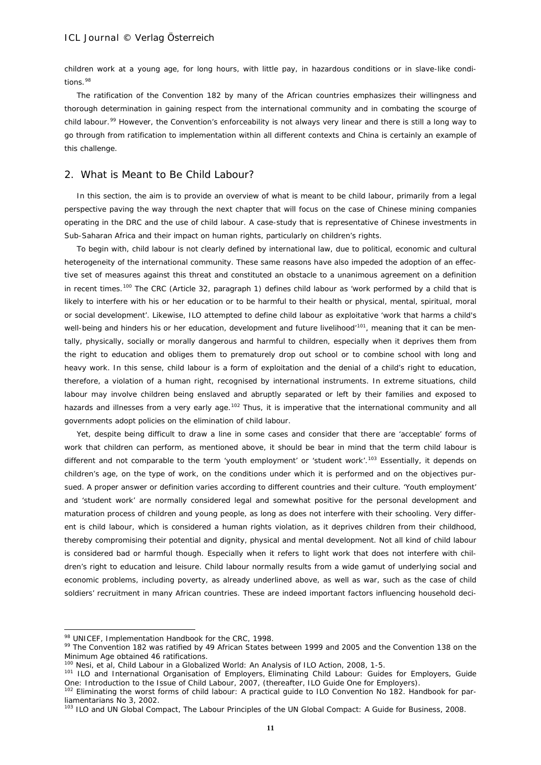children work at a young age, for long hours, with little pay, in hazardous conditions or in slave-like conditions.[98]

The ratification of the Convention 182 by many of the African countries emphasizes their willingness and thorough determination in gaining respect from the international community and in combating the scourge of child labour.[99] However, the Convention's enforceability is not always very linear and there is still a long way to go through from ratification to implementation within all different contexts and China is certainly an example of this challenge.

## 2. What is Meant to Be Child Labour?

In this section, the aim is to provide an overview of what is meant to be child labour, primarily from a legal perspective paving the way through the next chapter that will focus on the case of Chinese mining companies operating in the DRC and the use of child labour. A case-study that is representative of Chinese investments in Sub-Saharan Africa and their impact on human rights, particularly on children's rights.

To begin with, child labour is not clearly defined by international law, due to political, economic and cultural heterogeneity of the international community. These same reasons have also impeded the adoption of an effective set of measures against this threat and constituted an obstacle to a unanimous agreement on a definition in recent times.[100] The CRC (Article 32, paragraph 1) defines child labour as 'work performed by a child that is likely to interfere with his or her education or to be harmful to their health or physical, mental, spiritual, moral or social development'. Likewise, ILO attempted to define child labour as exploitative 'work that harms a child's well-being and hinders his or her education, development and future livelihood'[101], meaning that it can be mentally, physically, socially or morally dangerous and harmful to children, especially when it deprives them from the right to education and obliges them to prematurely drop out school or to combine school with long and heavy work. In this sense, child labour is a form of exploitation and the denial of a child's right to education, therefore, a violation of a human right, recognised by international instruments. In extreme situations, child labour may involve children being enslaved and abruptly separated or left by their families and exposed to hazards and illnesses from a very early age.[102] Thus, it is imperative that the international community and all governments adopt policies on the elimination of child labour.

Yet, despite being difficult to draw a line in some cases and consider that there are 'acceptable' forms of work that children can perform, as mentioned above, it should be bear in mind that the term child labour is different and not comparable to the term 'youth employment' or 'student work'.[103] Essentially, it depends on children's age, on the type of work, on the conditions under which it is performed and on the objectives pursued. A proper answer or definition varies according to different countries and their culture. 'Youth employment' and 'student work' are normally considered legal and somewhat positive for the personal development and maturation process of children and young people, as long as does not interfere with their schooling. Very different is child labour, which is considered a human rights violation, as it deprives children from their childhood, thereby compromising their potential and dignity, physical and mental development. Not all kind of child labour is considered bad or harmful though. Especially when it refers to light work that does not interfere with children's right to education and leisure. Child labour normally results from a wide gamut of underlying social and economic problems, including poverty, as already underlined above, as well as war, such as the case of child soldiers' recruitment in many African countries. These are indeed important factors influencing household deci-

---

[98] UNICEF, Implementation Handbook for the CRC, 1998.

[99] The Convention 182 was ratified by 49 African States between 1999 and 2005 and the Convention 138 on the Minimum Age obtained 46 ratifications.

[100] Nesi, et al, Child Labour in a Globalized World: An Analysis of ILO Action, 2008, 1-5.

[101] ILO and International Organisation of Employers, Eliminating Child Labour: Guides for Employers, Guide One: Introduction to the Issue of Child Labour, 2007, (thereafter, ILO Guide One for Employers).

[102] Eliminating the worst forms of child labour: A practical guide to ILO Convention No 182. Handbook for parliamentarians No 3, 2002.

[103] ILO and UN Global Compact, The Labour Principles of the UN Global Compact: A Guide for Business, 2008.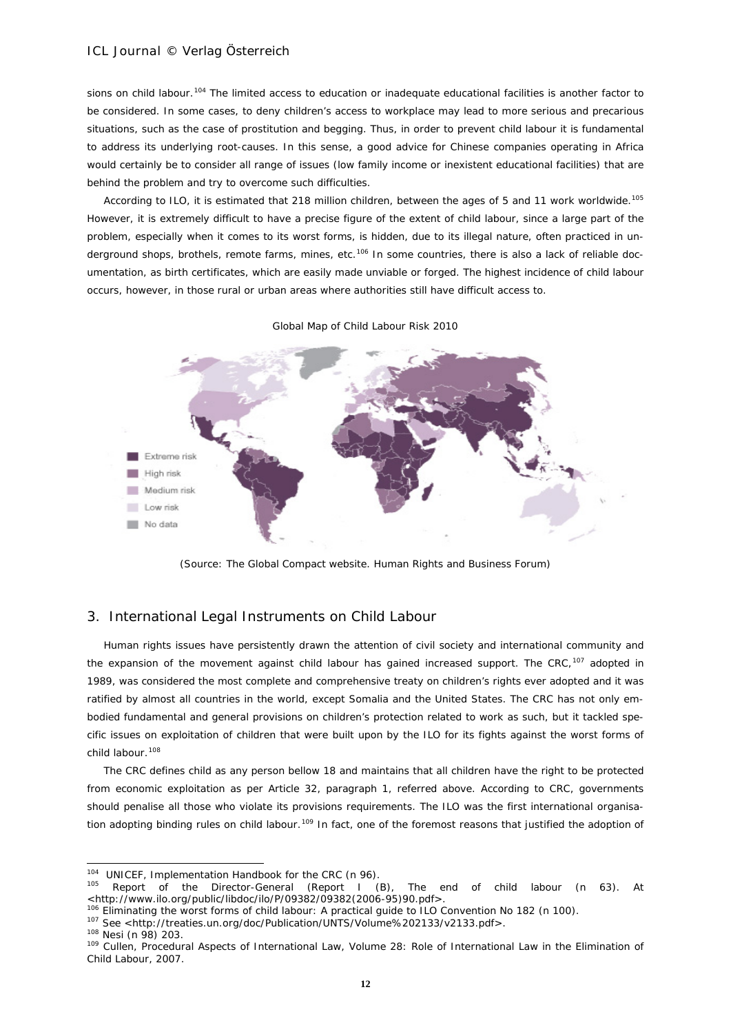sions on child labour.[104] The limited access to education or inadequate educational facilities is another factor to be considered. In some cases, to deny children's access to workplace may lead to more serious and precarious situations, such as the case of prostitution and begging. Thus, in order to prevent child labour it is fundamental to address its underlying root-causes. In this sense, a good advice for Chinese companies operating in Africa would certainly be to consider all range of issues (low family income or inexistent educational facilities) that are behind the problem and try to overcome such difficulties.

According to ILO, it is estimated that 218 million children, between the ages of 5 and 11 work worldwide.[105] However, it is extremely difficult to have a precise figure of the extent of child labour, since a large part of the problem, especially when it comes to its worst forms, is hidden, due to its illegal nature, often practiced in underground shops, brothels, remote farms, mines, etc.[106] In some countries, there is also a lack of reliable documentation, as birth certificates, which are easily made unviable or forged. The highest incidence of child labour occurs, however, in those rural or urban areas where authorities still have difficult access to.

Global Map of Child Labour Risk 2010

Extreme risk
High risk
Medium risk
Low risk
No data

(Source: The Global Compact website. Human Rights and Business Forum)

## 3. International Legal Instruments on Child Labour

Human rights issues have persistently drawn the attention of civil society and international community and the expansion of the movement against child labour has gained increased support. The CRC,[107] adopted in 1989, was considered the most complete and comprehensive treaty on children's rights ever adopted and it was ratified by almost all countries in the world, except Somalia and the United States. The CRC has not only embodied fundamental and general provisions on children's protection related to work as such, but it tackled specific issues on exploitation of children that were built upon by the ILO for its fights against the worst forms of child labour.[108]

The CRC defines child as any person bellow 18 and maintains that all children have the right to be protected from economic exploitation as per Article 32, paragraph 1, referred above. According to CRC, governments should penalise all those who violate its provisions requirements. The ILO was the first international organisation adopting binding rules on child labour.[109] In fact, one of the foremost reasons that justified the adoption of

---

[104] UNICEF, Implementation Handbook for the CRC (n 96).

[105] Report of the Director-General (Report I (B), The end of child labour (n 63). At <http://www.ilo.org/public/libdoc/ilo/P/09382/09382(2006-95)90.pdf>.

[106] Eliminating the worst forms of child labour: A practical guide to ILO Convention No 182 (n 100).

[107] See <http://treaties.un.org/doc/Publication/UNTS/Volume%202133/v2133.pdf>.

[108] Nesi (n 98) 203.

[109] Cullen, Procedural Aspects of International Law, Volume 28: Role of International Law in the Elimination of Child Labour, 2007.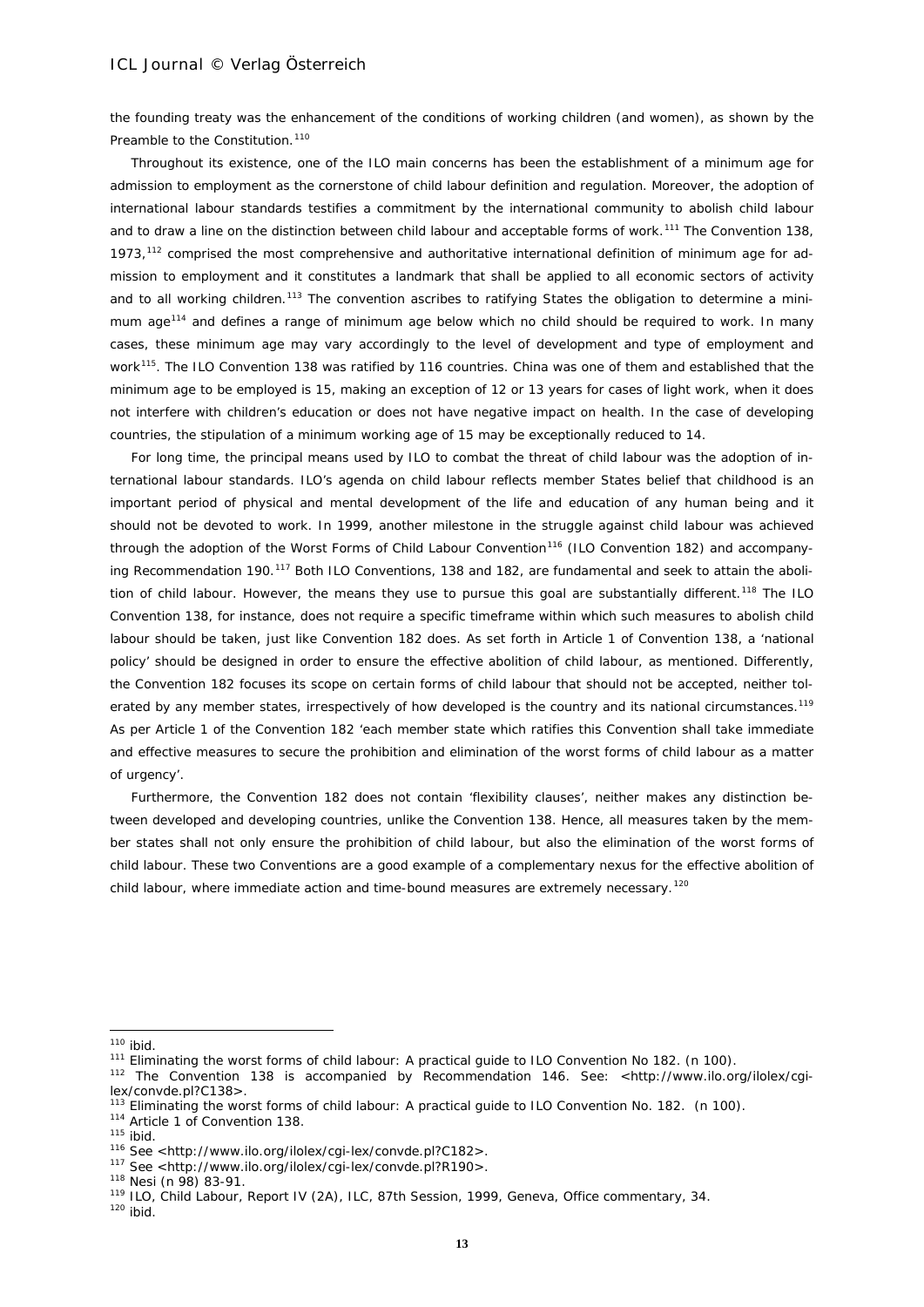the founding treaty was the enhancement of the conditions of working children (and women), as shown by the Preamble to the Constitution.[110]

Throughout its existence, one of the ILO main concerns has been the establishment of a minimum age for admission to employment as the cornerstone of child labour definition and regulation. Moreover, the adoption of international labour standards testifies a commitment by the international community to abolish child labour and to draw a line on the distinction between child labour and acceptable forms of work.[111] The Convention 138, 1973,[112] comprised the most comprehensive and authoritative international definition of minimum age for admission to employment and it constitutes a landmark that shall be applied to all economic sectors of activity and to all working children.[113] The convention ascribes to ratifying States the obligation to determine a minimum age[114] and defines a range of minimum age below which no child should be required to work. In many cases, these minimum age may vary accordingly to the level of development and type of employment and work[115]. The ILO Convention 138 was ratified by 116 countries. China was one of them and established that the minimum age to be employed is 15, making an exception of 12 or 13 years for cases of light work, when it does not interfere with children's education or does not have negative impact on health. In the case of developing countries, the stipulation of a minimum working age of 15 may be exceptionally reduced to 14.

For long time, the principal means used by ILO to combat the threat of child labour was the adoption of international labour standards. ILO's agenda on child labour reflects member States belief that childhood is an important period of physical and mental development of the life and education of any human being and it should not be devoted to work. In 1999, another milestone in the struggle against child labour was achieved through the adoption of the Worst Forms of Child Labour Convention[116] (ILO Convention 182) and accompanying Recommendation 190.[117] Both ILO Conventions, 138 and 182, are fundamental and seek to attain the abolition of child labour. However, the means they use to pursue this goal are substantially different.[118] The ILO Convention 138, for instance, does not require a specific timeframe within which such measures to abolish child labour should be taken, just like Convention 182 does. As set forth in Article 1 of Convention 138, a 'national policy' should be designed in order to ensure the effective abolition of child labour, as mentioned. Differently, the Convention 182 focuses its scope on certain forms of child labour that should not be accepted, neither tolerated by any member states, irrespectively of how developed is the country and its national circumstances.[119] As per Article 1 of the Convention 182 'each member state which ratifies this Convention shall take immediate and effective measures to secure the prohibition and elimination of the worst forms of child labour as a matter of urgency'.

Furthermore, the Convention 182 does not contain 'flexibility clauses', neither makes any distinction between developed and developing countries, unlike the Convention 138. Hence, all measures taken by the member states shall not only ensure the prohibition of child labour, but also the elimination of the worst forms of child labour. These two Conventions are a good example of a complementary nexus for the effective abolition of child labour, where immediate action and time-bound measures are extremely necessary.[120]

---

[110] ibid.

[111] Eliminating the worst forms of child labour: A practical guide to ILO Convention No 182. (n 100).

[112] The Convention 138 is accompanied by Recommendation 146. See: <http://www.ilo.org/ilolex/cgi-lex/convde.pl?C138>.

[113] Eliminating the worst forms of child labour: A practical guide to ILO Convention No. 182. (n 100).

[114] Article 1 of Convention 138.

[115] ibid.

[116] See <http://www.ilo.org/ilolex/cgi-lex/convde.pl?C182>.

[117] See <http://www.ilo.org/ilolex/cgi-lex/convde.pl?R190>.

[118] Nesi (n 98) 83-91.

[119] ILO, Child Labour, Report IV (2A), ILC, 87th Session, 1999, Geneva, Office commentary, 34.

[120] ibid.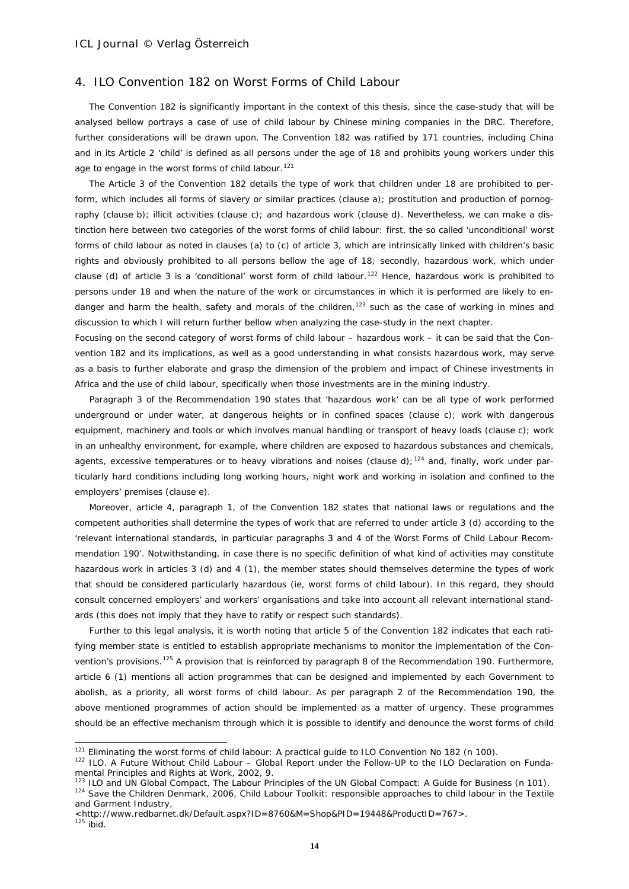## 4. ILO Convention 182 on Worst Forms of Child Labour

The Convention 182 is significantly important in the context of this thesis, since the case-study that will be analysed bellow portrays a case of use of child labour by Chinese mining companies in the DRC. Therefore, further considerations will be drawn upon. The Convention 182 was ratified by 171 countries, including China and in its Article 2 'child' is defined as all persons under the age of 18 and prohibits young workers under this age to engage in the worst forms of child labour.[121]

The Article 3 of the Convention 182 details the type of work that children under 18 are prohibited to perform, which includes all forms of slavery or similar practices (clause a); prostitution and production of pornography (clause b); illicit activities (clause c); and hazardous work (clause d). Nevertheless, we can make a distinction here between two categories of the worst forms of child labour: first, the so called 'unconditional' worst forms of child labour as noted in clauses (a) to (c) of article 3, which are intrinsically linked with children's basic rights and obviously prohibited to all persons bellow the age of 18; secondly, hazardous work, which under clause (d) of article 3 is a 'conditional' worst form of child labour.[122] Hence, hazardous work is prohibited to persons under 18 and when the nature of the work or circumstances in which it is performed are likely to endanger and harm the health, safety and morals of the children,[123] such as the case of working in mines and discussion to which I will return further bellow when analyzing the case-study in the next chapter.

Focusing on the second category of worst forms of child labour – hazardous work – it can be said that the Convention 182 and its implications, as well as a good understanding in what consists hazardous work, may serve as a basis to further elaborate and grasp the dimension of the problem and impact of Chinese investments in Africa and the use of child labour, specifically when those investments are in the mining industry.

Paragraph 3 of the Recommendation 190 states that 'hazardous work' can be all type of work performed underground or under water, at dangerous heights or in confined spaces (clause c); work with dangerous equipment, machinery and tools or which involves manual handling or transport of heavy loads (clause c); work in an unhealthy environment, for example, where children are exposed to hazardous substances and chemicals, agents, excessive temperatures or to heavy vibrations and noises (clause d);[124] and, finally, work under particularly hard conditions including long working hours, night work and working in isolation and confined to the employers' premises (clause e).

Moreover, article 4, paragraph 1, of the Convention 182 states that national laws or regulations and the competent authorities shall determine the types of work that are referred to under article 3 (d) according to the 'relevant international standards, in particular paragraphs 3 and 4 of the Worst Forms of Child Labour Recommendation 190'. Notwithstanding, in case there is no specific definition of what kind of activities may constitute hazardous work in articles 3 (d) and 4 (1), the member states should themselves determine the types of work that should be considered particularly hazardous (ie, worst forms of child labour). In this regard, they should consult concerned employers' and workers' organisations and take into account all relevant international standards (this does not imply that they have to ratify or respect such standards).

Further to this legal analysis, it is worth noting that article 5 of the Convention 182 indicates that each ratifying member state is entitled to establish appropriate mechanisms to monitor the implementation of the Convention's provisions.[125] A provision that is reinforced by paragraph 8 of the Recommendation 190. Furthermore, article 6 (1) mentions all action programmes that can be designed and implemented by each Government to abolish, as a priority, all worst forms of child labour. As per paragraph 2 of the Recommendation 190, the above mentioned programmes of action should be implemented as a matter of urgency. These programmes should be an effective mechanism through which it is possible to identify and denounce the worst forms of child

---

[121] Eliminating the worst forms of child labour: A practical guide to ILO Convention No 182 (n 100).

[122] ILO. A Future Without Child Labour – Global Report under the Follow-UP to the ILO Declaration on Fundamental Principles and Rights at Work, 2002, 9.

[123] ILO and UN Global Compact, The Labour Principles of the UN Global Compact: A Guide for Business (n 101).

[124] Save the Children Denmark, 2006, Child Labour Toolkit: responsible approaches to child labour in the Textile and Garment Industry, <http://www.redbarnet.dk/Default.aspx?ID=8760&M=Shop&PID=19448&ProductID=767>.

[125] ibid.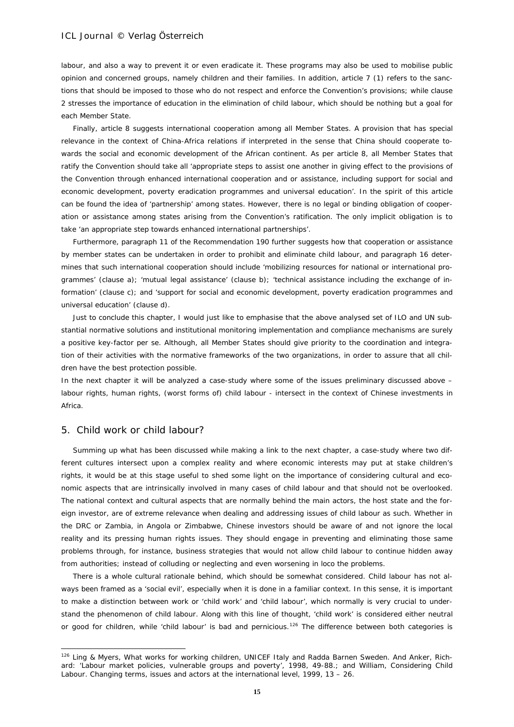labour, and also a way to prevent it or even eradicate it. These programs may also be used to mobilise public opinion and concerned groups, namely children and their families. In addition, article 7 (1) refers to the sanctions that should be imposed to those who do not respect and enforce the Convention's provisions; while clause 2 stresses the importance of education in the elimination of child labour, which should be nothing but a goal for each Member State.

Finally, article 8 suggests international cooperation among all Member States. A provision that has special relevance in the context of China-Africa relations if interpreted in the sense that China should cooperate towards the social and economic development of the African continent. As per article 8, all Member States that ratify the Convention should take all 'appropriate steps to assist one another in giving effect to the provisions of the Convention through enhanced international cooperation and or assistance, including support for social and economic development, poverty eradication programmes and universal education'. In the spirit of this article can be found the idea of 'partnership' among states. However, there is no legal or binding obligation of cooperation or assistance among states arising from the Convention's ratification. The only implicit obligation is to take 'an appropriate step towards enhanced international partnerships'.

Furthermore, paragraph 11 of the Recommendation 190 further suggests how that cooperation or assistance by member states can be undertaken in order to prohibit and eliminate child labour, and paragraph 16 determines that such international cooperation should include 'mobilizing resources for national or international programmes' (clause a); 'mutual legal assistance' (clause b); 'technical assistance including the exchange of information' (clause c); and 'support for social and economic development, poverty eradication programmes and universal education' (clause d).

Just to conclude this chapter, I would just like to emphasise that the above analysed set of ILO and UN substantial normative solutions and institutional monitoring implementation and compliance mechanisms are surely a positive key-factor per se. Although, all Member States should give priority to the coordination and integration of their activities with the normative frameworks of the two organizations, in order to assure that all children have the best protection possible.

In the next chapter it will be analyzed a case-study where some of the issues preliminary discussed above – labour rights, human rights, (worst forms of) child labour - intersect in the context of Chinese investments in Africa.

## 5. Child work or child labour?

Summing up what has been discussed while making a link to the next chapter, a case-study where two different cultures intersect upon a complex reality and where economic interests may put at stake children's rights, it would be at this stage useful to shed some light on the importance of considering cultural and economic aspects that are intrinsically involved in many cases of child labour and that should not be overlooked. The national context and cultural aspects that are normally behind the main actors, the host state and the foreign investor, are of extreme relevance when dealing and addressing issues of child labour as such. Whether in the DRC or Zambia, in Angola or Zimbabwe, Chinese investors should be aware of and not ignore the local reality and its pressing human rights issues. They should engage in preventing and eliminating those same problems through, for instance, business strategies that would not allow child labour to continue hidden away from authorities; instead of colluding or neglecting and even worsening in loco the problems.

There is a whole cultural rationale behind, which should be somewhat considered. Child labour has not always been framed as a 'social evil', especially when it is done in a familiar context. In this sense, it is important to make a distinction between work or 'child work' and 'child labour', which normally is very crucial to understand the phenomenon of child labour. Along with this line of thought, 'child work' is considered either neutral or good for children, while 'child labour' is bad and pernicious.[126] The difference between both categories is

[126] Ling & Myers, What works for working children, UNICEF Italy and Radda Barnen Sweden. And Anker, Richard: 'Labour market policies, vulnerable groups and poverty', 1998, 49-88.; and William, Considering Child Labour. Changing terms, issues and actors at the international level, 1999, 13 – 26.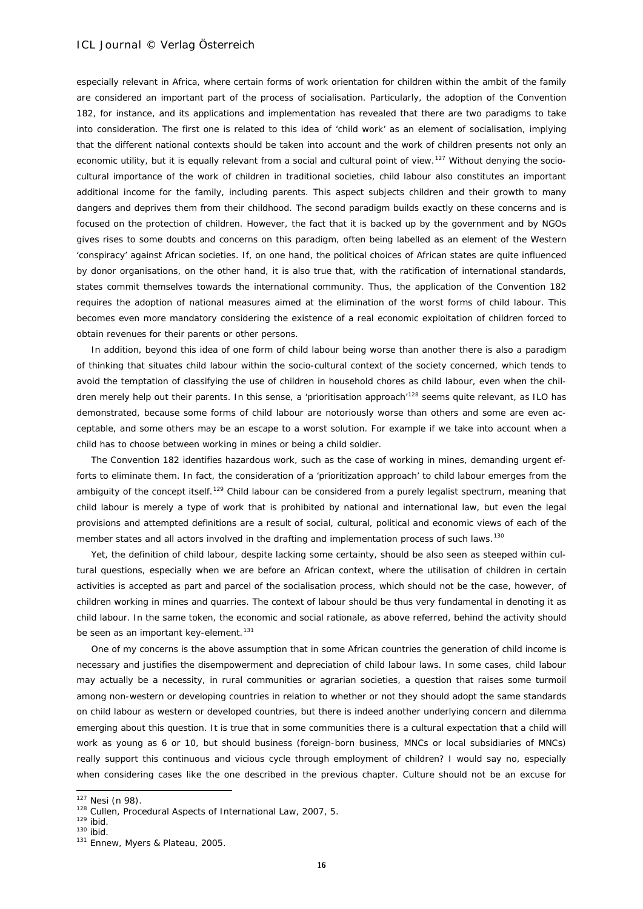especially relevant in Africa, where certain forms of work orientation for children within the ambit of the family are considered an important part of the process of socialisation. Particularly, the adoption of the Convention 182, for instance, and its applications and implementation has revealed that there are two paradigms to take into consideration. The first one is related to this idea of 'child work' as an element of socialisation, implying that the different national contexts should be taken into account and the work of children presents not only an economic utility, but it is equally relevant from a social and cultural point of view.[127] Without denying the socio-cultural importance of the work of children in traditional societies, child labour also constitutes an important additional income for the family, including parents. This aspect subjects children and their growth to many dangers and deprives them from their childhood. The second paradigm builds exactly on these concerns and is focused on the protection of children. However, the fact that it is backed up by the government and by NGOs gives rises to some doubts and concerns on this paradigm, often being labelled as an element of the Western 'conspiracy' against African societies. If, on one hand, the political choices of African states are quite influenced by donor organisations, on the other hand, it is also true that, with the ratification of international standards, states commit themselves towards the international community. Thus, the application of the Convention 182 requires the adoption of national measures aimed at the elimination of the worst forms of child labour. This becomes even more mandatory considering the existence of a real economic exploitation of children forced to obtain revenues for their parents or other persons.

In addition, beyond this idea of one form of child labour being worse than another there is also a paradigm of thinking that situates child labour within the socio-cultural context of the society concerned, which tends to avoid the temptation of classifying the use of children in household chores as child labour, even when the children merely help out their parents. In this sense, a 'prioritisation approach'[128] seems quite relevant, as ILO has demonstrated, because some forms of child labour are notoriously worse than others and some are even acceptable, and some others may be an escape to a worst solution. For example if we take into account when a child has to choose between working in mines or being a child soldier.

The Convention 182 identifies hazardous work, such as the case of working in mines, demanding urgent efforts to eliminate them. In fact, the consideration of a 'prioritization approach' to child labour emerges from the ambiguity of the concept itself.[129] Child labour can be considered from a purely legalist spectrum, meaning that child labour is merely a type of work that is prohibited by national and international law, but even the legal provisions and attempted definitions are a result of social, cultural, political and economic views of each of the member states and all actors involved in the drafting and implementation process of such laws.[130]

Yet, the definition of child labour, despite lacking some certainty, should be also seen as steeped within cultural questions, especially when we are before an African context, where the utilisation of children in certain activities is accepted as part and parcel of the socialisation process, which should not be the case, however, of children working in mines and quarries. The context of labour should be thus very fundamental in denoting it as child labour. In the same token, the economic and social rationale, as above referred, behind the activity should be seen as an important key-element.[131]

One of my concerns is the above assumption that in some African countries the generation of child income is necessary and justifies the disempowerment and depreciation of child labour laws. In some cases, child labour may actually be a necessity, in rural communities or agrarian societies, a question that raises some turmoil among non-western or developing countries in relation to whether or not they should adopt the same standards on child labour as western or developed countries, but there is indeed another underlying concern and dilemma emerging about this question. It is true that in some communities there is a cultural expectation that a child will work as young as 6 or 10, but should business (foreign-born business, MNCs or local subsidiaries of MNCs) really support this continuous and vicious cycle through employment of children? I would say no, especially when considering cases like the one described in the previous chapter. Culture should not be an excuse for

---

[127] Nesi (n 98).

[128] Cullen, Procedural Aspects of International Law, 2007, 5.

[129] ibid.

[130] ibid.

[131] Ennew, Myers & Plateau, 2005.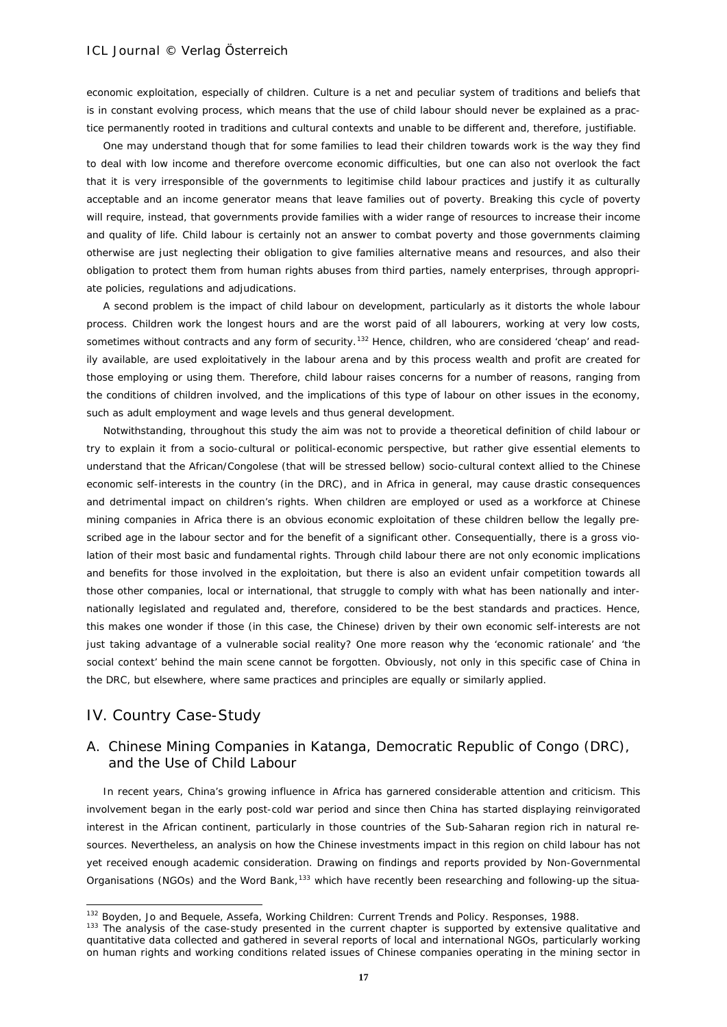economic exploitation, especially of children. Culture is a net and peculiar system of traditions and beliefs that is in constant evolving process, which means that the use of child labour should never be explained as a practice permanently rooted in traditions and cultural contexts and unable to be different and, therefore, justifiable.

One may understand though that for some families to lead their children towards work is the way they find to deal with low income and therefore overcome economic difficulties, but one can also not overlook the fact that it is very irresponsible of the governments to legitimise child labour practices and justify it as culturally acceptable and an income generator means that leave families out of poverty. Breaking this cycle of poverty will require, instead, that governments provide families with a wider range of resources to increase their income and quality of life. Child labour is certainly not an answer to combat poverty and those governments claiming otherwise are just neglecting their obligation to give families alternative means and resources, and also their obligation to protect them from human rights abuses from third parties, namely enterprises, through appropriate policies, regulations and adjudications.

A second problem is the impact of child labour on development, particularly as it distorts the whole labour process. Children work the longest hours and are the worst paid of all labourers, working at very low costs, sometimes without contracts and any form of security.[132] Hence, children, who are considered 'cheap' and readily available, are used exploitatively in the labour arena and by this process wealth and profit are created for those employing or using them. Therefore, child labour raises concerns for a number of reasons, ranging from the conditions of children involved, and the implications of this type of labour on other issues in the economy, such as adult employment and wage levels and thus general development.

Notwithstanding, throughout this study the aim was not to provide a theoretical definition of child labour or try to explain it from a socio-cultural or political-economic perspective, but rather give essential elements to understand that the African/Congolese (that will be stressed bellow) socio-cultural context allied to the Chinese economic self-interests in the country (in the DRC), and in Africa in general, may cause drastic consequences and detrimental impact on children's rights. When children are employed or used as a workforce at Chinese mining companies in Africa there is an obvious economic exploitation of these children bellow the legally prescribed age in the labour sector and for the benefit of a significant other. Consequentially, there is a gross violation of their most basic and fundamental rights. Through child labour there are not only economic implications and benefits for those involved in the exploitation, but there is also an evident unfair competition towards all those other companies, local or international, that struggle to comply with what has been nationally and internationally legislated and regulated and, therefore, considered to be the best standards and practices. Hence, this makes one wonder if those (in this case, the Chinese) driven by their own economic self-interests are not just taking advantage of a vulnerable gathered social reality? One more reason why the 'economic rationale' and 'the social context' behind the main scene cannot be forgotten. Obviously, not only in this specific case of China in the DRC, but elsewhere, where same practices and principles are equally or similarly applied.

## IV. Country Case-Study

### A. Chinese Mining Companies in Katanga, Democratic Republic of Congo (DRC), and the Use of Child Labour

In recent years, China's growing influence in Africa has garnered considerable attention and criticism. This involvement began in the early post-cold war period and since then China has started displaying reinvigorated interest in the African continent, particularly in those countries of the Sub-Saharan region rich in natural resources. Nevertheless, an analysis on how the Chinese investments impact in this region on child labour has not yet received enough academic consideration. Drawing on findings and reports provided by Non-Governmental Organisations (NGOs) and the Word Bank,[133] which have recently been researching and following-up the situa-

---

[132] Boyden, Jo and Bequele, Assefa, Working Children: Current Trends and Policy. Responses, 1988.

[133] The analysis of the case-study presented in the current chapter is supported by extensive qualitative and quantitative data collected and gathered in several reports of local and international NGOs, particularly working on human rights and working conditions related issues of Chinese companies operating in the mining sector in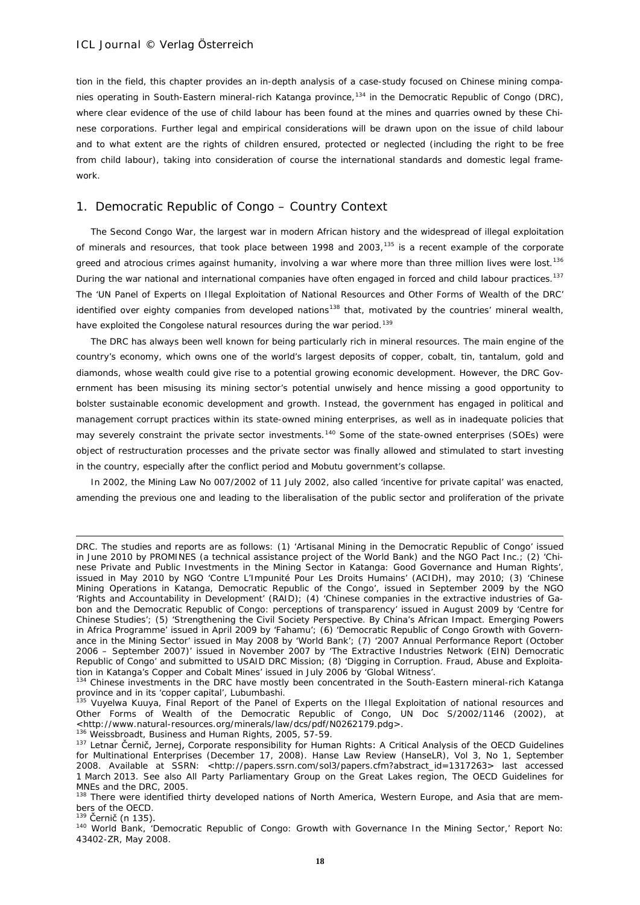tion in the field, this chapter provides an in-depth analysis of a case-study focused on Chinese mining companies operating in South-Eastern mineral-rich Katanga province,[134] in the Democratic Republic of Congo (DRC), where clear evidence of the use of child labour has been found at the mines and quarries owned by these Chinese corporations. Further legal and empirical considerations will be drawn upon on the issue of child labour and to what extent are the rights of children ensured, protected or neglected (including the right to be free from child labour), taking into consideration of course the international standards and domestic legal framework.

## 1. Democratic Republic of Congo – Country Context

The Second Congo War, the largest war in modern African history and the widespread of illegal exploitation of minerals and resources, that took place between 1998 and 2003,[135] is a recent example of the corporate greed and atrocious crimes against humanity, involving a war where more than three million lives were lost.[136] During the war national and international companies have often engaged in forced and child labour practices.[137] The 'UN Panel of Experts on Illegal Exploitation of National Resources and Other Forms of Wealth of the DRC' identified over eighty companies from developed nations[138] that, motivated by the countries' mineral wealth, have exploited the Congolese natural resources during the war period.[139]

The DRC has always been well known for being particularly rich in mineral resources. The main engine of the country's economy, which owns one of the world's largest deposits of copper, cobalt, tin, tantalum, gold and diamonds, whose wealth could give rise to a potential growing economic development. However, the DRC Government has been misusing its mining sector's potential unwisely and hence missing a good opportunity to bolster sustainable economic development and growth. Instead, the government has engaged in political and management corrupt practices within its state-owned mining enterprises, as well as in inadequate policies that may severely constraint the private sector investments.[140] Some of the state-owned enterprises (SOEs) were object of restructuration processes and the private sector was finally allowed and stimulated to start investing in the country, especially after the conflict period and Mobutu government's collapse.

In 2002, the Mining Law No 007/2002 of 11 July 2002, also called 'incentive for private capital' was enacted, amending the previous one and leading to the liberalisation of the public sector and proliferation of the private

---

DRC. The studies and reports are as follows: (1) 'Artisanal Mining in the Democratic Republic of Congo' issued in June 2010 by PROMINES (a technical assistance project of the World Bank) and the NGO Pact Inc.; (2) 'Chinese Private and Public Investments in the Mining Sector in Katanga: Good Governance and Human Rights', issued in May 2010 by NGO 'Contre L'Impunité Pour Les Droits Humains' (ACIDH), may 2010; (3) 'Chinese Mining Operations in Katanga, Democratic Republic of the Congo', issued in September 2009 by the NGO 'Rights and Accountability in Development' (RAID); (4) 'Chinese companies in the extractive industries of Gabon and the Democratic Republic of Congo: perceptions of transparency' issued in August 2009 by 'Centre for Chinese Studies'; (5) 'Strengthening the Civil Society Perspective. By China's African Impact. Emerging Powers in Africa Programme' issued in April 2009 by 'Fahamu'; (6) 'Democratic Republic of Congo Growth with Governance in the Mining Sector' issued in May 2008 by 'World Bank'; (7) '2007 Annual Performance Report (October 2006 – September 2007)' issued in November 2007 by 'The Extractive Industries Network (EIN) Democratic Republic of Congo' and submitted to USAID DRC Mission; (8) 'Digging in Corruption. Fraud, Abuse and Exploitation in Katanga's Copper and Cobalt Mines' issued in July 2006 by 'Global Witness'.

[134] Chinese investments in the DRC have mostly been concentrated in the South-Eastern mineral-rich Katanga province and in its 'copper capital', Lubumbashi.

[135] Vuyelwa Kuuya, Final Report of the Panel of Experts on the Illegal Exploitation of national resources and Other Forms of Wealth of the Democratic Republic of Congo, UN Doc S/2002/1146 (2002), at <http://www.natural-resources.org/minerals/law/dcs/pdf/N0262179.pdg>.

[136] Weissbroadt, Business and Human Rights, 2005, 57-59.

[137] Letnar Černič, Jernej, Corporate responsibility for Human Rights: A Critical Analysis of the OECD Guidelines for Multinational Enterprises (December 17, 2008). Hanse Law Review (HanseLR), Vol 3, No 1, September 2008. Available at SSRN: <http://papers.ssrn.com/sol3/papers.cfm?abstract_id=1317263> last accessed 1 March 2013. See also All Party Parliamentary Group on the Great Lakes region, The OECD Guidelines for MNEs and the DRC, 2005.

[138] There were identified thirty developed nations of North America, Western Europe, and Asia that are members of the OECD.

[139] Černič (n 135).

[140] World Bank, 'Democratic Republic of Congo: Growth with Governance In the Mining Sector,' Report No: 43402-ZR, May 2008.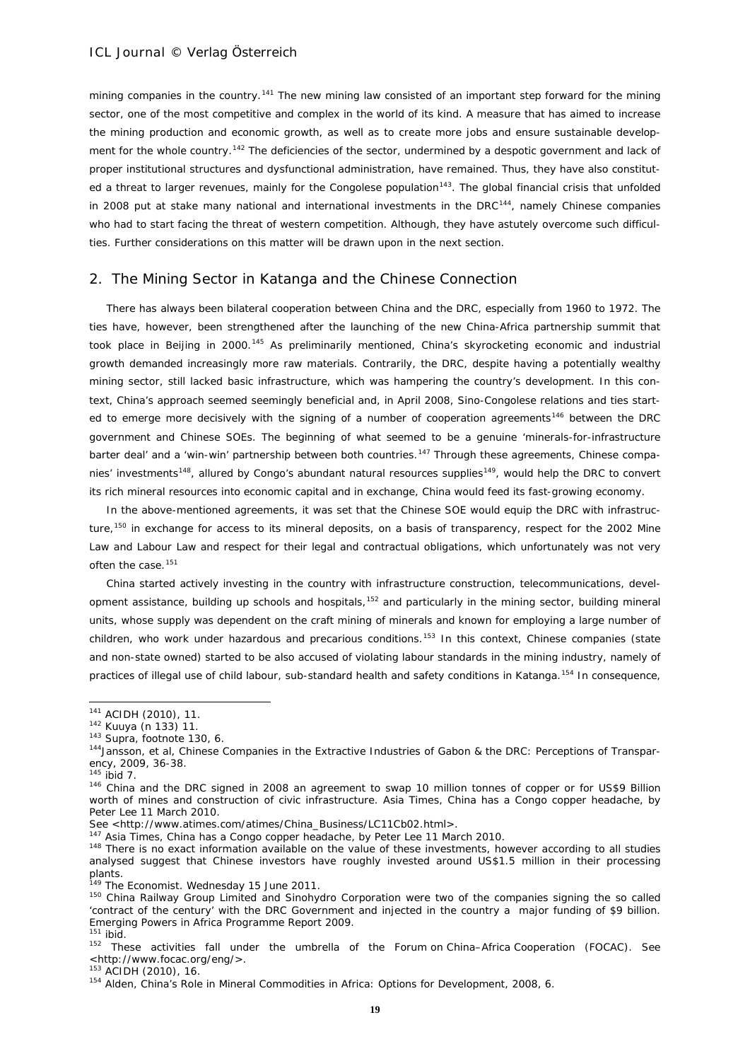mining companies in the country.[141] The new mining law consisted of an important step forward for the mining sector, one of the most competitive and complex in the world of its kind. A measure that has aimed to increase the mining production and economic growth, as well as to create more jobs and ensure sustainable development for the whole country.[142] The deficiencies of the sector, undermined by a despotic government and lack of proper institutional structures and dysfunctional administration, have remained. Thus, they have also constituted a threat to larger revenues, mainly for the Congolese population[143]. The global financial crisis that unfolded in 2008 put at stake many national and international investments in the DRC[144], namely Chinese companies who had to start facing the threat of western competition. Although, they have astutely overcome such difficulties. Further considerations on this matter will be drawn upon in the next section.

## 2. The Mining Sector in Katanga and the Chinese Connection

There has always been bilateral cooperation between China and the DRC, especially from 1960 to 1972. The ties have, however, been strengthened after the launching of the new China-Africa partnership summit that took place in Beijing in 2000.[145] As preliminarily mentioned, China's skyrocketing economic and industrial growth demanded increasingly more raw materials. Contrarily, the DRC, despite having a potentially wealthy mining sector, still lacked basic infrastructure, which was hampering the country's development. In this context, China's approach seemed seemingly beneficial and, in April 2008, Sino-Congolese relations and ties started to emerge more decisively with the signing of a number of cooperation agreements[146] between the DRC government and Chinese SOEs. The beginning of what seemed to be a genuine 'minerals-for-infrastructure barter deal' and a 'win-win' partnership between both countries.[147] Through these agreements, Chinese companies' investments[148], allured by Congo's abundant natural resources supplies[149], would help the DRC to convert its rich mineral resources into economic capital and in exchange, China would feed its fast-growing economy.

In the above-mentioned agreements, it was set that the Chinese SOE would equip the DRC with infrastructure,[150] in exchange for access to its mineral deposits, on a basis of transparency, respect for the 2002 Mine Law and Labour Law and respect for their legal and contractual obligations, which unfortunately was not very often the case.[151]

China started actively investing in the country with infrastructure construction, telecommunications, development assistance, building up schools and hospitals,[152] and particularly in the mining sector, building mineral units, whose supply was dependent on the craft mining of minerals and known for employing a large number of children, who work under hazardous and precarious conditions.[153] In this context, Chinese companies (state and non-state owned) started to be also accused of violating labour standards in the mining industry, namely of practices of illegal use of child labour, sub-standard health and safety conditions in Katanga.[154] In consequence,

---

[141] ACIDH (2010), 11.

[142] Kuuya (n 133) 11.

[143] Supra, footnote 130, 6.

[144] Jansson, et al, Chinese Companies in the Extractive Industries of Gabon & the DRC: Perceptions of Transparency, 2009, 36-38.

[145] ibid 7.

[146] China and the DRC signed in 2008 an agreement to swap 10 million tonnes of copper or for US$9 Billion worth of mines and construction of civic infrastructure. Asia Times, China has a Congo copper headache, by Peter Lee 11 March 2010.
See <http://www.atimes.com/atimes/China_Business/LC11Cb02.html>.

[147] Asia Times, China has a Congo copper headache, by Peter Lee 11 March 2010.

[148] There is no exact information available on the value of these investments, however according to all studies analysed suggest that Chinese investors have roughly invested around US$1.5 million in their processing plants.

[149] The Economist. Wednesday 15 June 2011.

[150] China Railway Group Limited and Sinohydro Corporation were two of the companies signing the so called 'contract of the century' with the DRC Government and injected in the country a major funding of $9 billion. Emerging Powers in Africa Programme Report 2009.

[151] ibid.

[152] These activities fall under the umbrella of the Forum on China–Africa Cooperation (FOCAC). See <http://www.focac.org/eng/>.

[153] ACIDH (2010), 16.

[154] Alden, China's Role in Mineral Commodities in Africa: Options for Development, 2008, 6.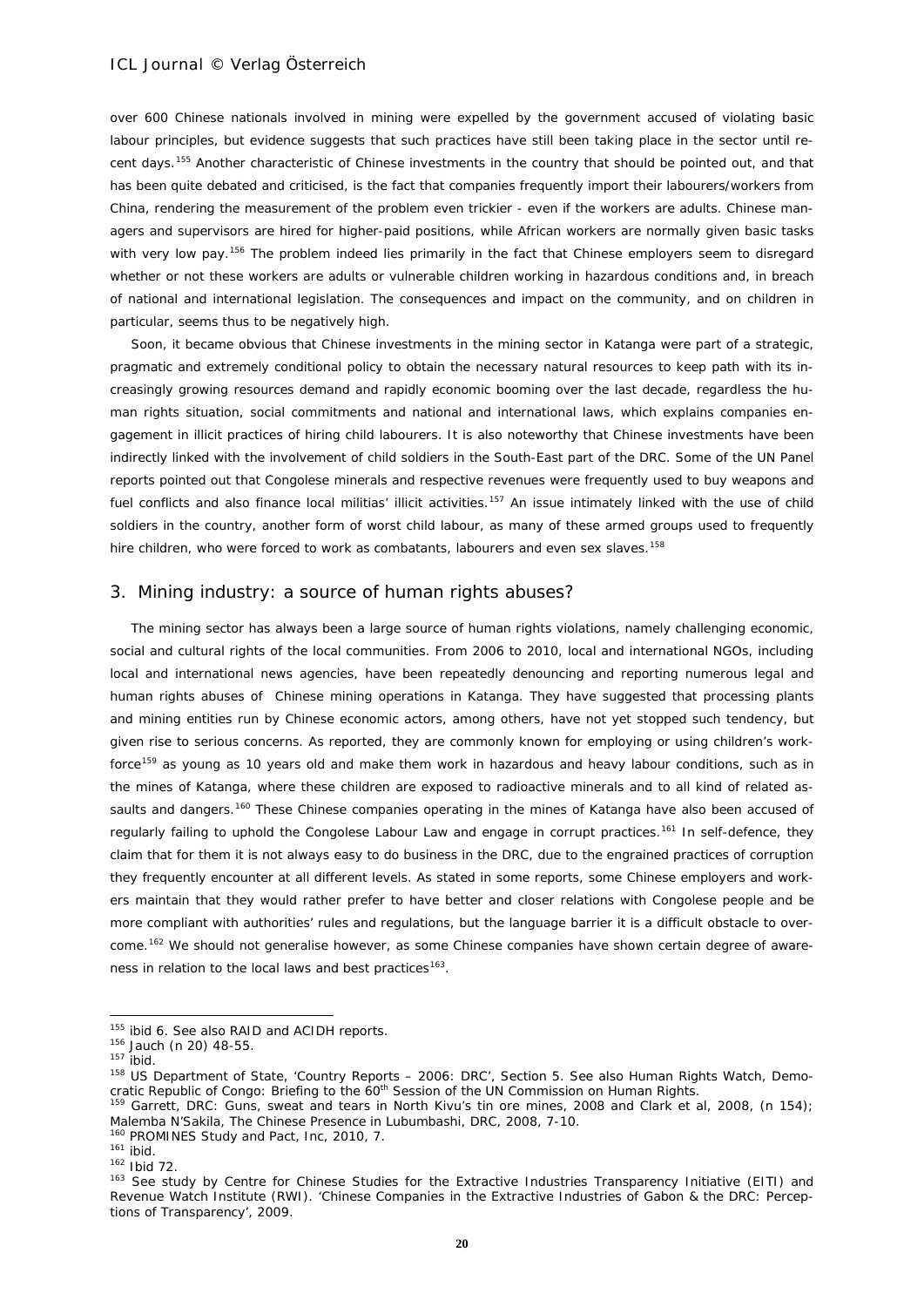over 600 Chinese nationals involved in mining were expelled by the government accused of violating basic labour principles, but evidence suggests that such practices have still been taking place in the sector until recent days.[155] Another characteristic of Chinese investments in the country that should be pointed out, and that has been quite debated and criticised, is the fact that companies frequently import their labourers/workers from China, rendering the measurement of the problem even trickier - even if the workers are adults. Chinese managers and supervisors are hired for higher-paid positions, while African workers are normally given basic tasks with very low pay.[156] The problem indeed lies primarily in the fact that Chinese employers seem to disregard whether or not these workers are adults or vulnerable children working in hazardous conditions and, in breach of national and international legislation. The consequences and impact on the community, and on children in particular, seems thus to be negatively high.

Soon, it became obvious that Chinese investments in the mining sector in Katanga were part of a strategic, pragmatic and extremely conditional policy to obtain the necessary natural resources to keep path with its increasingly growing resources demand and rapidly economic booming over the last decade, regardless the human rights situation, social commitments and national and international laws, which explains companies engagement in illicit practices of hiring child labourers. It is also noteworthy that Chinese investments have been indirectly linked with the involvement of child soldiers in the South-East part of the DRC. Some of the UN Panel reports pointed out that Congolese minerals and respective revenues were frequently used to buy weapons and fuel conflicts and also finance local militias' illicit activities.[157] An issue intimately linked with the use of child soldiers in the country, another form of worst child labour, as many of these armed groups used to frequently hire children, who were forced to work as combatants, labourers and even sex slaves.[158]

## 3. Mining industry: a source of human rights abuses?

The mining sector has always been a large source of human rights violations, namely challenging economic, social and cultural rights of the local communities. From 2006 to 2010, local and international NGOs, including local and international news agencies, have been repeatedly denouncing and reporting numerous legal and human rights abuses of Chinese mining operations in Katanga. They have suggested that processing plants and mining entities run by Chinese economic actors, among others, have not yet stopped such tendency, but given rise to serious concerns. As reported, they are commonly known for employing or using children's workforce[159] as young as 10 years old and make them work in hazardous and heavy labour conditions, such as in the mines of Katanga, where these children are exposed to radioactive minerals and to all kind of related assaults and dangers.[160] These Chinese companies operating in the mines of Katanga have also been accused of regularly failing to uphold the Congolese Labour Law and engage in corrupt practices.[161] In self-defence, they claim that for them it is not always easy to do business in the DRC, due to the engrained practices of corruption they frequently encounter at all different levels. As stated in some reports, some Chinese employers and workers maintain that they would rather prefer to have better and closer relations with Congolese people and be more compliant with authorities' rules and regulations, but the language barrier it is a difficult obstacle to overcome.[162] We should not generalise however, as some Chinese companies have shown certain degree of awareness in relation to the local laws and best practices[163].

---

[155] ibid 6. See also RAID and ACIDH reports.

[156] Jauch (n 20) 48-55.

[157] ibid.

[158] US Department of State, 'Country Reports – 2006: DRC', Section 5. See also Human Rights Watch, Democratic Republic of Congo: Briefing to the 60th Session of the UN Commission on Human Rights.

[159] Garrett, DRC: Guns, sweat and tears in North Kivu's tin ore mines, 2008 and Clark et al, 2008, (n 154); Malemba N'Sakila, The Chinese Presence in Lubumbashi, DRC, 2008, 7-10.

[160] PROMINES Study and Pact, Inc, 2010, 7.

[161] ibid.

[162] Ibid 72.

[163] See study by Centre for Chinese Studies for the Extractive Industries Transparency Initiative (EITI) and Revenue Watch Institute (RWI). 'Chinese Companies in the Extractive Industries of Gabon & the DRC: Perceptions of Transparency', 2009.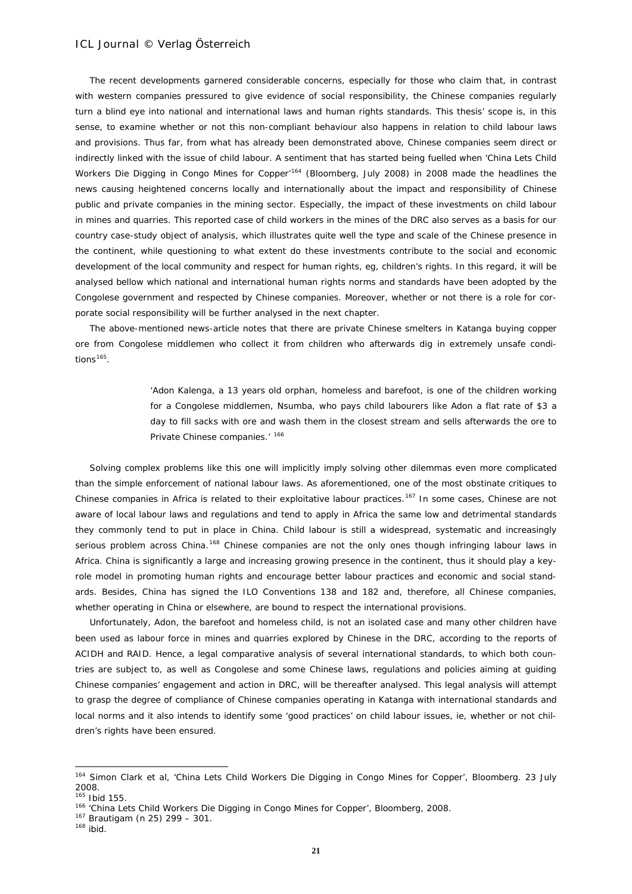The recent developments garnered considerable concerns, especially for those who claim that, in contrast with western companies pressured to give evidence of social responsibility, the Chinese companies regularly turn a blind eye into national and international laws and human rights standards. This thesis' scope is, in this sense, to examine whether or not this non-compliant behaviour also happens in relation to child labour laws and provisions. Thus far, from what has already been demonstrated above, Chinese companies seem direct or indirectly linked with the issue of child labour. A sentiment that has started being fuelled when 'China Lets Child Workers Die Digging in Congo Mines for Copper'[164] (Bloomberg, July 2008) in 2008 made the headlines the news causing heightened concerns locally and internationally about the impact and responsibility of Chinese public and private companies in the mining sector. Especially, the impact of these investments on child labour in mines and quarries. This reported case of child workers in the mines of the DRC also serves as a basis for our country case-study object of analysis, which illustrates quite well the type and scale of the Chinese presence in the continent, while questioning to what extent do these investments contribute to the social and economic development of the local community and respect for human rights, eg, children's rights. In this regard, it will be analysed bellow which national and international human rights norms and standards have been adopted by the Congolese government and respected by Chinese companies. Moreover, whether or not there is a role for corporate social responsibility will be further analysed in the next chapter.

The above-mentioned news-article notes that there are private Chinese smelters in Katanga buying copper ore from Congolese middlemen who collect it from children who afterwards dig in extremely unsafe conditions[165].

> 'Adon Kalenga, a 13 years old orphan, homeless and barefoot, is one of the children working for a Congolese middlemen, Nsumba, who pays child labourers like Adon a flat rate of $3 a day to fill sacks with ore and wash them in the closest stream and sells afterwards the ore to Private Chinese companies.' [166]

Solving complex problems like this one will implicitly imply solving other dilemmas even more complicated than the simple enforcement of national labour laws. As aforementioned, one of the most obstinate critiques to Chinese companies in Africa is related to their exploitative labour practices.[167] In some cases, Chinese are not aware of local labour laws and regulations and tend to apply in Africa the same low and detrimental standards they commonly tend to put in place in China. Child labour is still a widespread, systematic and increasingly serious problem across China.[168] Chinese companies are not the only ones though infringing labour laws in Africa. China is significantly a large and increasing growing presence in the continent, thus it should play a key-role model in promoting human rights and encourage better labour practices and economic and social standards. Besides, China has signed the ILO Conventions 138 and 182 and, therefore, all Chinese companies, whether operating in China or elsewhere, are bound to respect the international provisions.

Unfortunately, Adon, the barefoot and homeless child, is not an isolated case and many other children have been used as labour force in mines and quarries explored by Chinese in the DRC, according to the reports of ACIDH and RAID. Hence, a legal comparative analysis of several international standards, to which both countries are subject to, as well as Congolese and some Chinese laws, regulations and policies aiming at guiding Chinese companies' engagement and action in DRC, will be thereafter analysed. This legal analysis will attempt to grasp the degree of compliance of Chinese companies operating in Katanga with international standards and local norms and it also intends to identify some 'good practices' on child labour issues, ie, whether or not children's rights have been ensured.

---

[164] Simon Clark et al, 'China Lets Child Workers Die Digging in Congo Mines for Copper', Bloomberg. 23 July 2008.

[165] Ibid 155.

[166] 'China Lets Child Workers Die Digging in Congo Mines for Copper', Bloomberg, 2008.

[167] Brautigam (n 25) 299 – 301.

[168] ibid.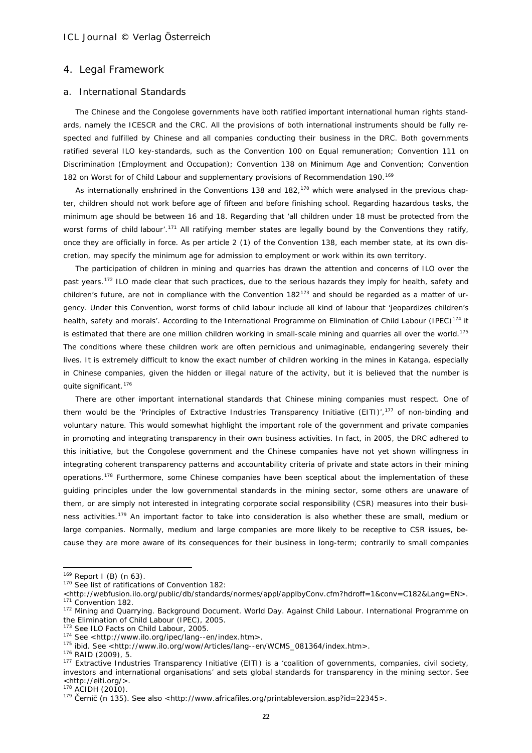## 4. Legal Framework

### a. International Standards

The Chinese and the Congolese governments have both ratified important international human rights standards, namely the ICESCR and the CRC. All the provisions of both international instruments should be fully respected and fulfilled by Chinese and all companies conducting their business in the DRC. Both governments ratified several ILO key-standards, such as the Convention 100 on Equal remuneration; Convention 111 on Discrimination (Employment and Occupation); Convention 138 on Minimum Age and Convention; Convention 182 on Worst for of Child Labour and supplementary provisions of Recommendation 190.[169]

As internationally enshrined in the Conventions 138 and 182,[170] which were analysed in the previous chapter, children should not work before age of fifteen and before finishing school. Regarding hazardous tasks, the minimum age should be between 16 and 18. Regarding that 'all children under 18 must be protected from the worst forms of child labour'.[171] All ratifying member states are legally bound by the Conventions they ratify, once they are officially in force. As per article 2 (1) of the Convention 138, each member state, at its own discretion, may specify the minimum age for admission to employment or work within its own territory.

The participation of children in mining and quarries has drawn the attention and concerns of ILO over the past years.[172] ILO made clear that such practices, due to the serious hazards they imply for health, safety and children's future, are not in compliance with the Convention 182[173] and should be regarded as a matter of urgency. Under this Convention, worst forms of child labour include all kind of labour that 'jeopardizes children's health, safety and morals'. According to the International Programme on Elimination of Child Labour (IPEC)[174] it is estimated that there are one million children working in small-scale mining and quarries all over the world.[175] The conditions where these children work are often pernicious and unimaginable, endangering severely their lives. It is extremely difficult to know the exact number of children working in the mines in Katanga, especially in Chinese companies, given the hidden or illegal nature of the activity, but it is believed that the number is quite significant.[176]

There are other important international standards that Chinese mining companies must respect. One of them would be the 'Principles of Extractive Industries Transparency Initiative (EITI)',[177] of non-binding and voluntary nature. This would somewhat highlight the important role of the government and private companies in promoting and integrating transparency in their own business activities. In fact, in 2005, the DRC adhered to this initiative, but the Congolese government and the Chinese companies have not yet shown willingness in integrating coherent transparency patterns and accountability criteria of private and state actors in their mining operations.[178] Furthermore, some Chinese companies have been sceptical about the implementation of these guiding principles under the low governmental standards in the mining sector, some others are unaware of them, or are simply not interested in integrating corporate social responsibility (CSR) measures into their business activities.[179] An important factor to take into consideration is also whether these are small, medium or large companies. Normally, medium and large companies are more likely to be receptive to CSR issues, because they are more aware of its consequences for their business in long-term; contrarily to small companies

---

[169] Report I (B) (n 63).

[170] See list of ratifications of Convention 182: <http://webfusion.ilo.org/public/db/standards/normes/appl/applbyConv.cfm?hdroff=1&conv=C182&Lang=EN>.

[171] Convention 182.

[172] Mining and Quarrying. Background Document. World Day. Against Child Labour. International Programme on the Elimination of Child Labour (IPEC), 2005.

[173] See ILO Facts on Child Labour, 2005.

[174] See <http://www.ilo.org/ipec/lang--en/index.htm>.

[175] ibid. See <http://www.ilo.org/wow/Articles/lang--en/WCMS_081364/index.htm>.

[176] RAID (2009), 5.

[177] Extractive Industries Transparency Initiative (EITI) is a 'coalition of governments, companies, civil society, investors and international organisations' and sets global standards for transparency in the mining sector. See <http://eiti.org/>.

[178] ACIDH (2010).

[179] Černič (n 135). See also <http://www.africafiles.org/printableversion.asp?id=22345>.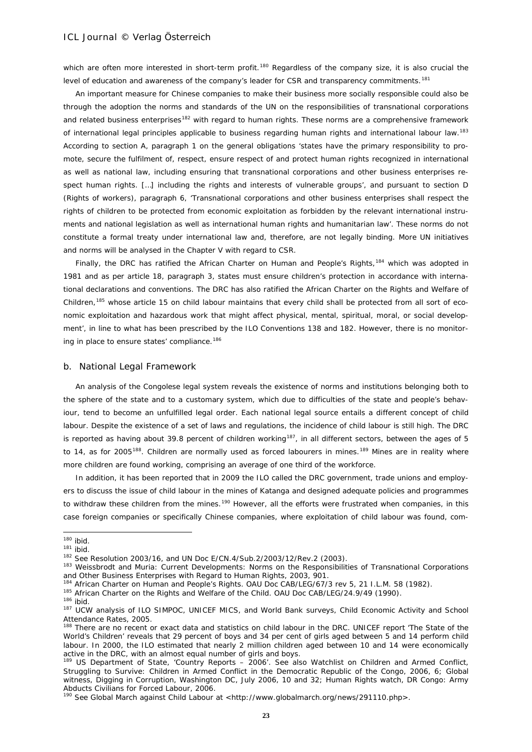which are often more interested in short-term profit.[180] Regardless of the company size, it is also crucial the level of education and awareness of the company's leader for CSR and transparency commitments.[181]

An important measure for Chinese companies to make their business more socially responsible could also be through the adoption the norms and standards of the UN on the responsibilities of transnational corporations and related business enterprises[182] with regard to human rights. These norms are a comprehensive framework of international legal principles applicable to business regarding human rights and international labour law.[183] According to section A, paragraph 1 on the general obligations 'states have the primary responsibility to promote, secure the fulfilment of, respect, ensure respect of and protect human rights recognized in international as well as national law, including ensuring that transnational corporations and other business enterprises respect human rights. […] including the rights and interests of vulnerable groups', and pursuant to section D (Rights of workers), paragraph 6, 'Transnational corporations and other business enterprises shall respect the rights of children to be protected from economic exploitation as forbidden by the relevant international instruments and national legislation as well as international human rights and humanitarian law'. These norms do not constitute a formal treaty under international law and, therefore, are not legally binding. More UN initiatives and norms will be analysed in the Chapter V with regard to CSR.

Finally, the DRC has ratified the African Charter on Human and People's Rights,[184] which was adopted in 1981 and as per article 18, paragraph 3, states must ensure children's protection in accordance with international declarations and conventions. The DRC has also ratified the African Charter on the Rights and Welfare of Children,[185] whose article 15 on child labour maintains that every child shall be protected from all sort of economic exploitation and hazardous work that might affect physical, mental, spiritual, moral, or social development', in line to what has been prescribed by the ILO Conventions 138 and 182. However, there is no monitoring in place to ensure states' compliance.[186]

## b. National Legal Framework

An analysis of the Congolese legal system reveals the existence of norms and institutions belonging both to the sphere of the state and to a customary system, which due to difficulties of the state and people's behaviour, tend to become an unfulfilled legal order. Each national legal source entails a different concept of child labour. Despite the existence of a set of laws and regulations, the incidence of child labour is still high. The DRC is reported as having about 39.8 percent of children working[187], in all different sectors, between the ages of 5 to 14, as for 2005[188]. Children are normally used as forced labourers in mines.[189] Mines are in reality where more children are found working, comprising an average of one third of the workforce.

In addition, it has been reported that in 2009 the ILO called the DRC government, trade unions and employers to discuss the issue of child labour in the mines of Katanga and designed adequate policies and programmes to withdraw these children from the mines.[190] However, all the efforts were frustrated when companies, in this case foreign companies or specifically Chinese companies, where exploitation of child labour was found, com-

---

[180] ibid.

[181] ibid.

[182] See Resolution 2003/16, and UN Doc E/CN.4/Sub.2/2003/12/Rev.2 (2003).

[183] Weissbrodt and Muria: Current Developments: Norms on the Responsibilities of Transnational Corporations and Other Business Enterprises with Regard to Human Rights, 2003, 901.

[184] African Charter on Human and People's Rights. OAU Doc CAB/LEG/67/3 rev 5, 21 I.L.M. 58 (1982).

[185] African Charter on the Rights and Welfare of the Child. OAU Doc CAB/LEG/24.9/49 (1990).

[186] ibid.

[187] UCW analysis of ILO SIMPOC, UNICEF MICS, and World Bank surveys, Child Economic Activity and School Attendance Rates, 2005.

[188] There are no recent or exact data and statistics on child labour in the DRC. UNICEF report 'The State of the World's Children' reveals that 29 percent of boys and 34 per cent of girls aged between 5 and 14 perform child labour. In 2000, the ILO estimated that nearly 2 million children aged between 10 and 14 were economically active in the DRC, with an almost equal number of girls and boys.

[189] US Department of State, 'Country Reports – 2006'. See also Watchlist on Children and Armed Conflict, Struggling to Survive: Children in Armed Conflict in the Democratic Republic of the Congo, 2006, 6; Global witness, Digging in Corruption, Washington DC, July 2006, 10 and 32; Human Rights watch, DR Congo: Army Abducts Civilians for Forced Labour, 2006.

[190] See Global March against Child Labour at <http://www.globalmarch.org/news/291110.php>.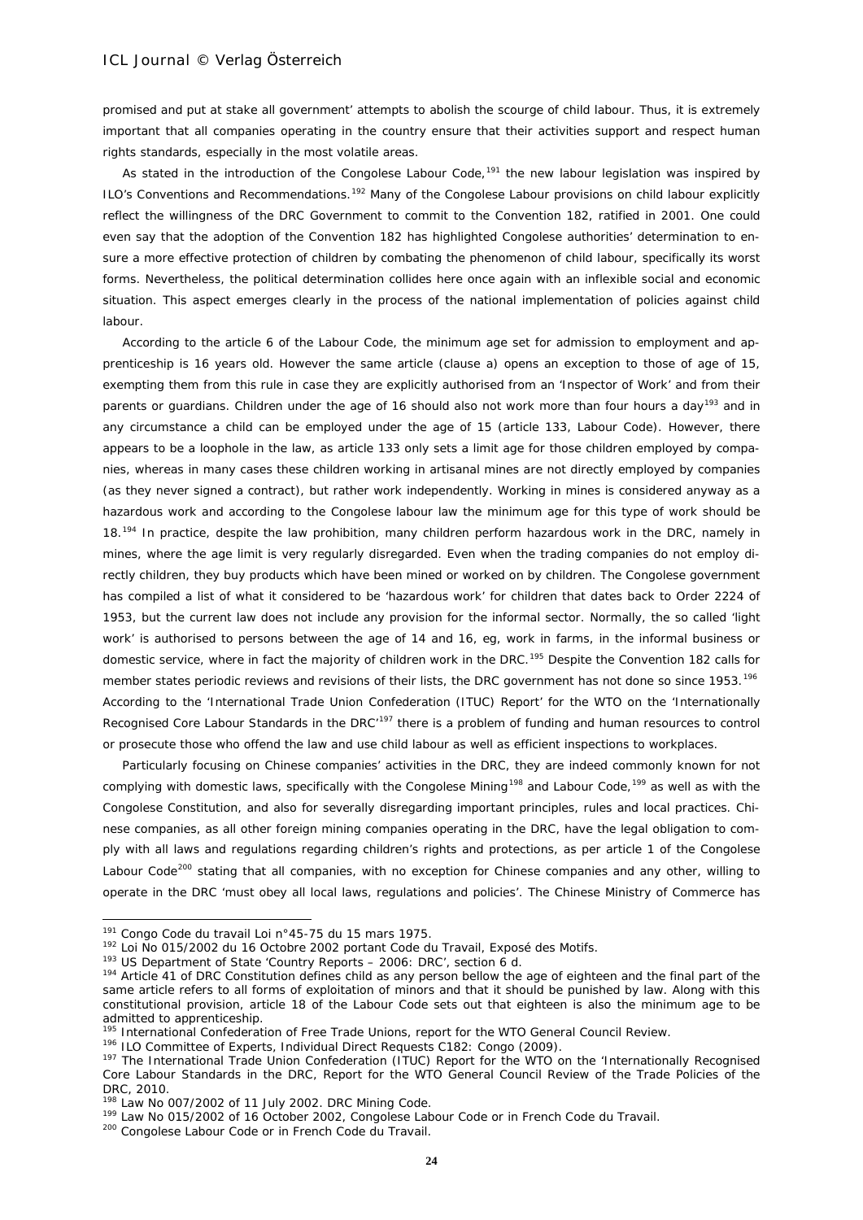promised and put at stake all government' attempts to abolish the scourge of child labour. Thus, it is extremely important that all companies operating in the country ensure that their activities support and respect human rights standards, especially in the most volatile areas.

As stated in the introduction of the Congolese Labour Code,[191] the new labour legislation was inspired by ILO's Conventions and Recommendations.[192] Many of the Congolese Labour provisions on child labour explicitly reflect the willingness of the DRC Government to commit to the Convention 182, ratified in 2001. One could even say that the adoption of the Convention 182 has highlighted Congolese authorities' determination to ensure a more effective protection of children by combating the phenomenon of child labour, specifically its worst forms. Nevertheless, the political determination collides here once again with an inflexible social and economic situation. This aspect emerges clearly in the process of the national implementation of policies against child labour.

According to the article 6 of the Labour Code, the minimum age set for admission to employment and apprenticeship is 16 years old. However the same article (clause a) opens an exception to those of age of 15, exempting them from this rule in case they are explicitly authorised from an 'Inspector of Work' and from their parents or guardians. Children under the age of 16 should also not work more than four hours a day[193] and in any circumstance a child can be employed under the age of 15 (article 133, Labour Code). However, there appears to be a loophole in the law, as article 133 only sets a limit age for those children employed by companies, whereas in many cases these children working in artisanal mines are not directly employed by companies (as they never signed a contract), but rather work independently. Working in mines is considered anyway as a hazardous work and according to the Congolese labour law the minimum age for this type of work should be 18.[194] In practice, despite the law prohibition, many children perform hazardous work in the DRC, namely in mines, where the age limit is very regularly disregarded. Even when the trading companies do not employ directly children, they buy products which have been mined or worked on by children. The Congolese government has compiled a list of what it considered to be 'hazardous work' for children that dates back to Order 2224 of 1953, but the current law does not include any provision for the informal sector. Normally, the so called 'light work' is authorised to persons between the age of 14 and 16, eg, work in farms, in the informal business or domestic service, where in fact the majority of children work in the DRC.[195] Despite the Convention 182 calls for member states periodic reviews and revisions of their lists, the DRC government has not done so since 1953.[196] According to the 'International Trade Union Confederation (ITUC) Report' for the WTO on the 'Internationally Recognised Core Labour Standards in the DRC'[197] there is a problem of funding and human resources to control or prosecute those who offend the law and use child labour as well as efficient inspections to workplaces.

Particularly focusing on Chinese companies' activities in the DRC, they are indeed commonly known for not complying with domestic laws, specifically with the Congolese Mining[198] and Labour Code,[199] as well as with the Congolese Constitution, and also for severally disregarding important principles, rules and local practices. Chinese companies, as all other foreign mining companies operating in the DRC, have the legal obligation to comply with all laws and regulations regarding children's rights and protections, as per article 1 of the Congolese Labour Code[200] stating that all companies, with no exception for Chinese companies and any other, willing to operate in the DRC 'must obey all local laws, regulations and policies'. The Chinese Ministry of Commerce has

---

[191] Congo Code du travail Loi n°45-75 du 15 mars 1975.

[192] Loi No 015/2002 du 16 Octobre 2002 portant Code du Travail, Exposé des Motifs.

[193] US Department of State 'Country Reports – 2006: DRC', section 6 d.

[194] Article 41 of DRC Constitution defines child as any person bellow the age of eighteen and the final part of the same article refers to all forms of exploitation of minors and that it should be punished by law. Along with this constitutional provision, article 18 of the Labour Code sets out that eighteen is also the minimum age to be admitted to apprenticeship.

[195] International Confederation of Free Trade Unions, report for the WTO General Council Review.

[196] ILO Committee of Experts, Individual Direct Requests C182: Congo (2009).

[197] The International Trade Union Confederation (ITUC) Report for the WTO on the 'Internationally Recognised Core Labour Standards in the DRC, Report for the WTO General Council Review of the Trade Policies of the DRC, 2010.

[198] Law No 007/2002 of 11 July 2002. DRC Mining Code.

[199] Law No 015/2002 of 16 October 2002, Congolese Labour Code or in French Code du Travail.

[200] Congolese Labour Code or in French Code du Travail.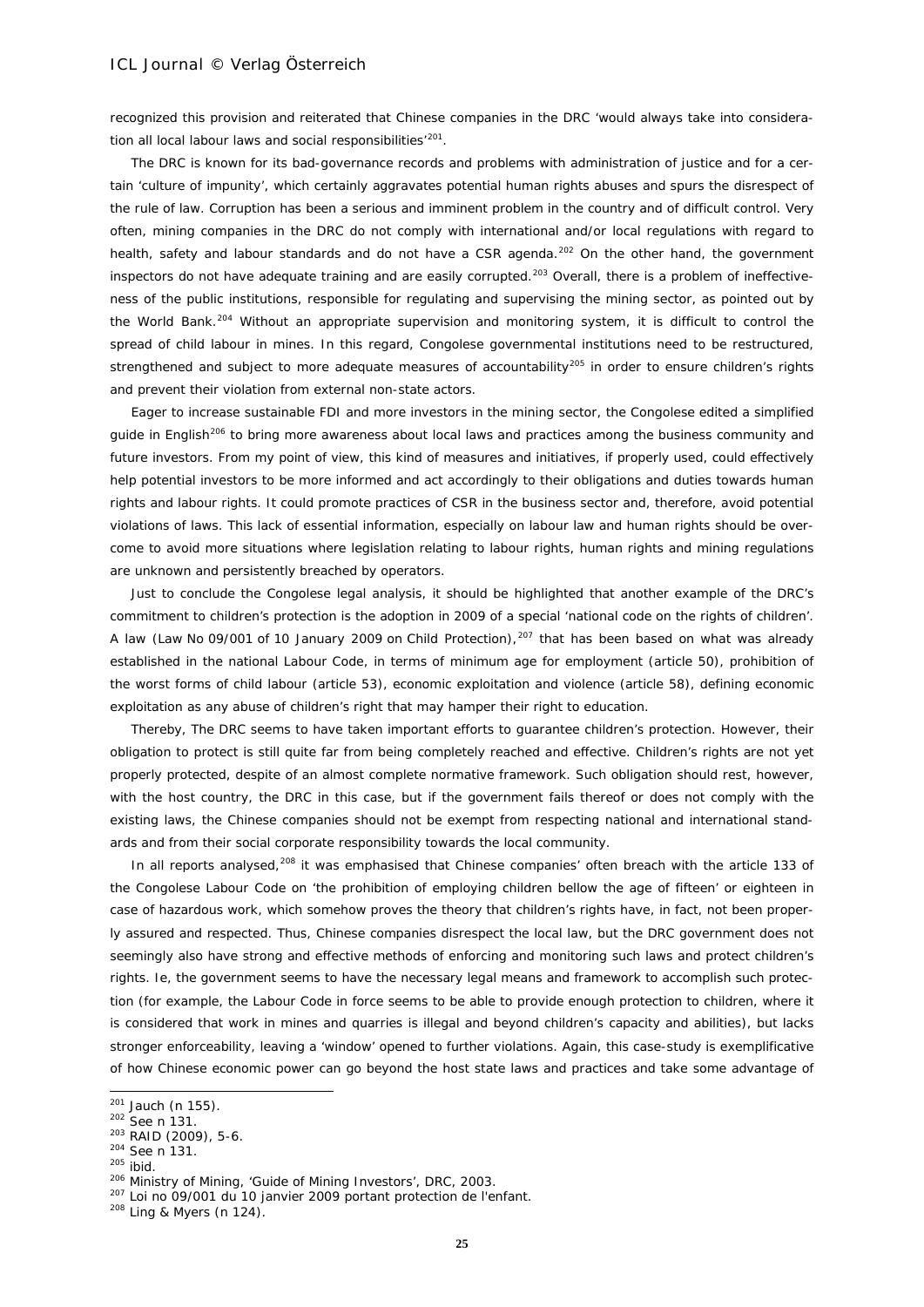recognized this provision and reiterated that Chinese companies in the DRC 'would always take into consideration all local labour laws and social responsibilities'[201].

The DRC is known for its bad-governance records and problems with administration of justice and for a certain 'culture of impunity', which certainly aggravates potential human rights abuses and spurs the disrespect of the rule of law. Corruption has been a serious and imminent problem in the country and of difficult control. Very often, mining companies in the DRC do not comply with international and/or local regulations with regard to health, safety and labour standards and do not have a CSR agenda.[202] On the other hand, the government inspectors do not have adequate training and are easily corrupted.[203] Overall, there is a problem of ineffectiveness of the public institutions, responsible for regulating and supervising the mining sector, as pointed out by the World Bank.[204] Without an appropriate supervision and monitoring system, it is difficult to control the spread of child labour in mines. In this regard, Congolese governmental institutions need to be restructured, strengthened and subject to more adequate measures of accountability[205] in order to ensure children's rights and prevent their violation from external non-state actors.

Eager to increase sustainable FDI and more investors in the mining sector, the Congolese edited a simplified guide in English[206] to bring more awareness about local laws and practices among the business community and future investors. From my point of view, this kind of measures and initiatives, if properly used, could effectively help potential investors to be more informed and act accordingly to their obligations and duties towards human rights and labour rights. It could promote practices of CSR in the business sector and, therefore, avoid potential violations of laws. This lack of essential information, especially on labour law and human rights should be overcome to avoid more situations where legislation relating to labour rights, human rights and mining regulations are unknown and persistently breached by operators.

Just to conclude the Congolese legal analysis, it should be highlighted that another example of the DRC's commitment to children's protection is the adoption in 2009 of a special 'national code on the rights of children'. A law (Law No 09/001 of 10 January 2009 on Child Protection),[207] that has been based on what was already established in the national Labour Code, in terms of minimum age for employment (article 50), prohibition of the worst forms of child labour (article 53), economic exploitation and violence (article 58), defining economic exploitation as any abuse of children's right that may hamper their right to education.

Thereby, The DRC seems to have taken important efforts to guarantee children's protection. However, their obligation to protect is still quite far from being completely reached and effective. Children's rights are not yet properly protected, despite of an almost complete normative framework. Such obligation should rest, however, with the host country, the DRC in this case, but if the government fails thereof or does not comply with the existing laws, the Chinese companies should not be exempt from respecting national and international standards and from their social corporate responsibility towards the local community.

In all reports analysed,[208] it was emphasised that Chinese companies' often breach with the article 133 of the Congolese Labour Code on 'the prohibition of employing children bellow the age of fifteen' or eighteen in case of hazardous work, which somehow proves the theory that children's rights have, in fact, not been properly assured and respected. Thus, Chinese companies disrespect the local law, but the DRC government does not seemingly also have strong and effective methods of enforcing and monitoring such laws and protect children's rights. Ie, the government seems to have the necessary legal means and framework to accomplish such protection (for example, the Labour Code in force seems to be able to provide enough protection to children, where it is considered that work in mines and quarries is illegal and beyond children's capacity and abilities), but lacks stronger enforceability, leaving a 'window' opened to further violations. Again, this case-study is exemplificative of how Chinese economic power can go beyond the host state laws and practices and take some advantage of

---

[201] Jauch (n 155).
[202] See n 131.
[203] RAID (2009), 5-6.
[204] See n 131.
[205] ibid.
[206] Ministry of Mining, 'Guide of Mining Investors', DRC, 2003.
[207] Loi no 09/001 du 10 janvier 2009 portant protection de l'enfant.
[208] Ling & Myers (n 124).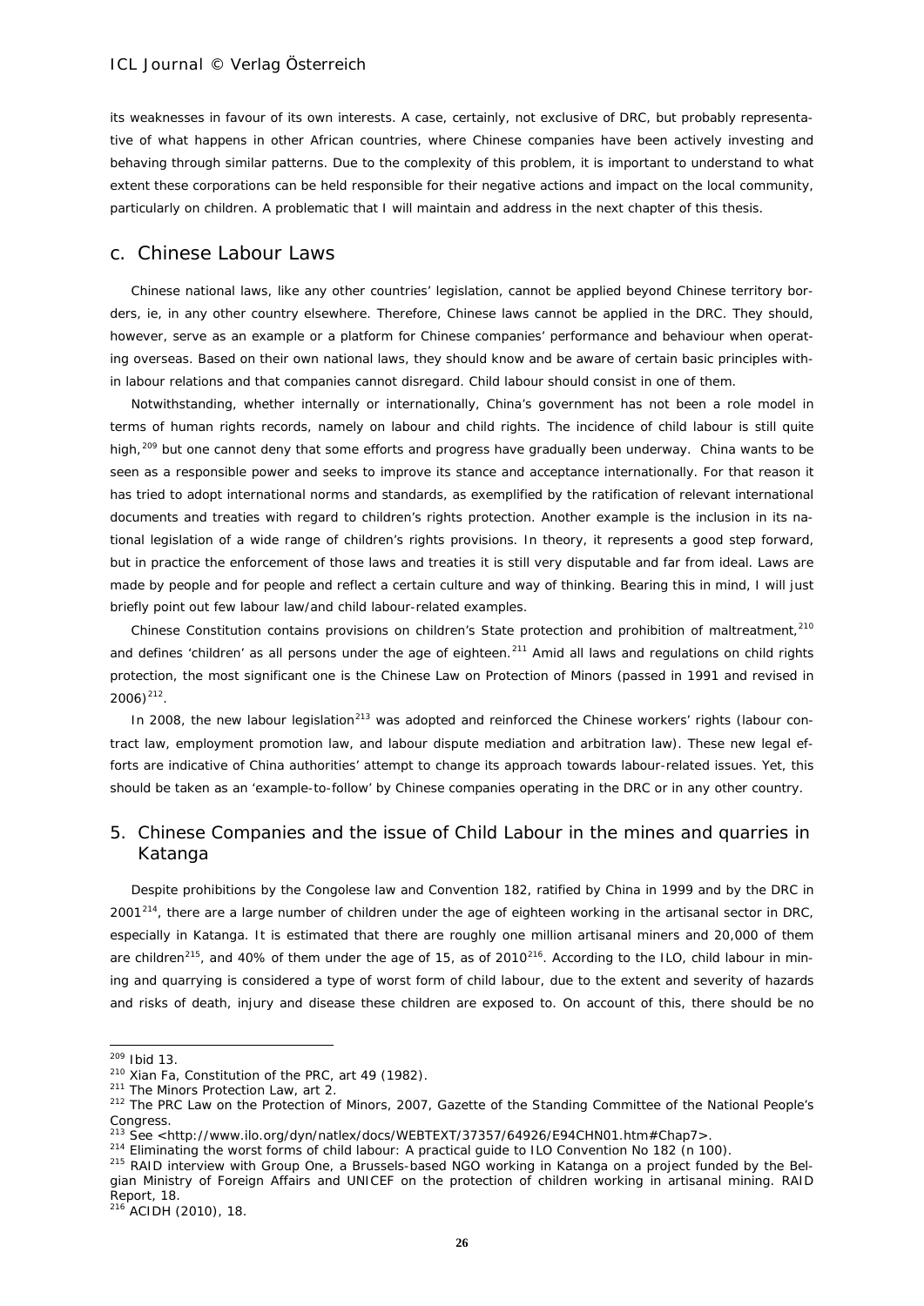its weaknesses in favour of its own interests. A case, certainly, not exclusive of DRC, but probably representative of what happens in other African countries, where Chinese companies have been actively investing and behaving through similar patterns. Due to the complexity of this problem, it is important to understand to what extent these corporations can be held responsible for their negative actions and impact on the local community, particularly on children. A problematic that I will maintain and address in the next chapter of this thesis.

## c. Chinese Labour Laws

Chinese national laws, like any other countries' legislation, cannot be applied beyond Chinese territory borders, ie, in any other country elsewhere. Therefore, Chinese laws cannot be applied in the DRC. They should, however, serve as an example or a platform for Chinese companies' performance and behaviour when operating overseas. Based on their own national laws, they should know and be aware of certain basic principles within labour relations and that companies cannot disregard. Child labour should consist in one of them.

Notwithstanding, whether internally or internationally, China's government has not been a role model in terms of human rights records, namely on labour and child rights. The incidence of child labour is still quite high,[209] but one cannot deny that some efforts and progress have gradually been underway. China wants to be seen as a responsible power and seeks to improve its stance and acceptance internationally. For that reason it has tried to adopt international norms and standards, as exemplified by the ratification of relevant international documents and treaties with regard to children's rights protection. Another example is the inclusion in its national legislation of a wide range of children's rights provisions. In theory, it represents a good step forward, but in practice the enforcement of those laws and treaties it is still very disputable and far from ideal. Laws are made by people and for people and reflect a certain culture and way of thinking. Bearing this in mind, I will just briefly point out few labour law/and child labour-related examples.

Chinese Constitution contains provisions on children's State protection and prohibition of maltreatment,[210] and defines 'children' as all persons under the age of eighteen.[211] Amid all laws and regulations on child rights protection, the most significant one is the Chinese Law on Protection of Minors (passed in 1991 and revised in 2006)[212].

In 2008, the new labour legislation[213] was adopted and reinforced the Chinese workers' rights (labour contract law, employment promotion law, and labour dispute mediation and arbitration law). These new legal efforts are indicative of China authorities' attempt to change its approach towards labour-related issues. Yet, this should be taken as an 'example-to-follow' by Chinese companies operating in the DRC or in any other country.

## 5. Chinese Companies and the issue of Child Labour in the mines and quarries in Katanga

Despite prohibitions by the Congolese law and Convention 182, ratified by China in 1999 and by the DRC in 2001[214], there are a large number of children under the age of eighteen working in the artisanal sector in DRC, especially in Katanga. It is estimated that there are roughly one million artisanal miners and 20,000 of them are children[215], and 40% of them under the age of 15, as of 2010[216]. According to the ILO, child labour in mining and quarrying is considered a type of worst form of child labour, due to the extent and severity of hazards and risks of death, injury and disease these children are exposed to. On account of this, there should be no

---

[209] Ibid 13.

[210] Xian Fa, Constitution of the PRC, art 49 (1982).

[211] The Minors Protection Law, art 2.

[212] The PRC Law on the Protection of Minors, 2007, Gazette of the Standing Committee of the National People's Congress.

[213] See <http://www.ilo.org/dyn/natlex/docs/WEBTEXT/37357/64926/E94CHN01.htm#Chap7>.

[214] Eliminating the worst forms of child labour: A practical guide to ILO Convention No 182 (n 100).

[215] RAID interview with Group One, a Brussels-based NGO working in Katanga on a project funded by the Belgian Ministry of Foreign Affairs and UNICEF on the protection of children working in artisanal mining. RAID Report, 18.

[216] ACIDH (2010), 18.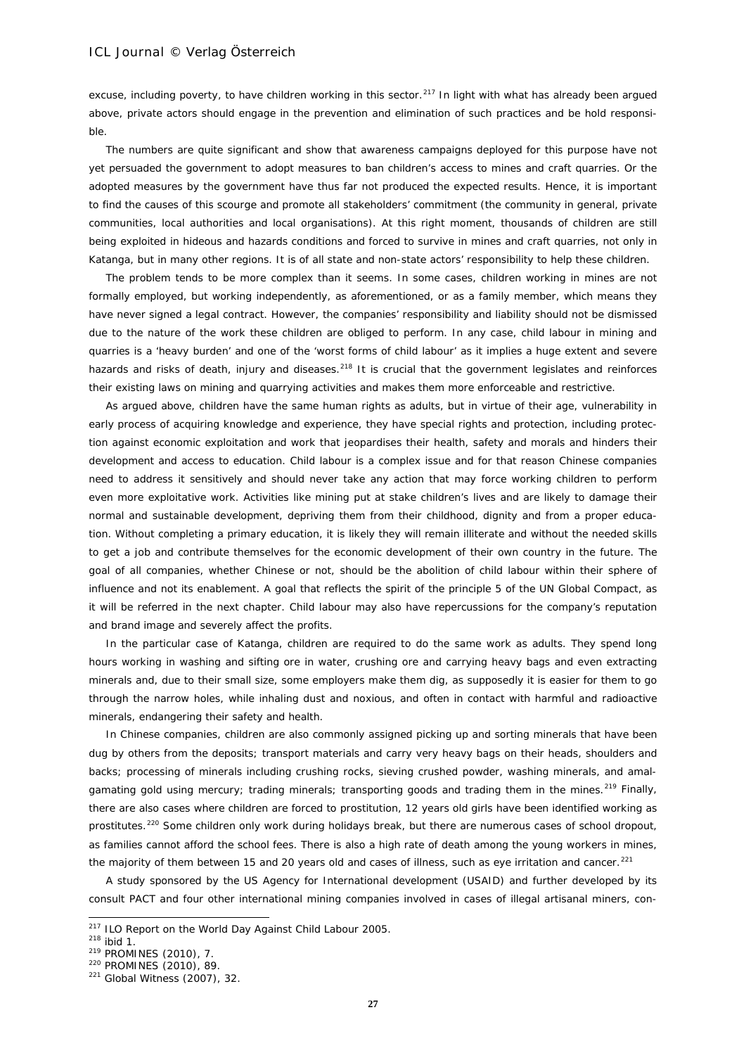excuse, including poverty, to have children working in this sector.[217] In light with what has already been argued above, private actors should engage in the prevention and elimination of such practices and be hold responsible.

The numbers are quite significant and show that awareness campaigns deployed for this purpose have not yet persuaded the government to adopt measures to ban children's access to mines and craft quarries. Or the adopted measures by the government have thus far not produced the expected results. Hence, it is important to find the causes of this scourge and promote all stakeholders' commitment (the community in general, private communities, local authorities and local organisations). At this right moment, thousands of children are still being exploited in hideous and hazards conditions and forced to survive in mines and craft quarries, not only in Katanga, but in many other regions. It is of all state and non-state actors' responsibility to help these children.

The problem tends to be more complex than it seems. In some cases, children working in mines are not formally employed, but working independently, as aforementioned, or as a family member, which means they have never signed a legal contract. However, the companies' responsibility and liability should not be dismissed due to the nature of the work these children are obliged to perform. In any case, child labour in mining and quarries is a 'heavy burden' and one of the 'worst forms of child labour' as it implies a huge extent and severe hazards and risks of death, injury and diseases.[218] It is crucial that the government legislates and reinforces their existing laws on mining and quarrying activities and makes them more enforceable and restrictive.

As argued above, children have the same human rights as adults, but in virtue of their age, vulnerability in early process of acquiring knowledge and experience, they have special rights and protection, including protection against economic exploitation and work that jeopardises their health, safety and morals and hinders their development and access to education. Child labour is a complex issue and for that reason Chinese companies need to address it sensitively and should never take any action that may force working children to perform even more exploitative work. Activities like mining put at stake children's lives and are likely to damage their normal and sustainable development, depriving them from their childhood, dignity and from a proper education. Without completing a primary education, it is likely they will remain illiterate and without the needed skills to get a job and contribute themselves for the economic development of their own country in the future. The goal of all companies, whether Chinese or not, should be the abolition of child labour within their sphere of influence and not its enablement. A goal that reflects the spirit of the principle 5 of the UN Global Compact, as it will be referred in the next chapter. Child labour may also have repercussions for the company's reputation and brand image and severely affect the profits.

In the particular case of Katanga, children are required to do the same work as adults. They spend long hours working in washing and sifting ore in water, crushing ore and carrying heavy bags and even extracting minerals and, due to their small size, some employers make them dig, as supposedly it is easier for them to go through the narrow holes, while inhaling dust and noxious, and often in contact with harmful and radioactive minerals, endangering their safety and health.

In Chinese companies, children are also commonly assigned picking up and sorting minerals that have been dug by others from the deposits; transport materials and carry very heavy bags on their heads, shoulders and backs; processing of minerals including crushing rocks, sieving crushed powder, washing minerals, and amalgamating gold using mercury; trading minerals; transporting goods and trading them in the mines.[219] Finally, there are also cases where children are forced to prostitution, 12 years old girls have been identified working as prostitutes.[220] Some children only work during holidays break, but there are numerous cases of school dropout, as families cannot afford the school fees. There is also a high rate of death among the young workers in mines, the majority of them between 15 and 20 years old and cases of illness, such as eye irritation and cancer.[221]

A study sponsored by the US Agency for International development (USAID) and further developed by its consult PACT and four other international mining companies involved in cases of illegal artisanal miners, con-

---

[217] ILO Report on the World Day Against Child Labour 2005.

[218] ibid 1.

[219] PROMINES (2010), 7.

[220] PROMINES (2010), 89.

[221] Global Witness (2007), 32.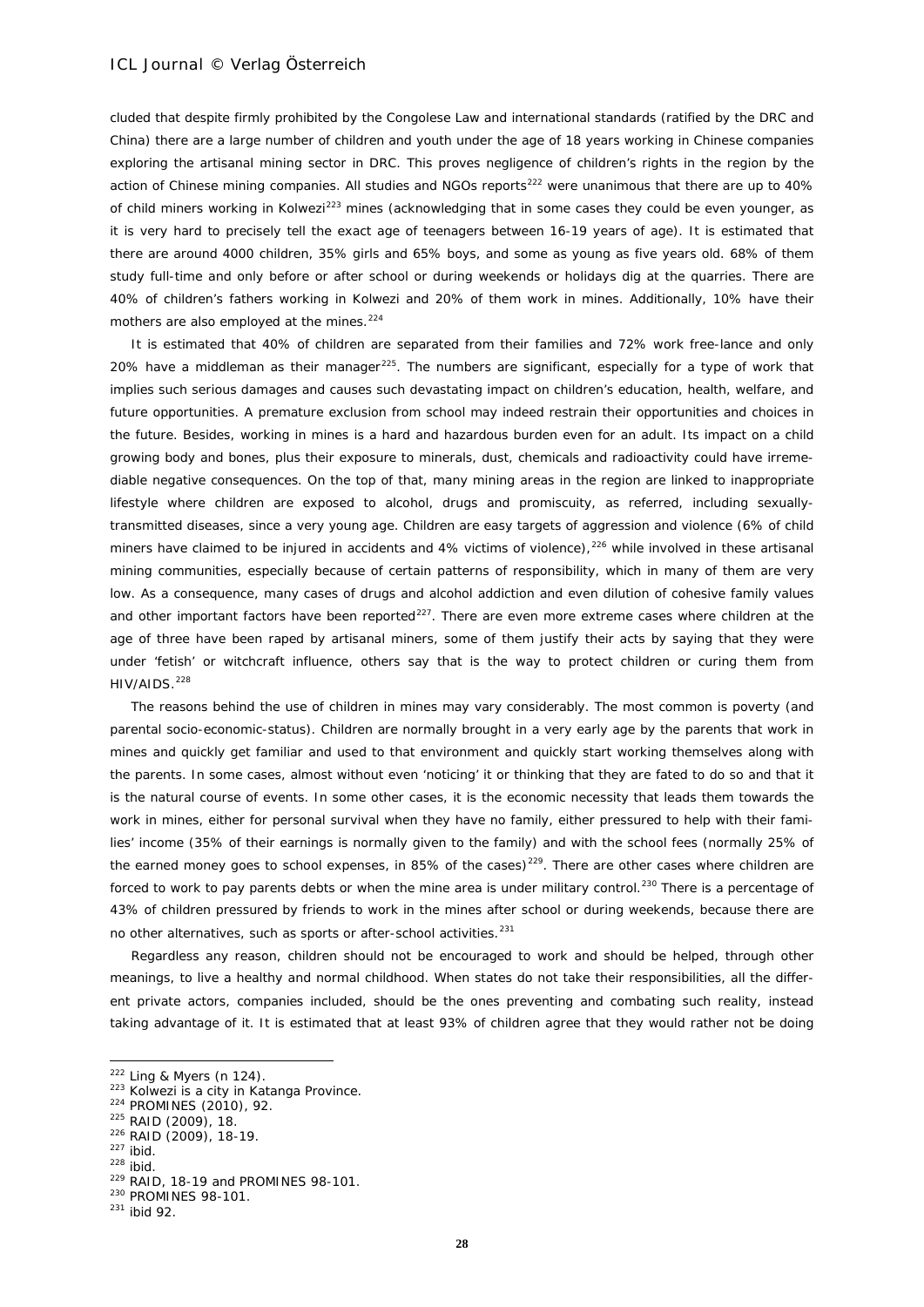cluded that despite firmly prohibited by the Congolese Law and international standards (ratified by the DRC and China) there are a large number of children and youth under the age of 18 years working in Chinese companies exploring the artisanal mining sector in DRC. This proves negligence of children's rights in the region by the action of Chinese mining companies. All studies and NGOs reports[222] were unanimous that there are up to 40% of child miners working in Kolwezi[223] mines (acknowledging that in some cases they could be even younger, as it is very hard to precisely tell the exact age of teenagers between 16-19 years of age). It is estimated that there are around 4000 children, 35% girls and 65% boys, and some as young as five years old. 68% of them study full-time and only before or after school or during weekends or holidays dig at the quarries. There are 40% of children's fathers working in Kolwezi and 20% of them work in mines. Additionally, 10% have their mothers are also employed at the mines.[224]

It is estimated that 40% of children are separated from their families and 72% work free-lance and only 20% have a middleman as their manager[225]. The numbers are significant, especially for a type of work that implies such serious damages and causes such devastating impact on children's education, health, welfare, and future opportunities. A premature exclusion from school may indeed restrain their opportunities and choices in the future. Besides, working in mines is a hard and hazardous burden even for an adult. Its impact on a child growing body and bones, plus their exposure to minerals, dust, chemicals and radioactivity could have irremediable negative consequences. On the top of that, many mining areas in the region are linked to inappropriate lifestyle where children are exposed to alcohol, drugs and promiscuity, as referred, including sexually-transmitted diseases, since a very young age. Children are easy targets of aggression and violence (6% of child miners have claimed to be injured in accidents and 4% victims of violence),[226] while involved in these artisanal mining communities, especially because of certain patterns of responsibility, which in many of them are very low. As a consequence, many cases of drugs and alcohol addiction and even dilution of cohesive family values and other important factors have been reported[227]. There are even more extreme cases where children at the age of three have been raped by artisanal miners, some of them justify their acts by saying that they were under 'fetish' or witchcraft influence, others say that is the way to protect children or curing them from HIV/AIDS.[228]

The reasons behind the use of children in mines may vary considerably. The most common is poverty (and parental socio-economic-status). Children are normally brought in a very early age by the parents that work in mines and quickly get familiar and used to that environment and quickly start working themselves along with the parents. In some cases, almost without even 'noticing' it or thinking that they are fated to do so and that it is the natural course of events. In some other cases, it is the economic necessity that leads them towards the work in mines, either for personal survival when they have no family, either pressured to help with their families' income (35% of their earnings is normally given to the family) and with the school fees (normally 25% of the earned money goes to school expenses, in 85% of the cases)[229]. There are other cases where children are forced to work to pay parents debts or when the mine area is under military control.[230] There is a percentage of 43% of children pressured by friends to work in the mines after school or during weekends, because there are no other alternatives, such as sports or after-school activities.[231]

Regardless any reason, children should not be encouraged to work and should be helped, through other meanings, to live a healthy and normal childhood. When states do not take their responsibilities, all the different private actors, companies included, should be the ones preventing and combating such reality, instead taking advantage of it. It is estimated that at least 93% of children agree that they would rather not be doing

---

[222] Ling & Myers (n 124).

[223] Kolwezi is a city in Katanga Province.

[224] PROMINES (2010), 92.

[225] RAID (2009), 18.

[226] RAID (2009), 18-19.

[227] ibid.

[228] ibid.

[229] RAID, 18-19 and PROMINES 98-101.

[230] PROMINES 98-101.

[231] ibid 92.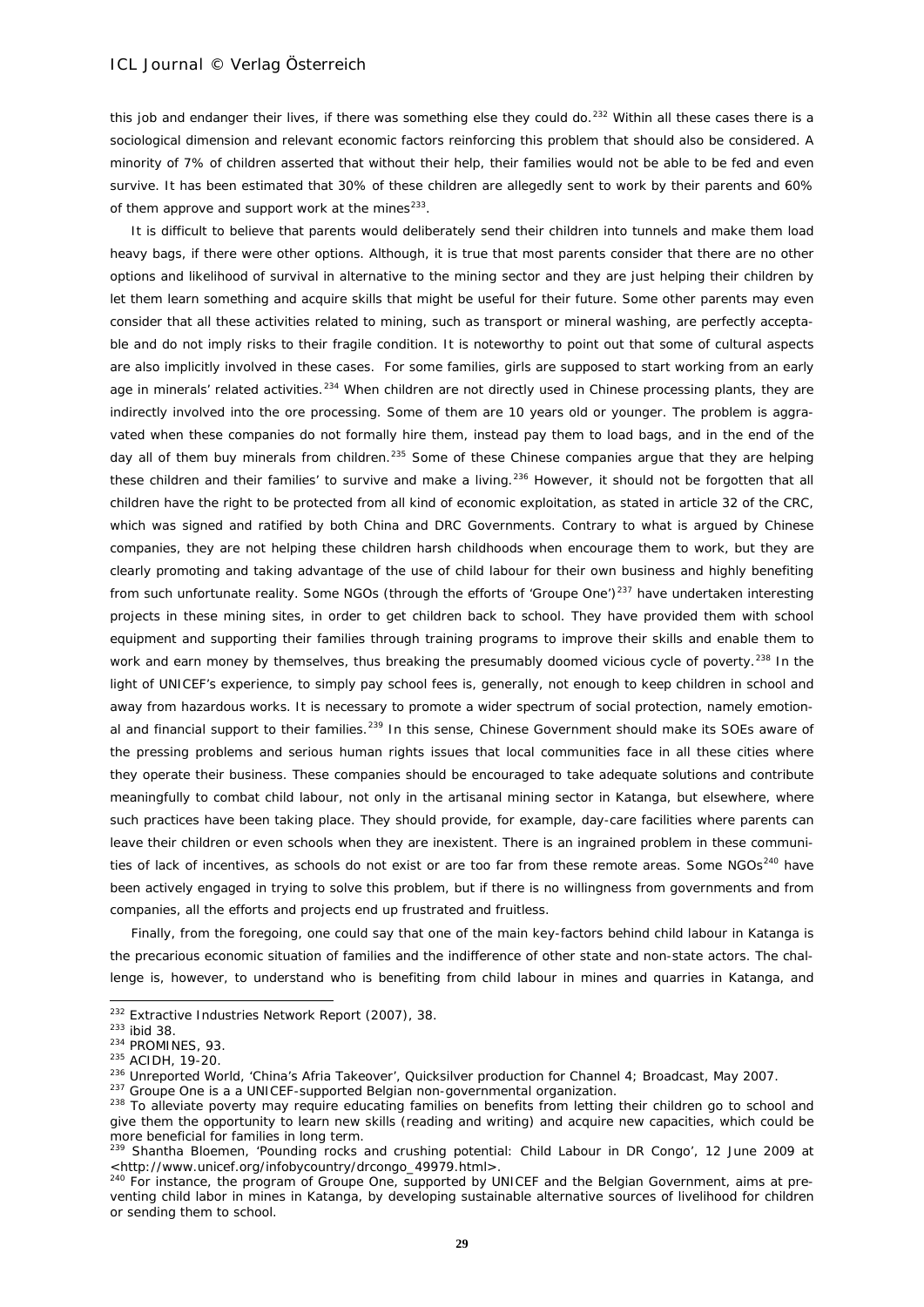this job and endanger their lives, if there was something else they could do.[232] Within all these cases there is a sociological dimension and relevant economic factors reinforcing this problem that should also be considered. A minority of 7% of children asserted that without their help, their families would not be able to be fed and even survive. It has been estimated that 30% of these children are allegedly sent to work by their parents and 60% of them approve and support work at the mines[233].

It is difficult to believe that parents would deliberately send their children into tunnels and make them load heavy bags, if there were other options. Although, it is true that most parents consider that there are no other options and likelihood of survival in alternative to the mining sector and they are just helping their children by let them learn something and acquire skills that might be useful for their future. Some other parents may even consider that all these activities related to mining, such as transport or mineral washing, are perfectly acceptable and do not imply risks to their fragile condition. It is noteworthy to point out that some of cultural aspects are also implicitly involved in these cases. For some families, girls are supposed to start working from an early age in minerals' related activities.[234] When children are not directly used in Chinese processing plants, they are indirectly involved into the ore processing. Some of them are 10 years old or younger. The problem is aggravated when these companies do not formally hire them, instead pay them to load bags, and in the end of the day all of them buy minerals from children.[235] Some of these Chinese companies argue that they are helping these children and their families' to survive and make a living.[236] However, it should not be forgotten that all children have the right to be protected from all kind of economic exploitation, as stated in article 32 of the CRC, which was signed and ratified by both China and DRC Governments. Contrary to what is argued by Chinese companies, they are not helping these children harsh childhoods when encourage them to work, but they are clearly promoting and taking advantage of the use of child labour for their own business and highly benefiting from such unfortunate reality. Some NGOs (through the efforts of 'Groupe One')[237] have undertaken interesting projects in these mining sites, in order to get children back to school. They have provided them with school equipment and supporting their families through training programs to improve their skills and enable them to work and earn money by themselves, thus breaking the presumably doomed vicious cycle of poverty.[238] In the light of UNICEF's experience, to simply pay school fees is, generally, not enough to keep children in school and away from hazardous works. It is necessary to promote a wider spectrum of social protection, namely emotional and financial support to their families.[239] In this sense, Chinese Government should make its SOEs aware of the pressing problems and serious human rights issues that local communities face in all these cities where they operate their business. These companies should be encouraged to take adequate solutions and contribute meaningfully to combat child labour, not only in the artisanal mining sector in Katanga, but elsewhere, where such practices have been taking place. They should provide, for example, day-care facilities where parents can leave their children or even schools when they are inexistent. There is an ingrained problem in these communities of lack of incentives, as schools do not exist or are too far from these remote areas. Some NGOs[240] have been actively engaged in trying to solve this problem, but if there is no willingness from governments and from companies, all the efforts and projects end up frustrated and fruitless.

Finally, from the foregoing, one could say that one of the main key-factors behind child labour in Katanga is the precarious economic situation of families and the indifference of other state and non-state actors. The challenge is, however, to understand who is benefiting from child labour in mines and quarries in Katanga, and

---

[232] Extractive Industries Network Report (2007), 38.

[233] ibid 38.

[234] PROMINES, 93.

[235] ACIDH, 19-20.

[236] Unreported World, 'China's Afria Takeover', Quicksilver production for Channel 4; Broadcast, May 2007.

[237] Groupe One is a a UNICEF-supported Belgian non-governmental organization.

[238] To alleviate poverty may require educating families on benefits from letting their children go to school and give them the opportunity to learn new skills (reading and writing) and acquire new capacities, which could be more beneficial for families in long term.

[239] Shantha Bloemen, 'Pounding rocks and crushing potential: Child Labour in DR Congo', 12 June 2009 at <http://www.unicef.org/infobycountry/drcongo_49979.html>.

[240] For instance, the program of Groupe One, supported by UNICEF and the Belgian Government, aims at preventing child labor in mines in Katanga, by developing sustainable alternative sources of livelihood for children or sending them to school.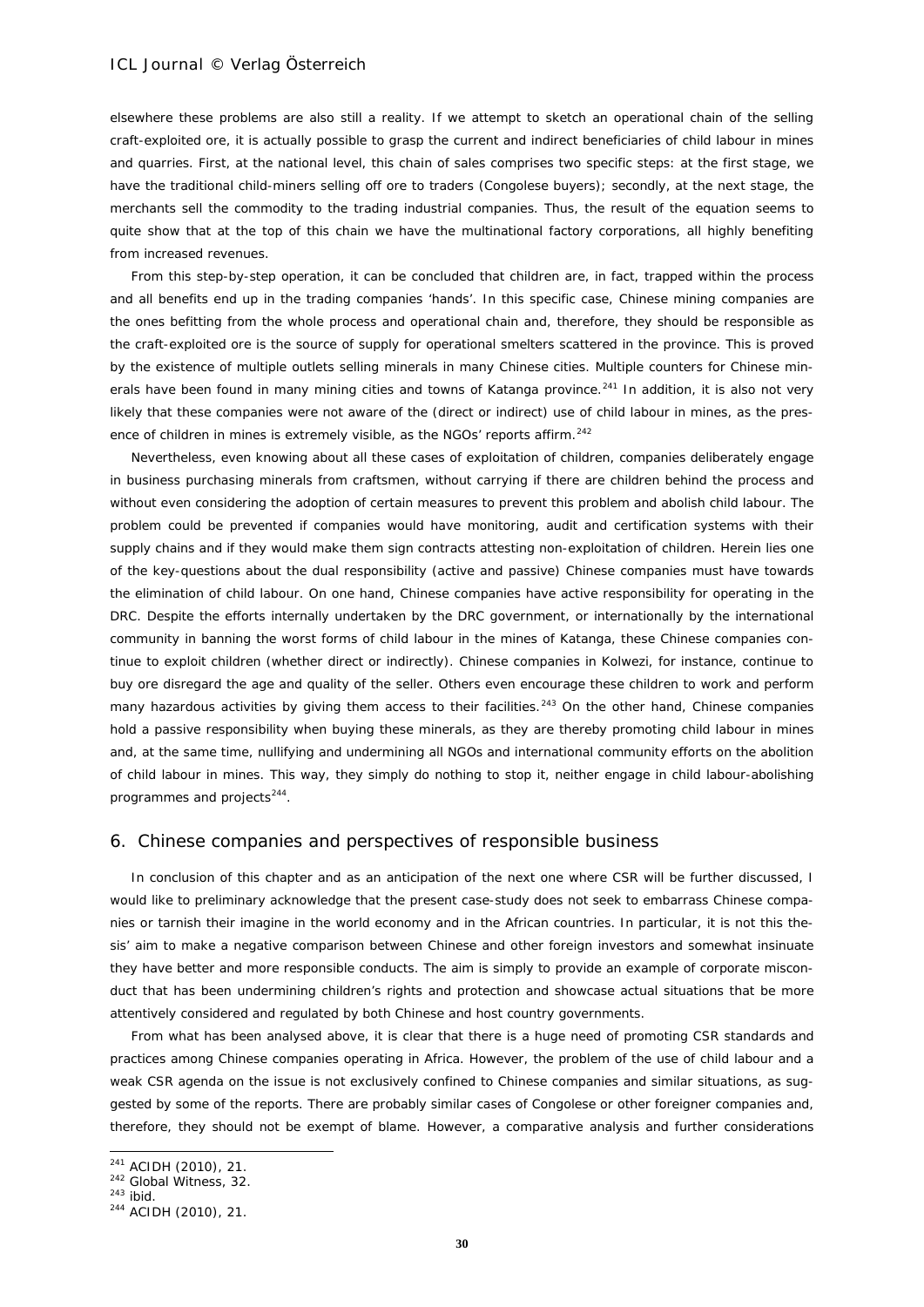elsewhere these problems are also still a reality. If we attempt to sketch an operational chain of the selling craft-exploited ore, it is actually possible to grasp the current and indirect beneficiaries of child labour in mines and quarries. First, at the national level, this chain of sales comprises two specific steps: at the first stage, we have the traditional child-miners selling off ore to traders (Congolese buyers); secondly, at the next stage, the merchants sell the commodity to the trading industrial companies. Thus, the result of the equation seems to quite show that at the top of this chain we have the multinational factory corporations, all highly benefiting from increased revenues.

From this step-by-step operation, it can be concluded that children are, in fact, trapped within the process and all benefits end up in the trading companies 'hands'. In this specific case, Chinese mining companies are the ones befitting from the whole process and operational chain and, therefore, they should be responsible as the craft-exploited ore is the source of supply for operational smelters scattered in the province. This is proved by the existence of multiple outlets selling minerals in many Chinese cities. Multiple counters for Chinese minerals have been found in many mining cities and towns of Katanga province.[241] In addition, it is also not very likely that these companies were not aware of the (direct or indirect) use of child labour in mines, as the presence of children in mines is extremely visible, as the NGOs' reports affirm.[242]

Nevertheless, even knowing about all these cases of exploitation of children, companies deliberately engage in business purchasing minerals from craftsmen, without carrying if there are children behind the process and without even considering the adoption of certain measures to prevent this problem and abolish child labour. The problem could be prevented if companies would have monitoring, audit and certification systems with their supply chains and if they would make them sign contracts attesting non-exploitation of children. Herein lies one of the key-questions about the dual responsibility (active and passive) Chinese companies must have towards the elimination of child labour. On one hand, Chinese companies have active responsibility for operating in the DRC. Despite the efforts internally undertaken by the DRC government, or internationally by the international community in banning the worst forms of child labour in the mines of Katanga, these Chinese companies continue to exploit children (whether direct or indirectly). Chinese companies in Kolwezi, for instance, continue to buy ore disregard the age and quality of the seller. Others even encourage these children to work and perform many hazardous activities by giving them access to their facilities.[243] On the other hand, Chinese companies hold a passive responsibility when buying these minerals, as they are thereby promoting child labour in mines and, at the same time, nullifying and undermining all NGOs and international community efforts on the abolition of child labour in mines. This way, they simply do nothing to stop it, neither engage in child labour-abolishing programmes and projects[244].

## 6. Chinese companies and perspectives of responsible business

In conclusion of this chapter and as an anticipation of the next one where CSR will be further discussed, I would like to preliminary acknowledge that the present case-study does not seek to embarrass Chinese companies or tarnish their imagine in the world economy and in the African countries. In particular, it is not this thesis' aim to make a negative comparison between Chinese and other foreign investors and somewhat insinuate they have better and more responsible conducts. The aim is simply to provide an example of corporate misconduct that has been undermining children's rights and protection and showcase actual situations that be more attentively considered and regulated by both Chinese and host country governments.

From what has been analysed above, it is clear that there is a huge need of promoting CSR standards and practices among Chinese companies operating in Africa. However, the problem of the use of child labour and a weak CSR agenda on the issue is not exclusively confined to Chinese companies and similar situations, as suggested by some of the reports. There are probably similar cases of Congolese or other foreigner companies and, therefore, they should not be exempt of blame. However, a comparative analysis and further considerations

---

[241] ACIDH (2010), 21.
[242] Global Witness, 32.
[243] ibid.
[244] ACIDH (2010), 21.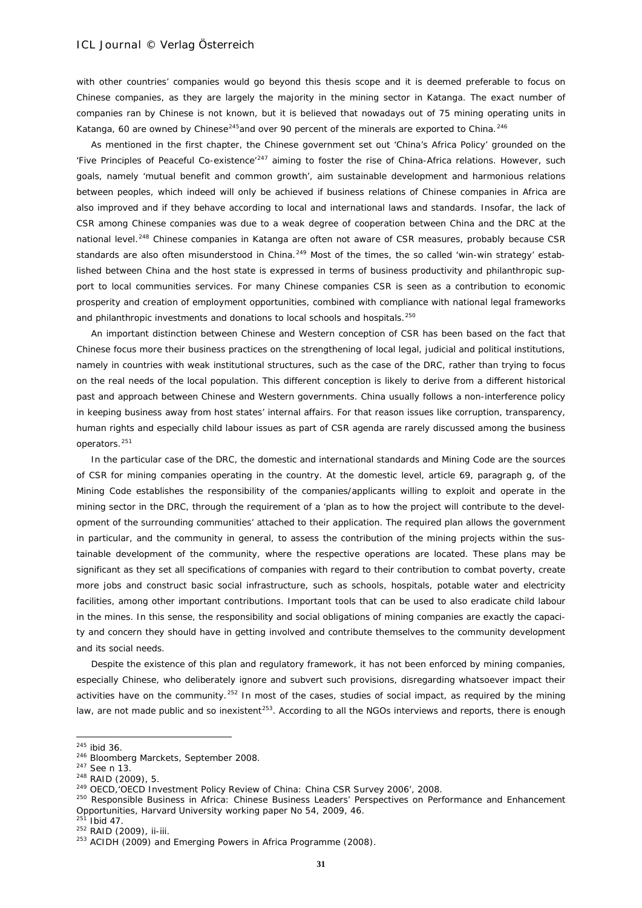with other countries' companies would go beyond this thesis scope and it is deemed preferable to focus on Chinese companies, as they are largely the majority in the mining sector in Katanga. The exact number of companies ran by Chinese is not known, but it is believed that nowadays out of 75 mining operating units in Katanga, 60 are owned by Chinese[245]and over 90 percent of the minerals are exported to China.[246]

As mentioned in the first chapter, the Chinese government set out 'China's Africa Policy' grounded on the 'Five Principles of Peaceful Co-existence'[247] aiming to foster the rise of China-Africa relations. However, such goals, namely 'mutual benefit and common growth', aim sustainable development and harmonious relations between peoples, which indeed will only be achieved if business relations of Chinese companies in Africa are also improved and if they behave according to local and international laws and standards. Insofar, the lack of CSR among Chinese companies was due to a weak degree of cooperation between China and the DRC at the national level.[248] Chinese companies in Katanga are often not aware of CSR measures, probably because CSR standards are also often misunderstood in China.[249] Most of the times, the so called 'win-win strategy' established between China and the host state is expressed in terms of business productivity and philanthropic support to local communities services. For many Chinese companies CSR is seen as a contribution to economic prosperity and creation of employment opportunities, combined with compliance with national legal frameworks and philanthropic investments and donations to local schools and hospitals.[250]

An important distinction between Chinese and Western conception of CSR has been based on the fact that Chinese focus more their business practices on the strengthening of local legal, judicial and political institutions, namely in countries with weak institutional structures, such as the case of the DRC, rather than trying to focus on the real needs of the local population. This different conception is likely to derive from a different historical past and approach between Chinese and Western governments. China usually follows a non-interference policy in keeping business away from host states' internal affairs. For that reason issues like corruption, transparency, human rights and especially child labour issues as part of CSR agenda are rarely discussed among the business operators.[251]

In the particular case of the DRC, the domestic and international standards and Mining Code are the sources of CSR for mining companies operating in the country. At the domestic level, article 69, paragraph g, of the Mining Code establishes the responsibility of the companies/applicants willing to exploit and operate in the mining sector in the DRC, through the requirement of a 'plan as to how the project will contribute to the development of the surrounding communities' attached to their application. The required plan allows the government in particular, and the community in general, to assess the contribution of the mining projects within the sustainable development of the community, where the respective operations are located. These plans may be significant as they set all specifications of companies with regard to their contribution to combat poverty, create more jobs and construct basic social infrastructure, such as schools, hospitals, potable water and electricity facilities, among other important contributions. Important tools that can be used to also eradicate child labour in the mines. In this sense, the responsibility and social obligations of mining companies are exactly the capacity and concern they should have in getting involved and contribute themselves to the community development and its social needs.

Despite the existence of this plan and regulatory framework, it has not been enforced by mining companies, especially Chinese, who deliberately ignore and subvert such provisions, disregarding whatsoever impact their activities have on the community.[252] In most of the cases, studies of social impact, as required by the mining law, are not made public and so inexistent[253]. According to all the NGOs interviews and reports, there is enough

---

[245] ibid 36.

[246] Bloomberg Marckets, September 2008.

[247] See n 13.

[248] RAID (2009), 5.

[249] OECD,'OECD Investment Policy Review of China: China CSR Survey 2006', 2008.

[250] Responsible Business in Africa: Chinese Business Leaders' Perspectives on Performance and Enhancement Opportunities, Harvard University working paper No 54, 2009, 46.

[251] Ibid 47.

[252] RAID (2009), ii-iii.

[253] ACIDH (2009) and Emerging Powers in Africa Programme (2008).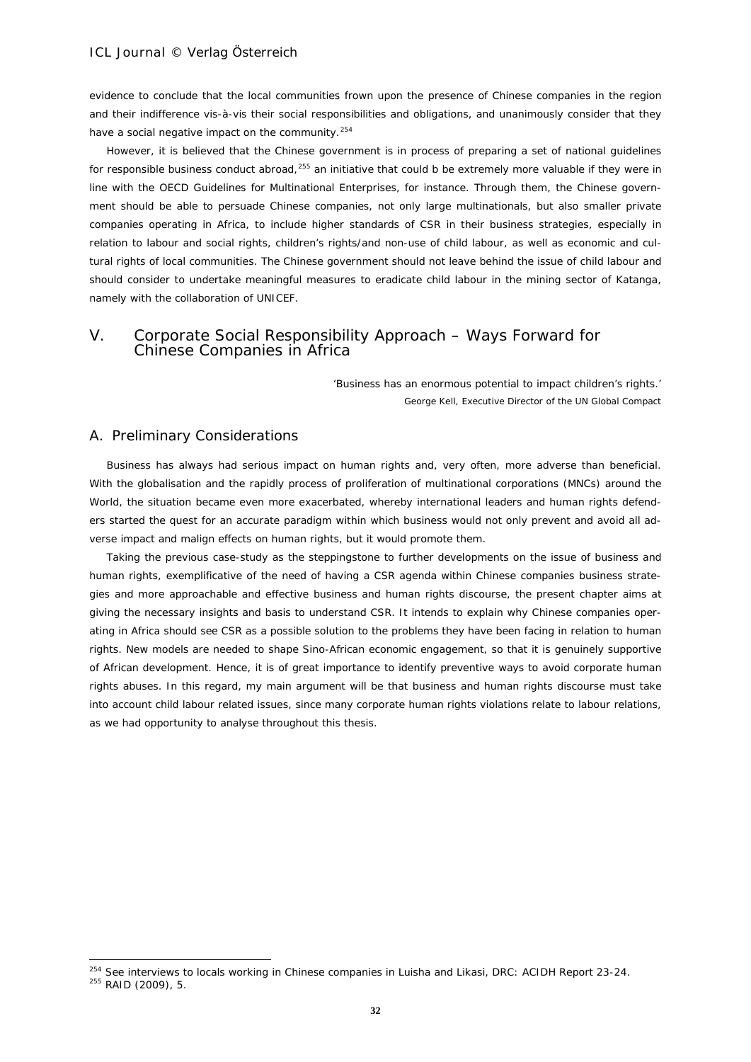evidence to conclude that the local communities frown upon the presence of Chinese companies in the region and their indifference vis-à-vis their social responsibilities and obligations, and unanimously consider that they have a social negative impact on the community.[254]

However, it is believed that the Chinese government is in process of preparing a set of national guidelines for responsible business conduct abroad,[255] an initiative that could b be extremely more valuable if they were in line with the OECD Guidelines for Multinational Enterprises, for instance. Through them, the Chinese government should be able to persuade Chinese companies, not only large multinationals, but also smaller private companies operating in Africa, to include higher standards of CSR in their business strategies, especially in relation to labour and social rights, children's rights/and non-use of child labour, as well as economic and cultural rights of local communities. The Chinese government should not leave behind the issue of child labour and should consider to undertake meaningful measures to eradicate child labour in the mining sector of Katanga, namely with the collaboration of UNICEF.

# V. Corporate Social Responsibility Approach – Ways Forward for Chinese Companies in Africa

*'Business has an enormous potential to impact children's rights.'*
*George Kell, Executive Director of the UN Global Compact*

## A. Preliminary Considerations

Business has always had serious impact on human rights and, very often, more adverse than beneficial. With the globalisation and the rapidly process of proliferation of multinational corporations (MNCs) around the World, the situation became even more exacerbated, whereby international leaders and human rights defenders started the quest for an accurate paradigm within which business would not only prevent and avoid all adverse impact and malign effects on human rights, but it would promote them.

Taking the previous case-study as the steppingstone to further developments on the issue of business and human rights, exemplificative of the need of having a CSR agenda within Chinese companies business strategies and more approachable and effective business and human rights discourse, the present chapter aims at giving the necessary insights and basis to understand CSR. It intends to explain why Chinese companies operating in Africa should see CSR as a possible solution to the problems they have been facing in relation to human rights. New models are needed to shape Sino-African economic engagement, so that it is genuinely supportive of African development. Hence, it is of great importance to identify preventive ways to avoid corporate human rights abuses. In this regard, my main argument will be that business and human rights discourse must take into account child labour related issues, since many corporate human rights violations relate to labour relations, as we had opportunity to analyse throughout this thesis.

---

[254] See interviews to locals working in Chinese companies in Luisha and Likasi, DRC: ACIDH Report 23-24.
[255] RAID (2009), 5.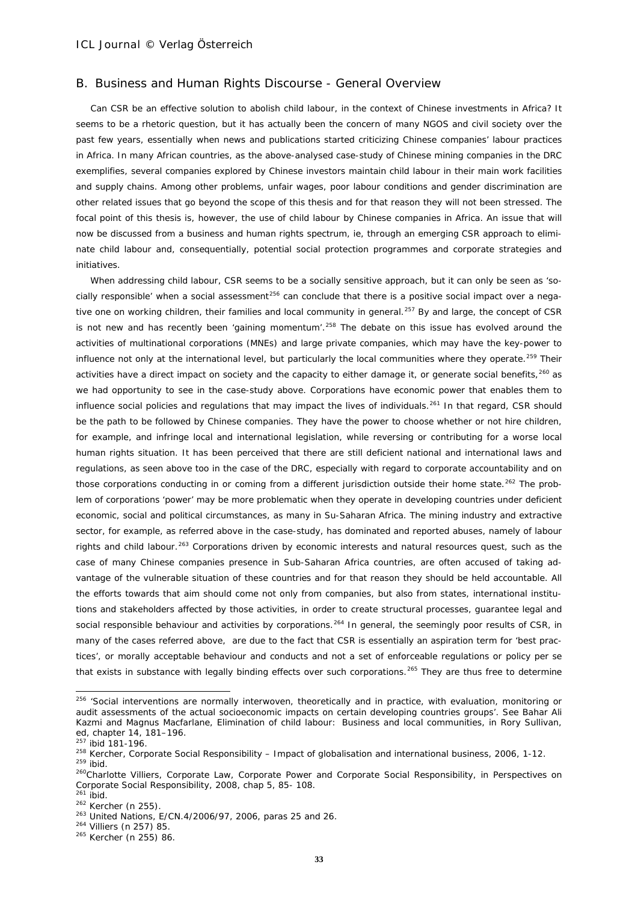## B. Business and Human Rights Discourse - General Overview

Can CSR be an effective solution to abolish child labour, in the context of Chinese investments in Africa? It seems to be a rhetoric question, but it has actually been the concern of many NGOS and civil society over the past few years, essentially when news and publications started criticizing Chinese companies' labour practices in Africa. In many African countries, as the above-analysed case-study of Chinese mining companies in the DRC exemplifies, several companies explored by Chinese investors maintain child labour in their main work facilities and supply chains. Among other problems, unfair wages, poor labour conditions and gender discrimination are other related issues that go beyond the scope of this thesis and for that reason they will not been stressed. The focal point of this thesis is, however, the use of child labour by Chinese companies in Africa. An issue that will now be discussed from a business and human rights spectrum, ie, through an emerging CSR approach to eliminate child labour and, consequentially, potential social protection programmes and corporate strategies and initiatives.

When addressing child labour, CSR seems to be a socially sensitive approach, but it can only be seen as 'socially responsible' when a social assessment[256] can conclude that there is a positive social impact over a negative one on working children, their families and local community in general.[257] By and large, the concept of CSR is not new and has recently been 'gaining momentum'.[258] The debate on this issue has evolved around the activities of multinational corporations (MNEs) and large private companies, which may have the key-power to influence not only at the international level, but particularly the local communities where they operate.[259] Their activities have a direct impact on society and the capacity to either damage it, or generate social benefits,[260] as we had opportunity to see in the case-study above. Corporations have economic power that enables them to influence social policies and regulations that may impact the lives of individuals.[261] In that regard, CSR should be the path to be followed by Chinese companies. They have the power to choose whether or not hire children, for example, and infringe local and international legislation, while reversing or contributing for a worse local human rights situation. It has been perceived that there are still deficient national and international laws and regulations, as seen above too in the case of the DRC, especially with regard to corporate accountability and on those corporations conducting in or coming from a different jurisdiction outside their home state.[262] The problem of corporations 'power' may be more problematic when they operate in developing countries under deficient economic, social and political circumstances, as many in Su-Saharan Africa. The mining industry and extractive sector, for example, as referred above in the case-study, has dominated and reported abuses, namely of labour rights and child labour.[263] Corporations driven by economic interests and natural resources quest, such as the case of many Chinese companies presence in Sub-Saharan Africa countries, are often accused of taking advantage of the vulnerable situation of these countries and for that reason they should be held accountable. All the efforts towards that aim should come not only from companies, but also from states, international institutions and stakeholders affected by those activities, in order to create structural processes, guarantee legal and social responsible behaviour and activities by corporations.[264] In general, the seemingly poor results of CSR, in many of the cases referred above, are due to the fact that CSR is essentially an aspiration term for 'best practices', or morally acceptable behaviour and conducts and not a set of enforceable regulations or policy per se that exists in substance with legally binding effects over such corporations.[265] They are thus free to determine

---

[256] 'Social interventions are normally interwoven, theoretically and in practice, with evaluation, monitoring or audit assessments of the actual socioeconomic impacts on certain developing countries groups'. See Bahar Ali Kazmi and Magnus Macfarlane, Elimination of child labour: Business and local communities, in Rory Sullivan, ed, chapter 14, 181–196.

[257] ibid 181-196.

[258] Kercher, Corporate Social Responsibility – Impact of globalisation and international business, 2006, 1-12.

[259] ibid.

[260] Charlotte Villiers, Corporate Law, Corporate Power and Corporate Social Responsibility, in Perspectives on Corporate Social Responsibility, 2008, chap 5, 85- 108.

[261] ibid.

[262] Kercher (n 255).

[263] United Nations, E/CN.4/2006/97, 2006, paras 25 and 26.

[264] Villiers (n 257) 85.

[265] Kercher (n 255) 86.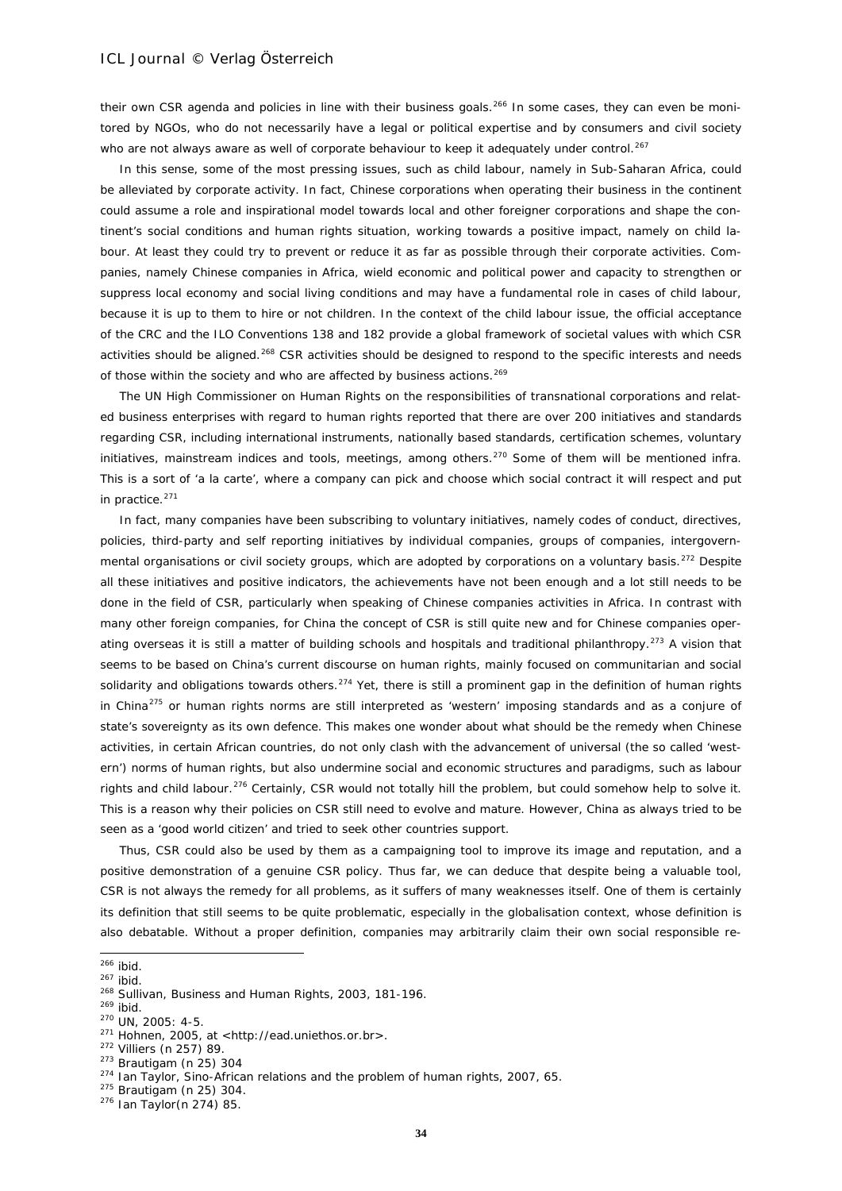their own CSR agenda and policies in line with their business goals.[266] In some cases, they can even be monitored by NGOs, who do not necessarily have a legal or political expertise and by consumers and civil society who are not always aware as well of corporate behaviour to keep it adequately under control.[267]

In this sense, some of the most pressing issues, such as child labour, namely in Sub-Saharan Africa, could be alleviated by corporate activity. In fact, Chinese corporations when operating their business in the continent could assume a role and inspirational model towards local and other foreigner corporations and shape the continent's social conditions and human rights situation, working towards a positive impact, namely on child labour. At least they could try to prevent or reduce it as far as possible through their corporate activities. Companies, namely Chinese companies in Africa, wield economic and political power and capacity to strengthen or suppress local economy and social living conditions and may have a fundamental role in cases of child labour, because it is up to them to hire or not children. In the context of the child labour issue, the official acceptance of the CRC and the ILO Conventions 138 and 182 provide a global framework of societal values with which CSR activities should be aligned.[268] CSR activities should be designed to respond to the specific interests and needs of those within the society and who are affected by business actions.[269]

The UN High Commissioner on Human Rights on the responsibilities of transnational corporations and related business enterprises with regard to human rights reported that there are over 200 initiatives and standards regarding CSR, including international instruments, nationally based standards, certification schemes, voluntary initiatives, mainstream indices and tools, meetings, among others.[270] Some of them will be mentioned *infra*. This is a sort of 'a la carte', where a company can pick and choose which social contract it will respect and put in practice.[271]

In fact, many companies have been subscribing to voluntary initiatives, namely codes of conduct, directives, policies, third-party and self reporting initiatives by individual companies, groups of companies, intergovernmental organisations or civil society groups, which are adopted by corporations on a voluntary basis.[272] Despite all these initiatives and positive indicators, the achievements have not been enough and a lot still needs to be done in the field of CSR, particularly when speaking of Chinese companies activities in Africa. In contrast with many other foreign companies, for China the concept of CSR is still quite new and for Chinese companies operating overseas it is still a matter of building schools and hospitals and traditional philanthropy.[273] A vision that seems to be based on China's current discourse on human rights, mainly focused on communitarian and social solidarity and obligations towards others.[274] Yet, there is still a prominent gap in the definition of human rights in China[275] or human rights norms are still interpreted as 'western' imposing standards and as a conjure of state's sovereignty as its own defence. This makes one wonder about what should be the remedy when Chinese activities, in certain African countries, do not only clash with the advancement of universal (the so called 'western') norms of human rights, but also undermine social and economic structures and paradigms, such as labour rights and child labour.[276] Certainly, CSR would not totally hill the problem, but could somehow help to solve it. This is a reason why their policies on CSR still need to evolve and mature. However, China as always tried to be seen as a 'good world citizen' and tried to seek other countries support.

Thus, CSR could also be used by them as a campaigning tool to improve its image and reputation, and a positive demonstration of a genuine CSR policy. Thus far, we can deduce that despite being a valuable tool, CSR is not always the remedy for all problems, as it suffers of many weaknesses itself. One of them is certainly its definition that still seems to be quite problematic, especially in the globalisation context, whose definition is also debatable. Without a proper definition, companies may arbitrarily claim their own social responsible re-

---

[266] ibid.
[267] ibid.
[268] Sullivan, Business and Human Rights, 2003, 181-196.
[269] ibid.
[270] UN, 2005: 4-5.
[271] Hohnen, 2005, at <http://ead.uniethos.or.br>.
[272] Villiers (n 257) 89.
[273] Brautigam (n 25) 304
[274] Ian Taylor, Sino-African relations and the problem of human rights, 2007, 65.
[275] Brautigam (n 25) 304.
[276] Ian Taylor(n 274) 85.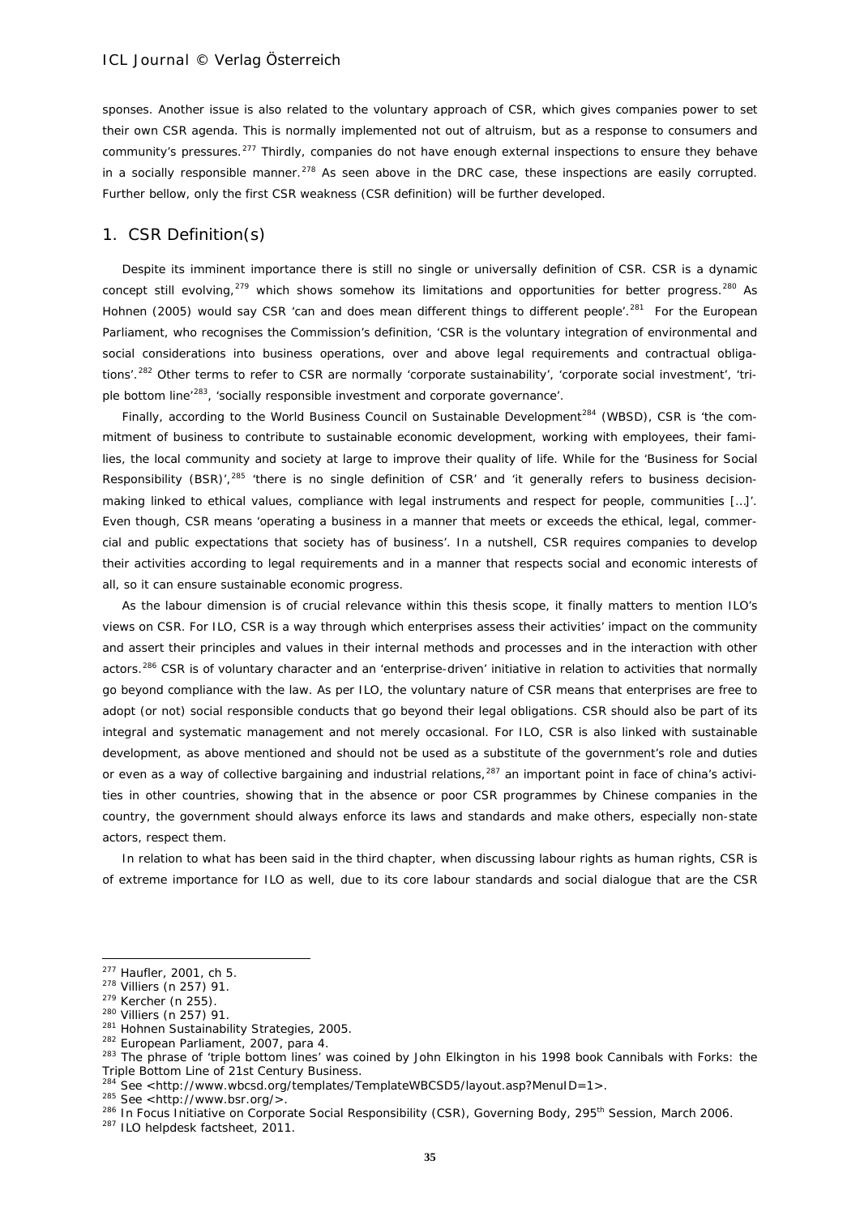sponses. Another issue is also related to the voluntary approach of CSR, which gives companies power to set their own CSR agenda. This is normally implemented not out of altruism, but as a response to consumers and community's pressures.[277] Thirdly, companies do not have enough external inspections to ensure they behave in a socially responsible manner.[278] As seen above in the DRC case, these inspections are easily corrupted. Further bellow, only the first CSR weakness (CSR definition) will be further developed.

## 1. CSR Definition(s)

Despite its imminent importance there is still no single or universally definition of CSR. CSR is a dynamic concept still evolving,[279] which shows somehow its limitations and opportunities for better progress.[280] As Hohnen (2005) would say CSR 'can and does mean different things to different people'.[281] For the European Parliament, who recognises the Commission's definition, 'CSR is the voluntary integration of environmental and social considerations into business operations, over and above legal requirements and contractual obligations'.[282] Other terms to refer to CSR are normally 'corporate sustainability', 'corporate social investment', 'triple bottom line'[283], 'socially responsible investment and corporate governance'.

Finally, according to the World Business Council on Sustainable Development[284] (WBSD), CSR is 'the commitment of business to contribute to sustainable economic development, working with employees, their families, the local community and society at large to improve their quality of life. While for the 'Business for Social Responsibility (BSR)',[285] 'there is no single definition of CSR' and 'it generally refers to business decision-making linked to ethical values, compliance with legal instruments and respect for people, communities […]'. Even though, CSR means 'operating a business in a manner that meets or exceeds the ethical, legal, commercial and public expectations that society has of business'. In a nutshell, CSR requires companies to develop their activities according to legal requirements and in a manner that respects social and economic interests of all, so it can ensure sustainable economic progress.

As the labour dimension is of crucial relevance within this thesis scope, it finally matters to mention ILO's views on CSR. For ILO, CSR is a way through which enterprises assess their activities' impact on the community and assert their principles and values in their internal methods and processes and in the interaction with other actors.[286] CSR is of voluntary character and an 'enterprise-driven' initiative in relation to activities that normally go beyond compliance with the law. As per ILO, the voluntary nature of CSR means that enterprises are free to adopt (or not) social responsible conducts that go beyond their legal obligations. CSR should also be part of its integral and systematic management and not merely occasional. For ILO, CSR is also linked with sustainable development, as above mentioned and should not be used as a substitute of the government's role and duties or even as a way of collective bargaining and industrial relations,[287] an important point in face of china's activities in other countries, showing that in the absence or poor CSR programmes by Chinese companies in the country, the government should always enforce its laws and standards and make others, especially non-state actors, respect them.

In relation to what has been said in the third chapter, when discussing labour rights as human rights, CSR is of extreme importance for ILO as well, due to its core labour standards and social dialogue that are the CSR

---

[277] Haufler, 2001, ch 5.
[278] Villiers (n 257) 91.
[279] Kercher (n 255).
[280] Villiers (n 257) 91.
[281] Hohnen Sustainability Strategies, 2005.
[282] European Parliament, 2007, para 4.
[283] The phrase of 'triple bottom lines' was coined by John Elkington in his 1998 book Cannibals with Forks: the Triple Bottom Line of 21st Century Business.
[284] See <http://www.wbcsd.org/templates/TemplateWBCSD5/layout.asp?MenuID=1>.
[285] See <http://www.bsr.org/>.
[286] In Focus Initiative on Corporate Social Responsibility (CSR), Governing Body, 295th Session, March 2006.
[287] ILO helpdesk factsheet, 2011.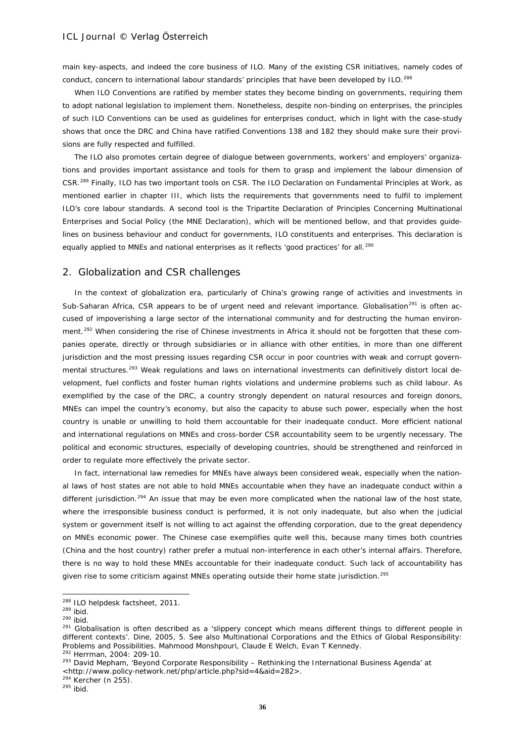main key-aspects, and indeed the core business of ILO. Many of the existing CSR initiatives, namely codes of conduct, concern to international labour standards' principles that have been developed by ILO.[288]

When ILO Conventions are ratified by member states they become binding on governments, requiring them to adopt national legislation to implement them. Nonetheless, despite non-binding on enterprises, the principles of such ILO Conventions can be used as guidelines for enterprises conduct, which in light with the case-study shows that once the DRC and China have ratified Conventions 138 and 182 they should make sure their provisions are fully respected and fulfilled.

The ILO also promotes certain degree of dialogue between governments, workers' and employers' organizations and provides important assistance and tools for them to grasp and implement the labour dimension of CSR.[289] Finally, ILO has two important tools on CSR. The ILO Declaration on Fundamental Principles at Work, as mentioned earlier in chapter III, which lists the requirements that governments need to fulfil to implement ILO's core labour standards. A second tool is the Tripartite Declaration of Principles Concerning Multinational Enterprises and Social Policy (the MNE Declaration), which will be mentioned bellow, and that provides guidelines on business behaviour and conduct for governments, ILO constituents and enterprises. This declaration is equally applied to MNEs and national enterprises as it reflects 'good practices' for all.[290]

## 2. Globalization and CSR challenges

In the context of globalization era, particularly of China's growing range of activities and investments in Sub-Saharan Africa, CSR appears to be of urgent need and relevant importance. Globalisation[291] is often accused of impoverishing a large sector of the international community and for destructing the human environment.[292] When considering the rise of Chinese investments in Africa it should not be forgotten that these companies operate, directly or through subsidiaries or in alliance with other entities, in more than one different jurisdiction and the most pressing issues regarding CSR occur in poor countries with weak and corrupt governmental structures.[293] Weak regulations and laws on international investments can definitively distort local development, fuel conflicts and foster human rights violations and undermine problems such as child labour. As exemplified by the case of the DRC, a country strongly dependent on natural resources and foreign donors, MNEs can impel the country's economy, but also the capacity to abuse such power, especially when the host country is unable or unwilling to hold them accountable for their inadequate conduct. More efficient national and international regulations on MNEs and cross-border CSR accountability seem to be urgently necessary. The political and economic structures, especially of developing countries, should be strengthened and reinforced in order to regulate more effectively the private sector.

In fact, international law remedies for MNEs have always been considered weak, especially when the national laws of host states are not able to hold MNEs accountable when they have an inadequate conduct within a different jurisdiction.[294] An issue that may be even more complicated when the national law of the host state, where the irresponsible business conduct is performed, it is not only inadequate, but also when the judicial system or government itself is not willing to act against the offending corporation, due to the great dependency on MNEs economic power. The Chinese case exemplifies quite well this, because many times both countries (China and the host country) rather prefer a mutual non-interference in each other's internal affairs. Therefore, there is no way to hold these MNEs accountable for their inadequate conduct. Such lack of accountability has given rise to some criticism against MNEs operating outside their home state jurisdiction.[295]

---

[288] ILO helpdesk factsheet, 2011.
[289] ibid.
[290] ibid.
[291] Globalisation is often described as a 'slippery concept which means different things to different people in different contexts'. Dine, 2005, 5. See also Multinational Corporations and the Ethics of Global Responsibility: Problems and Possibilities. Mahmood Monshpouri, Claude E Welch, Evan T Kennedy.
[292] Herrman, 2004: 209-10.
[293] David Mepham, 'Beyond Corporate Responsibility – Rethinking the International Business Agenda' at <http://www.policy-network.net/php/article.php?sid=4&aid=282>.
[294] Kercher (n 255).
[295] ibid.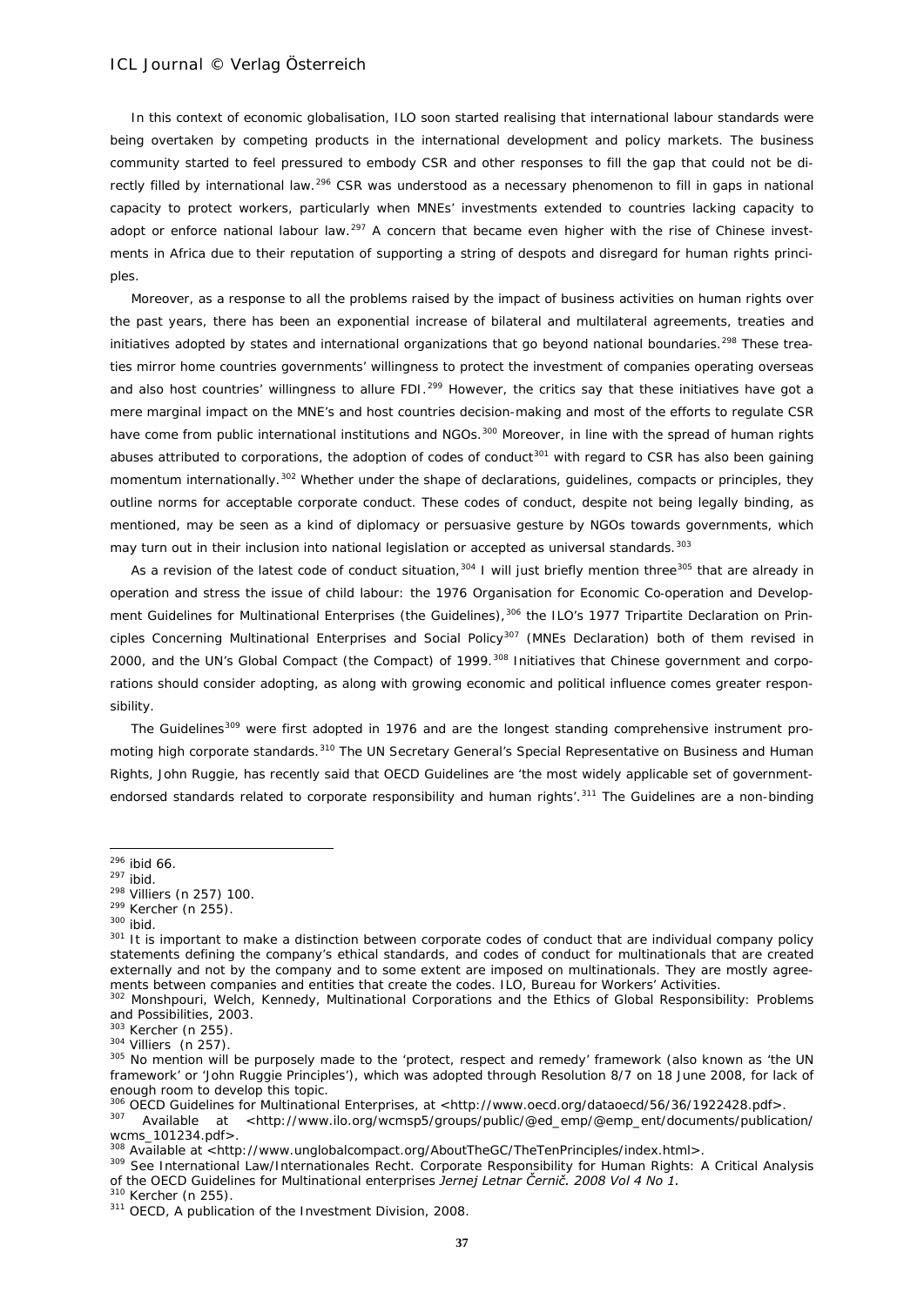In this context of economic globalisation, ILO soon started realising that international labour standards were being overtaken by competing products in the international development and policy markets. The business community started to feel pressured to embody CSR and other responses to fill the gap that could not be directly filled by international law.[296] CSR was understood as a necessary phenomenon to fill in gaps in national capacity to protect workers, particularly when MNEs' investments extended to countries lacking capacity to adopt or enforce national labour law.[297] A concern that became even higher with the rise of Chinese investments in Africa due to their reputation of supporting a string of despots and disregard for human rights principles.

Moreover, as a response to all the problems raised by the impact of business activities on human rights over the past years, there has been an exponential increase of bilateral and multilateral agreements, treaties and initiatives adopted by states and international organizations that go beyond national boundaries.[298] These treaties mirror home countries governments' willingness to protect the investment of companies operating overseas and also host countries' willingness to allure FDI.[299] However, the critics say that these initiatives have got a mere marginal impact on the MNE's and host countries decision-making and most of the efforts to regulate CSR have come from public international institutions and NGOs.[300] Moreover, in line with the spread of human rights abuses attributed to corporations, the adoption of codes of conduct[301] with regard to CSR has also been gaining momentum internationally.[302] Whether under the shape of declarations, guidelines, compacts or principles, they outline norms for acceptable corporate conduct. These codes of conduct, despite not being legally binding, as mentioned, may be seen as a kind of diplomacy or persuasive gesture by NGOs towards governments, which may turn out in their inclusion into national legislation or accepted as universal standards.[303]

As a revision of the latest code of conduct situation,[304] I will just briefly mention three[305] that are already in operation and stress the issue of child labour: the 1976 Organisation for Economic Co-operation and Development Guidelines for Multinational Enterprises (the Guidelines),[306] the ILO's 1977 Tripartite Declaration on Principles Concerning Multinational Enterprises and Social Policy[307] (MNEs Declaration) both of them revised in 2000, and the UN's Global Compact (the Compact) of 1999.[308] Initiatives that Chinese government and corporations should consider adopting, as along with growing economic and political influence comes greater responsibility.

The Guidelines[309] were first adopted in 1976 and are the longest standing comprehensive instrument promoting high corporate standards.[310] The UN Secretary General's Special Representative on Business and Human Rights, John Ruggie, has recently said that OECD Guidelines are 'the most widely applicable set of government-endorsed standards related to corporate responsibility and human rights'.[311] The Guidelines are a non-binding

---

[296] ibid 66.

[297] ibid.

[298] Villiers (n 257) 100.

[299] Kercher (n 255).

[300] ibid.

[301] It is important to make a distinction between corporate codes of conduct that are individual company policy statements defining the company's ethical standards, and codes of conduct for multinationals that are created externally and not by the company and to some extent are imposed on multinationals. They are mostly agreements between companies and entities that create the codes. ILO, Bureau for Workers' Activities.

[302] Monshpouri, Welch, Kennedy, Multinational Corporations and the Ethics of Global Responsibility: Problems and Possibilities, 2003.

[303] Kercher (n 255).

[304] Villiers (n 257).

[305] No mention will be purposely made to the 'protect, respect and remedy' framework (also known as 'the UN framework' or 'John Ruggie Principles'), which was adopted through Resolution 8/7 on 18 June 2008, for lack of enough room to develop this topic.

[306] OECD Guidelines for Multinational Enterprises, at <http://www.oecd.org/dataoecd/56/36/1922428.pdf>.

[307] Available at <http://www.ilo.org/wcmsp5/groups/public/@ed_emp/@emp_ent/documents/publication/wcms_101234.pdf>.

[308] Available at <http://www.unglobalcompact.org/AboutTheGC/TheTenPrinciples/index.html>.

[309] See International Law/Internationales Recht. Corporate Responsibility for Human Rights: A Critical Analysis of the OECD Guidelines for Multinational enterprises *Jernej Letnar Černič. 2008 Vol 4 No 1.*

[310] Kercher (n 255).

[311] OECD, A publication of the Investment Division, 2008.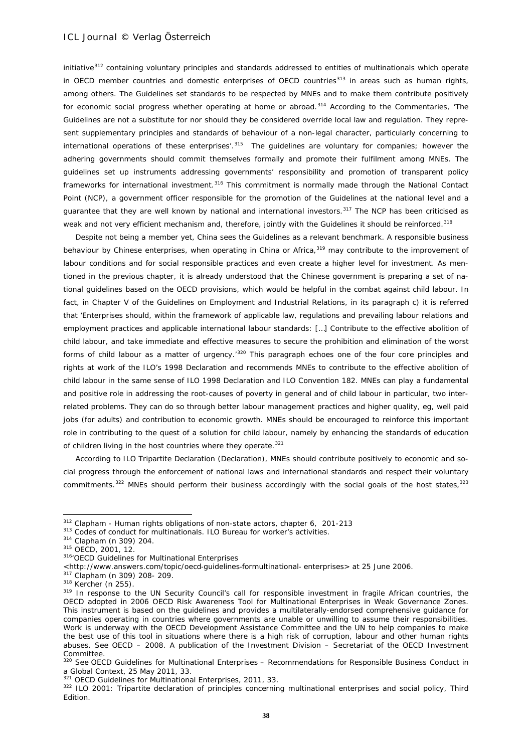initiative[312] containing voluntary principles and standards addressed to entities of multinationals which operate in OECD member countries and domestic enterprises of OECD countries[313] in areas such as human rights, among others. The Guidelines set standards to be respected by MNEs and to make them contribute positively for economic social progress whether operating at home or abroad.[314] According to the Commentaries, 'The Guidelines are not a substitute for nor should they be considered override local law and regulation. They represent supplementary principles and standards of behaviour of a non-legal character, particularly concerning to international operations of these enterprises'.[315] The guidelines are voluntary for companies; however the adhering governments should commit themselves formally and promote their fulfilment among MNEs. The guidelines set up instruments addressing governments' responsibility and promotion of transparent policy frameworks for international investment.[316] This commitment is normally made through the National Contact Point (NCP), a government officer responsible for the promotion of the Guidelines at the national level and a guarantee that they are well known by national and international investors.[317] The NCP has been criticised as weak and not very efficient mechanism and, therefore, jointly with the Guidelines it should be reinforced.[318]

Despite not being a member yet, China sees the Guidelines as a relevant benchmark. A responsible business behaviour by Chinese enterprises, when operating in China or Africa,[319] may contribute to the improvement of labour conditions and for social responsible practices and even create a higher level for investment. As mentioned in the previous chapter, it is already understood that the Chinese government is preparing a set of national guidelines based on the OECD provisions, which would be helpful in the combat against child labour. In fact, in Chapter V of the Guidelines on Employment and Industrial Relations, in its paragraph c) it is referred that 'Enterprises should, within the framework of applicable law, regulations and prevailing labour relations and employment practices and applicable international labour standards: [...] Contribute to the effective abolition of child labour, and take immediate and effective measures to secure the prohibition and elimination of the worst forms of child labour as a matter of urgency.'[320] This paragraph echoes one of the four core principles and rights at work of the ILO's 1998 Declaration and recommends MNEs to contribute to the effective abolition of child labour in the same sense of ILO 1998 Declaration and ILO Convention 182. MNEs can play a fundamental and positive role in addressing the root-causes of poverty in general and of child labour in particular, two interrelated problems. They can do so through better labour management practices and higher quality, eg, well paid jobs (for adults) and contribution to economic growth. MNEs should be encouraged to reinforce this important role in contributing to the quest of a solution for child labour, namely by enhancing the standards of education of children living in the host countries where they operate.[321]

According to ILO Tripartite Declaration (Declaration), MNEs should contribute positively to economic and social progress through the enforcement of national laws and international standards and respect their voluntary commitments.[322] MNEs should perform their business accordingly with the social goals of the host states,[323]

---

[312] Clapham - Human rights obligations of non-state actors, chapter 6, 201-213

[313] Codes of conduct for multinationals. ILO Bureau for worker's activities.

[314] Clapham (n 309) 204.

[315] OECD, 2001, 12.

[316] 'OECD Guidelines for Multinational Enterprises <http://www.answers.com/topic/oecd-guidelines-formultinational- enterprises> at 25 June 2006.

[317] Clapham (n 309) 208- 209.

[318] Kercher (n 255).

[319] In response to the UN Security Council's call for responsible investment in fragile African countries, the OECD adopted in 2006 OECD Risk Awareness Tool for Multinational Enterprises in Weak Governance Zones. This instrument is based on the guidelines and provides a multilaterally-endorsed comprehensive guidance for companies operating in countries where governments are unable or unwilling to assume their responsibilities. Work is underway with the OECD Development Assistance Committee and the UN to help companies to make the best use of this tool in situations where there is a high risk of corruption, labour and other human rights abuses. See OECD – 2008. A publication of the Investment Division – Secretariat of the OECD Investment Committee.

[320] See OECD Guidelines for Multinational Enterprises – Recommendations for Responsible Business Conduct in a Global Context, 25 May 2011, 33.

[321] OECD Guidelines for Multinational Enterprises, 2011, 33.

[322] ILO 2001: Tripartite declaration of principles concerning multinational enterprises and social policy, Third Edition.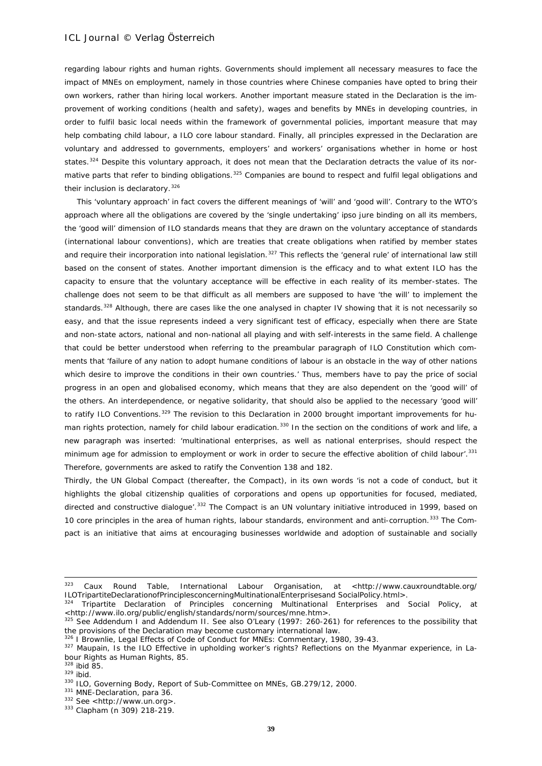regarding labour rights and human rights. Governments should implement all necessary measures to face the impact of MNEs on employment, namely in those countries where Chinese companies have opted to bring their own workers, rather than hiring local workers. Another important measure stated in the Declaration is the improvement of working conditions (health and safety), wages and benefits by MNEs in developing countries, in order to fulfil basic local needs within the framework of governmental policies, important measure that may help combating child labour, a ILO core labour standard. Finally, all principles expressed in the Declaration are voluntary and addressed to governments, employers' and workers' organisations whether in home or host states.[324] Despite this voluntary approach, it does not mean that the Declaration detracts the value of its normative parts that refer to binding obligations.[325] Companies are bound to respect and fulfil legal obligations and their inclusion is declaratory.[326]

This 'voluntary approach' in fact covers the different meanings of 'will' and 'good will'. Contrary to the WTO's approach where all the obligations are covered by the 'single undertaking' ipso jure binding on all its members, the 'good will' dimension of ILO standards means that they are drawn on the voluntary acceptance of standards (international labour conventions), which are treaties that create obligations when ratified by member states and require their incorporation into national legislation.[327] This reflects the 'general rule' of international law still based on the consent of states. Another important dimension is the efficacy and to what extent ILO has the capacity to ensure that the voluntary acceptance will be effective in each reality of its member-states. The challenge does not seem to be that difficult as all members are supposed to have 'the will' to implement the standards.[328] Although, there are cases like the one analysed in chapter IV showing that it is not necessarily so easy, and that the issue represents indeed a very significant test of efficacy, especially when there are State and non-state actors, national and non-national all playing and with self-interests in the same field. A challenge that could be better understood when referring to the preambular paragraph of ILO Constitution which comments that 'failure of any nation to adopt humane conditions of labour is an obstacle in the way of other nations which desire to improve the conditions in their own countries.' Thus, members have to pay the price of social progress in an open and globalised economy, which means that they are also dependent on the 'good will' of the others. An interdependence, or negative solidarity, that should also be applied to the necessary 'good will' to ratify ILO Conventions.[329] The revision to this Declaration in 2000 brought important improvements for human rights protection, namely for child labour eradication.[330] In the section on the conditions of work and life, a new paragraph was inserted: 'multinational enterprises, as well as national enterprises, should respect the minimum age for admission to employment or work in order to secure the effective abolition of child labour'.[331] Therefore, governments are asked to ratify the Convention 138 and 182.

Thirdly, the UN Global Compact (thereafter, the Compact), in its own words 'is not a code of conduct, but it highlights the global citizenship qualities of corporations and opens up opportunities for focused, mediated, directed and constructive dialogue'.[332] The Compact is an UN voluntary initiative introduced in 1999, based on 10 core principles in the area of human rights, labour standards, environment and anti-corruption.[333] The Compact is an initiative that aims at encouraging businesses worldwide and adoption of sustainable and socially

---

[323] Caux Round Table, International Labour Organisation, at <http://www.cauxroundtable.org/ILOTripartiteDeclarationofPrinciplesconcerningMultinationalEnterprisesand SocialPolicy.html>.

[324] Tripartite Declaration of Principles concerning Multinational Enterprises and Social Policy, at <http://www.ilo.org/public/english/standards/norm/sources/mne.htm>.

[325] See Addendum I and Addendum II. See also O'Leary (1997: 260-261) for references to the possibility that the provisions of the Declaration may become customary international law.

[326] I Brownlie, Legal Effects of Code of Conduct for MNEs: Commentary, 1980, 39-43.

[327] Maupain, Is the ILO Effective in upholding worker's rights? Reflections on the Myanmar experience, in Labour Rights as Human Rights, 85.

[328] ibid 85.

[329] ibid.

[330] ILO, Governing Body, Report of Sub-Committee on MNEs, GB.279/12, 2000.

[331] MNE-Declaration, para 36.

[332] See <http://www.un.org>.

[333] Clapham (n 309) 218-219.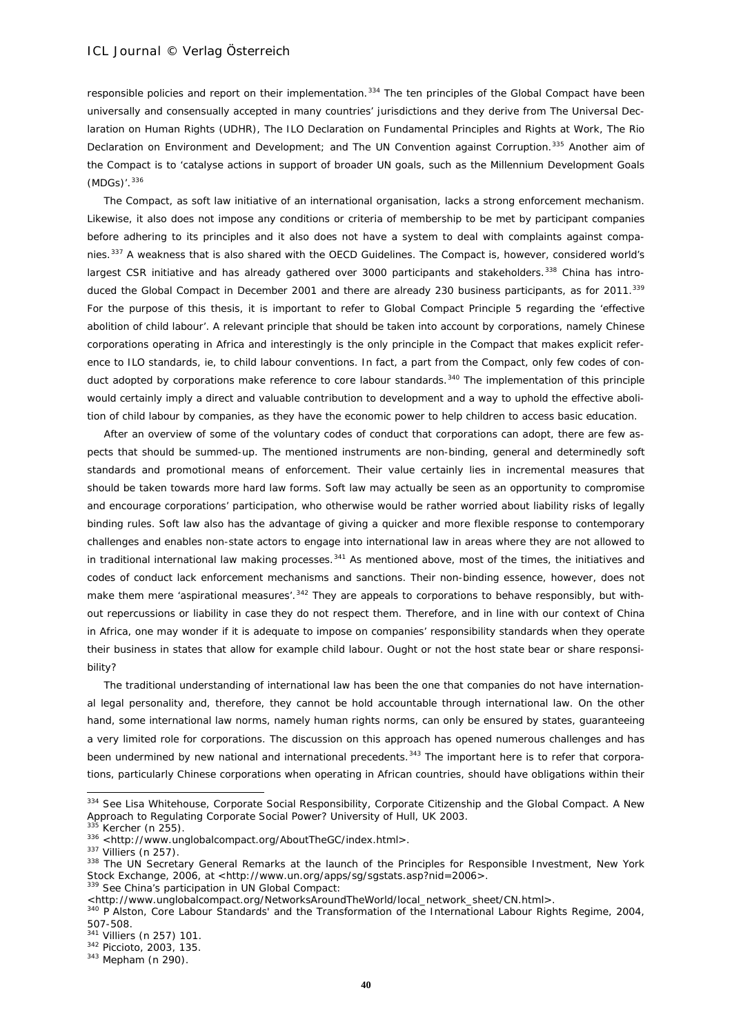responsible policies and report on their implementation.[334] The ten principles of the Global Compact have been universally and consensually accepted in many countries' jurisdictions and they derive from The Universal Declaration on Human Rights (UDHR), The ILO Declaration on Fundamental Principles and Rights at Work, The Rio Declaration on Environment and Development; and The UN Convention against Corruption.[335] Another aim of the Compact is to 'catalyse actions in support of broader UN goals, such as the Millennium Development Goals (MDGs)'.[336]

The Compact, as soft law initiative of an international organisation, lacks a strong enforcement mechanism. Likewise, it also does not impose any conditions or criteria of membership to be met by participant companies before adhering to its principles and it also does not have a system to deal with complaints against companies.[337] A weakness that is also shared with the OECD Guidelines. The Compact is, however, considered world's largest CSR initiative and has already gathered over 3000 participants and stakeholders.[338] China has introduced the Global Compact in December 2001 and there are already 230 business participants, as for 2011.[339] For the purpose of this thesis, it is important to refer to Global Compact Principle 5 regarding the 'effective abolition of child labour'. A relevant principle that should be taken into account by corporations, namely Chinese corporations operating in Africa and interestingly is the only principle in the Compact that makes explicit reference to ILO standards, ie, to child labour conventions. In fact, a part from the Compact, only few codes of conduct adopted by corporations make reference to core labour standards.[340] The implementation of this principle would certainly imply a direct and valuable contribution to development and a way to uphold the effective abolition of child labour by companies, as they have the economic power to help children to access basic education.

After an overview of some of the voluntary codes of conduct that corporations can adopt, there are few aspects that should be summed-up. The mentioned instruments are non-binding, general and determinedly soft standards and promotional means of enforcement. Their value certainly lies in incremental measures that should be taken towards more hard law forms. Soft law may actually be seen as an opportunity to compromise and encourage corporations' participation, who otherwise would be rather worried about liability risks of legally binding rules. Soft law also has the advantage of giving a quicker and more flexible response to contemporary challenges and enables non-state actors to engage into international law in areas where they are not allowed to in traditional international law making processes.[341] As mentioned above, most of the times, the initiatives and codes of conduct lack enforcement mechanisms and sanctions. Their non-binding essence, however, does not make them mere 'aspirational measures'.[342] They are appeals to corporations to behave responsibly, but without repercussions or liability in case they do not respect them. Therefore, and in line with our context of China in Africa, one may wonder if it is adequate to impose on companies' responsibility standards when they operate their business in states that allow for example child labour. Ought or not the host state bear or share responsibility?

The traditional understanding of international law has been the one that companies do not have international legal personality and, therefore, they cannot be hold accountable through international law. On the other hand, some international law norms, namely human rights norms, can only be ensured by states, guaranteeing a very limited role for corporations. The discussion on this approach has opened numerous challenges and has been undermined by new national and international precedents.[343] The important here is to refer that corporations, particularly Chinese corporations when operating in African countries, should have obligations within their

---

[334] See Lisa Whitehouse, Corporate Social Responsibility, Corporate Citizenship and the Global Compact. A New Approach to Regulating Corporate Social Power? University of Hull, UK 2003.

[335] Kercher (n 255).

[336] <http://www.unglobalcompact.org/AboutTheGC/index.html>.

[337] Villiers (n 257).

[338] The UN Secretary General Remarks at the launch of the Principles for Responsible Investment, New York Stock Exchange, 2006, at <http://www.un.org/apps/sg/sgstats.asp?nid=2006>.

[339] See China's participation in UN Global Compact: <http://www.unglobalcompact.org/NetworksAroundTheWorld/local_network_sheet/CN.html>.

[340] P Alston, Core Labour Standards' and the Transformation of the International Labour Rights Regime, 2004, 507-508.

[341] Villiers (n 257) 101.

[342] Piccioto, 2003, 135.

[343] Mepham (n 290).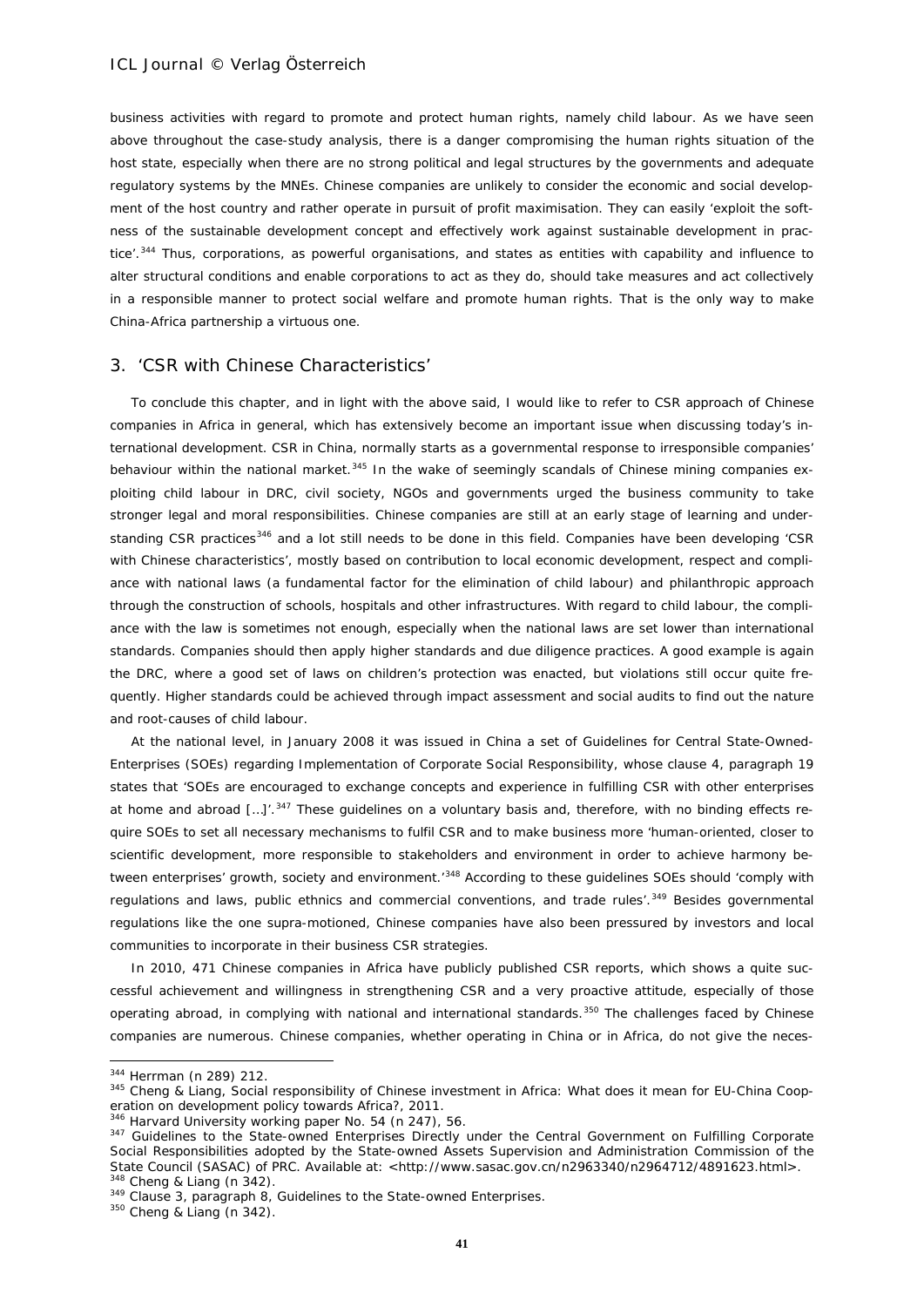business activities with regard to promote and protect human rights, namely child labour. As we have seen above throughout the case-study analysis, there is a danger compromising the human rights situation of the host state, especially when there are no strong political and legal structures by the governments and adequate regulatory systems by the MNEs. Chinese companies are unlikely to consider the economic and social development of the host country and rather operate in pursuit of profit maximisation. They can easily 'exploit the softness of the sustainable development concept and effectively work against sustainable development in practice'.[344] Thus, corporations, as powerful organisations, and states as entities with capability and influence to alter structural conditions and enable corporations to act as they do, should take measures and act collectively in a responsible manner to protect social welfare and promote human rights. That is the only way to make China-Africa partnership a virtuous one.

## 3. 'CSR with Chinese Characteristics'

To conclude this chapter, and in light with the above said, I would like to refer to CSR approach of Chinese companies in Africa in general, which has extensively become an important issue when discussing today's international development. CSR in China, normally starts as a governmental response to irresponsible companies' behaviour within the national market.[345] In the wake of seemingly scandals of Chinese mining companies exploiting child labour in DRC, civil society, NGOs and governments urged the business community to take stronger legal and moral responsibilities. Chinese companies are still at an early stage of learning and understanding CSR practices[346] and a lot still needs to be done in this field. Companies have been developing 'CSR with Chinese characteristics', mostly based on contribution to local economic development, respect and compliance with national laws (a fundamental factor for the elimination of child labour) and philanthropic approach through the construction of schools, hospitals and other infrastructures. With regard to child labour, the compliance with the law is sometimes not enough, especially when the national laws are set lower than international standards. Companies should then apply higher standards and due diligence practices. A good example is again the DRC, where a good set of laws on children's protection was enacted, but violations still occur quite frequently. Higher standards could be achieved through impact assessment and social audits to find out the nature and root-causes of child labour.

At the national level, in January 2008 it was issued in China a set of Guidelines for Central State-Owned-Enterprises (SOEs) regarding Implementation of Corporate Social Responsibility, whose clause 4, paragraph 19 states that 'SOEs are encouraged to exchange concepts and experience in fulfilling CSR with other enterprises at home and abroad […]'.[347] These guidelines on a voluntary basis and, therefore, with no binding effects require SOEs to set all necessary mechanisms to fulfil CSR and to make business more 'human-oriented, closer to scientific development, more responsible to stakeholders and environment in order to achieve harmony between enterprises' growth, society and environment.'[348] According to these guidelines SOEs should 'comply with regulations and laws, public ethnics and commercial conventions, and trade rules'.[349] Besides governmental regulations like the one supra-motioned, Chinese companies have also been pressured by investors and local communities to incorporate in their business CSR strategies.

In 2010, 471 Chinese companies in Africa have publicly published CSR reports, which shows a quite successful achievement and willingness in strengthening CSR and a very proactive attitude, especially of those operating abroad, in complying with national and international standards.[350] The challenges faced by Chinese companies are numerous. Chinese companies, whether operating in China or in Africa, do not give the neces-

---

[344] Herrman (n 289) 212.

[345] Cheng & Liang, Social responsibility of Chinese investment in Africa: What does it mean for EU-China Cooperation on development policy towards Africa?, 2011.

[346] Harvard University working paper No. 54 (n 247), 56.

[347] Guidelines to the State-owned Enterprises Directly under the Central Government on Fulfilling Corporate Social Responsibilities adopted by the State-owned Assets Supervision and Administration Commission of the State Council (SASAC) of PRC. Available at: <http://www.sasac.gov.cn/n2963340/n2964712/4891623.html>.

[348] Cheng & Liang (n 342).

[349] Clause 3, paragraph 8, Guidelines to the State-owned Enterprises.

[350] Cheng & Liang (n 342).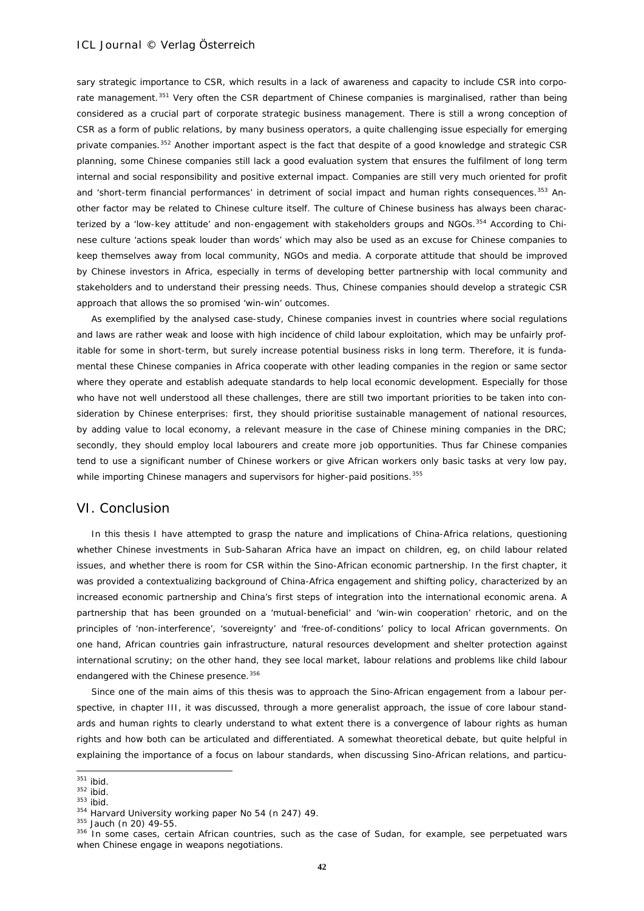sary strategic importance to CSR, which results in a lack of awareness and capacity to include CSR into corporate management.[351] Very often the CSR department of Chinese companies is marginalised, rather than being considered as a crucial part of corporate strategic business management. There is still a wrong conception of CSR as a form of public relations, by many business operators, a quite challenging issue especially for emerging private companies.[352] Another important aspect is the fact that despite of a good knowledge and strategic CSR planning, some Chinese companies still lack a good evaluation system that ensures the fulfilment of long term internal and social responsibility and positive external impact. Companies are still very much oriented for profit and 'short-term financial performances' in detriment of social impact and human rights consequences.[353] Another factor may be related to Chinese culture itself. The culture of Chinese business has always been characterized by a 'low-key attitude' and non-engagement with stakeholders groups and NGOs.[354] According to Chinese culture 'actions speak louder than words' which may also be used as an excuse for Chinese companies to keep themselves away from local community, NGOs and media. A corporate attitude that should be improved by Chinese investors in Africa, especially in terms of developing better partnership with local community and stakeholders and to understand their pressing needs. Thus, Chinese companies should develop a strategic CSR approach that allows the so promised 'win-win' outcomes.

As exemplified by the analysed case-study, Chinese companies invest in countries where social regulations and laws are rather weak and loose with high incidence of child labour exploitation, which may be unfairly profitable for some in short-term, but surely increase potential business risks in long term. Therefore, it is fundamental these Chinese companies in Africa cooperate with other leading companies in the region or same sector where they operate and establish adequate standards to help local economic development. Especially for those who have not well understood all these challenges, there are still two important priorities to be taken into consideration by Chinese enterprises: first, they should prioritise sustainable management of national resources, by adding value to local economy, a relevant measure in the case of Chinese mining companies in the DRC; secondly, they should employ local labourers and create more job opportunities. Thus far Chinese companies tend to use a significant number of Chinese workers or give African workers only basic tasks at very low pay, while importing Chinese managers and supervisors for higher-paid positions.[355]

## VI. Conclusion

In this thesis I have attempted to grasp the nature and implications of China-Africa relations, questioning whether Chinese investments in Sub-Saharan Africa have an impact on children, eg, on child labour related issues, and whether there is room for CSR within the Sino-African economic partnership. In the first chapter, it was provided a contextualizing background of China-Africa engagement and shifting policy, characterized by an increased economic partnership and China's first steps of integration into the international economic arena. A partnership that has been grounded on a 'mutual-beneficial' and 'win-win cooperation' rhetoric, and on the principles of 'non-interference', 'sovereignty' and 'free-of-conditions' policy to local African governments. On one hand, African countries gain infrastructure, natural resources development and shelter protection against international scrutiny; on the other hand, they see local market, labour relations and problems like child labour endangered with the Chinese presence.[356]

Since one of the main aims of this thesis was to approach the Sino-African engagement from a labour perspective, in chapter III, it was discussed, through a more generalist approach, the issue of core labour standards and human rights to clearly understand to what extent there is a convergence of labour rights as human rights and how both can be articulated and differentiated. A somewhat theoretical debate, but quite helpful in explaining the importance of a focus on labour standards, when discussing Sino-African relations, and particu-

---

[351] ibid.
[352] ibid.
[353] ibid.
[354] Harvard University working paper No 54 (n 247) 49.
[355] Jauch (n 20) 49-55.
[356] In some cases, certain African countries, such as the case of Sudan, for example, see perpetuated wars when Chinese engage in weapons negotiations.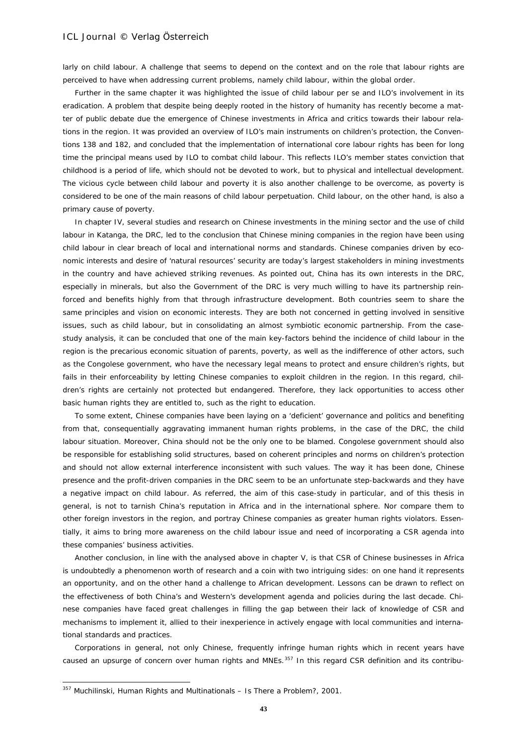larly on child labour. A challenge that seems to depend on the context and on the role that labour rights are perceived to have when addressing current problems, namely child labour, within the global order.

Further in the same chapter it was highlighted the issue of child labour per se and ILO's involvement in its eradication. A problem that despite being deeply rooted in the history of humanity has recently become a matter of public debate due the emergence of Chinese investments in Africa and critics towards their labour relations in the region. It was provided an overview of ILO's main instruments on children's protection, the Conventions 138 and 182, and concluded that the implementation of international core labour rights has been for long time the principal means used by ILO to combat child labour. This reflects ILO's member states conviction that childhood is a period of life, which should not be devoted to work, but to physical and intellectual development. The vicious cycle between child labour and poverty it is also another challenge to be overcome, as poverty is considered to be one of the main reasons of child labour perpetuation. Child labour, on the other hand, is also a primary cause of poverty.

In chapter IV, several studies and research on Chinese investments in the mining sector and the use of child labour in Katanga, the DRC, led to the conclusion that Chinese mining companies in the region have been using child labour in clear breach of local and international norms and standards. Chinese companies driven by economic interests and desire of 'natural resources' security are today's largest stakeholders in mining investments in the country and have achieved striking revenues. As pointed out, China has its own interests in the DRC, especially in minerals, but also the Government of the DRC is very much willing to have its partnership reinforced and benefits highly from that through infrastructure development. Both countries seem to share the same principles and vision on economic interests. They are both not concerned in getting involved in sensitive issues, such as child labour, but in consolidating an almost symbiotic economic partnership. From the case-study analysis, it can be concluded that one of the main key-factors behind the incidence of child labour in the region is the precarious economic situation of parents, poverty, as well as the indifference of other actors, such as the Congolese government, who have the necessary legal means to protect and ensure children's rights, but fails in their enforceability by letting Chinese companies to exploit children in the region. In this regard, children's rights are certainly not protected but endangered. Therefore, they lack opportunities to access other basic human rights they are entitled to, such as the right to education.

To some extent, Chinese companies have been laying on a 'deficient' governance and politics and benefiting from that, consequentially aggravating immanent human rights problems, in the case of the DRC, the child labour situation. Moreover, China should not be the only one to be blamed. Congolese government should also be responsible for establishing solid structures, based on coherent principles and norms on children's protection and should not allow external interference inconsistent with such values. The way it has been done, Chinese presence and the profit-driven companies in the DRC seem to be an unfortunate step-backwards and they have a negative impact on child labour. As referred, the aim of this case-study in particular, and of this thesis in general, is not to tarnish China's reputation in Africa and in the international sphere. Nor compare them to other foreign investors in the region, and portray Chinese companies as greater human rights violators. Essentially, it aims to bring more awareness on the child labour issue and need of incorporating a CSR agenda into these companies' business activities.

Another conclusion, in line with the analysed above in chapter V, is that CSR of Chinese businesses in Africa is undoubtedly a phenomenon worth of research and a coin with two intriguing sides: on one hand it represents an opportunity, and on the other hand a challenge to African development. Lessons can be drawn to reflect on the effectiveness of both China's and Western's development agenda and policies during the last decade. Chinese companies have faced great challenges in filling the gap between their lack of knowledge of CSR and mechanisms to implement it, allied to their inexperience in actively engage with local communities and international standards and practices.

Corporations in general, not only Chinese, frequently infringe human rights which in recent years have caused an upsurge of concern over human rights and MNEs.[357] In this regard CSR definition and its contribu-

---

[357] Muchilinski, *Human Rights and Multinationals – Is There a Problem?*, 2001.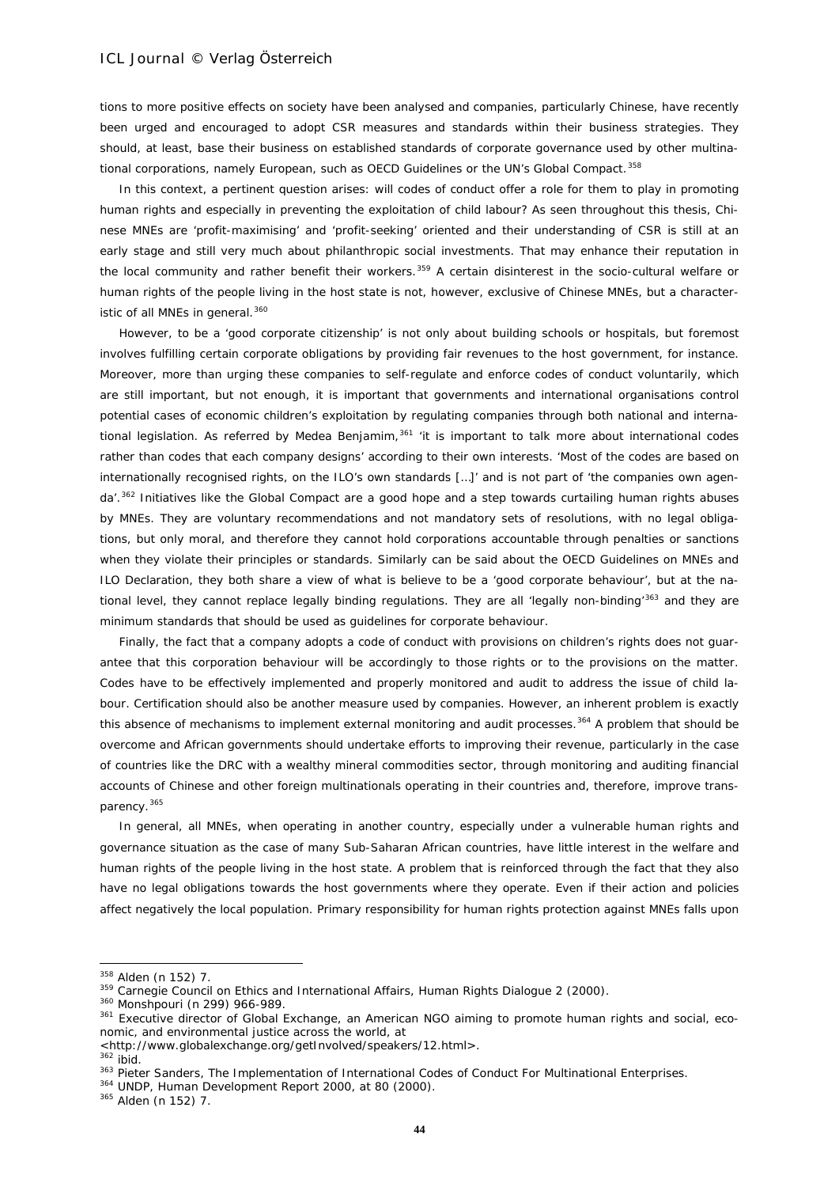tions to more positive effects on society have been analysed and companies, particularly Chinese, have recently been urged and encouraged to adopt CSR measures and standards within their business strategies. They should, at least, base their business on established standards of corporate governance used by other multinational corporations, namely European, such as OECD Guidelines or the UN's Global Compact.[358]

In this context, a pertinent question arises: will codes of conduct offer a role for them to play in promoting human rights and especially in preventing the exploitation of child labour? As seen throughout this thesis, Chinese MNEs are 'profit-maximising' and 'profit-seeking' oriented and their understanding of CSR is still at an early stage and still very much about philanthropic social investments. That may enhance their reputation in the local community and rather benefit their workers.[359] A certain disinterest in the socio-cultural welfare or human rights of the people living in the host state is not, however, exclusive of Chinese MNEs, but a characteristic of all MNEs in general.[360]

However, to be a 'good corporate citizenship' is not only about building schools or hospitals, but foremost involves fulfilling certain corporate obligations by providing fair revenues to the host government, for instance. Moreover, more than urging these companies to self-regulate and enforce codes of conduct voluntarily, which are still important, but not enough, it is important that governments and international organisations control potential cases of economic children's exploitation by regulating companies through both national and international legislation. As referred by Medea Benjamim,[361] 'it is important to talk more about international codes rather than codes that each company designs' according to their own interests. 'Most of the codes are based on internationally recognised rights, on the ILO's own standards […]' and is not part of 'the companies own agenda'.[362] Initiatives like the Global Compact are a good hope and a step towards curtailing human rights abuses by MNEs. They are voluntary recommendations and not mandatory sets of resolutions, with no legal obligations, but only moral, and therefore they cannot hold corporations accountable through penalties or sanctions when they violate their principles or standards. Similarly can be said about the OECD Guidelines on MNEs and ILO Declaration, they both share a view of what is believe to be a 'good corporate behaviour', but at the national level, they cannot replace legally binding regulations. They are all 'legally non-binding'[363] and they are minimum standards that should be used as guidelines for corporate behaviour.

Finally, the fact that a company adopts a code of conduct with provisions on children's rights does not guarantee that this corporation behaviour will be accordingly to those rights or to the provisions on the matter. Codes have to be effectively implemented and properly monitored and audit to address the issue of child labour. Certification should also be another measure used by companies. However, an inherent problem is exactly this absence of mechanisms to implement external monitoring and audit processes.[364] A problem that should be overcome and African governments should undertake efforts to improving their revenue, particularly in the case of countries like the DRC with a wealthy mineral commodities sector, through monitoring and auditing financial accounts of Chinese and other foreign multinationals operating in their countries and, therefore, improve transparency.[365]

In general, all MNEs, when operating in another country, especially under a vulnerable human rights and governance situation as the case of many Sub-Saharan African countries, have little interest in the welfare and human rights of the people living in the host state. A problem that is reinforced through the fact that they also have no legal obligations towards the host governments where they operate. Even if their action and policies affect negatively the local population. Primary responsibility for human rights protection against MNEs falls upon

---

[358] Alden (n 152) 7.

[359] Carnegie Council on Ethics and International Affairs, Human Rights Dialogue 2 (2000).

[360] Monshpouri (n 299) 966-989.

[361] Executive director of Global Exchange, an American NGO aiming to promote human rights and social, economic, and environmental justice across the world, at <http://www.globalexchange.org/getInvolved/speakers/12.html>.

[362] ibid.

[363] Pieter Sanders, The Implementation of International Codes of Conduct For Multinational Enterprises.

[364] UNDP, Human Development Report 2000, at 80 (2000).

[365] Alden (n 152) 7.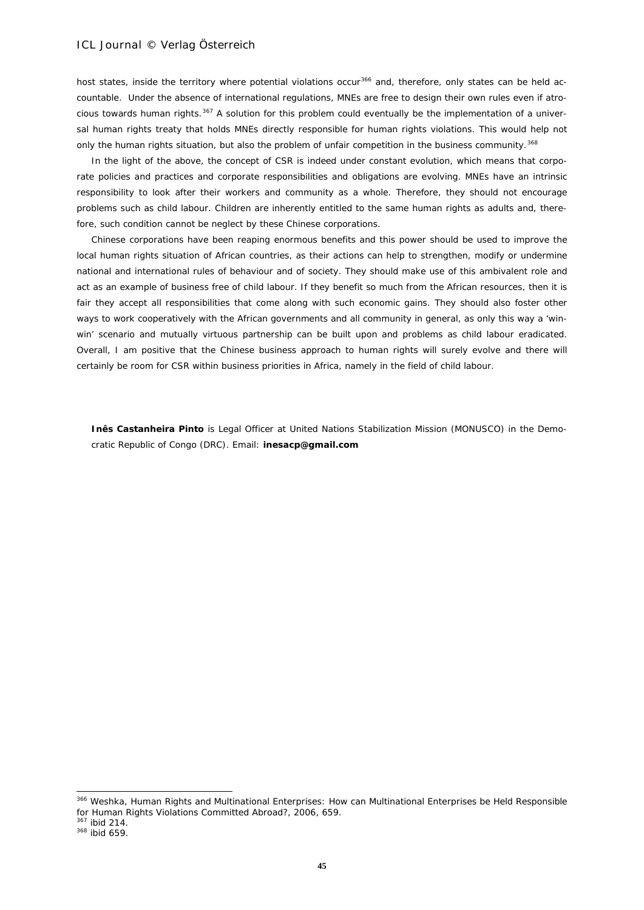host states, inside the territory where potential violations occur[366] and, therefore, only states can be held accountable. Under the absence of international regulations, MNEs are free to design their own rules even if atrocious towards human rights.[367] A solution for this problem could eventually be the implementation of a universal human rights treaty that holds MNEs directly responsible for human rights violations. This would help not only the human rights situation, but also the problem of unfair competition in the business community.[368]

In the light of the above, the concept of CSR is indeed under constant evolution, which means that corporate policies and practices and corporate responsibilities and obligations are evolving. MNEs have an intrinsic responsibility to look after their workers and community as a whole. Therefore, they should not encourage problems such as child labour. Children are inherently entitled to the same human rights as adults and, therefore, such condition cannot be neglect by these Chinese corporations.

Chinese corporations have been reaping enormous benefits and this power should be used to improve the local human rights situation of African countries, as their actions can help to strengthen, modify or undermine national and international rules of behaviour and of society. They should make use of this ambivalent role and act as an example of business free of child labour. If they benefit so much from the African resources, then it is fair they accept all responsibilities that come along with such economic gains. They should also foster other ways to work cooperatively with the African governments and all community in general, as only this way a 'win-win' scenario and mutually virtuous partnership can be built upon and problems as child labour eradicated. Overall, I am positive that the Chinese business approach to human rights will surely evolve and there will certainly be room for CSR within business priorities in Africa, namely in the field of child labour.

**Inês Castanheira Pinto** is Legal Officer at United Nations Stabilization Mission (MONUSCO) in the Democratic Republic of Congo (DRC). Email: **inesacp@gmail.com**

---

[366] Weshka, Human Rights and Multinational Enterprises: How can Multinational Enterprises be Held Responsible for Human Rights Violations Committed Abroad?, 2006, 659.

[367] ibid 214.

[368] ibid 659.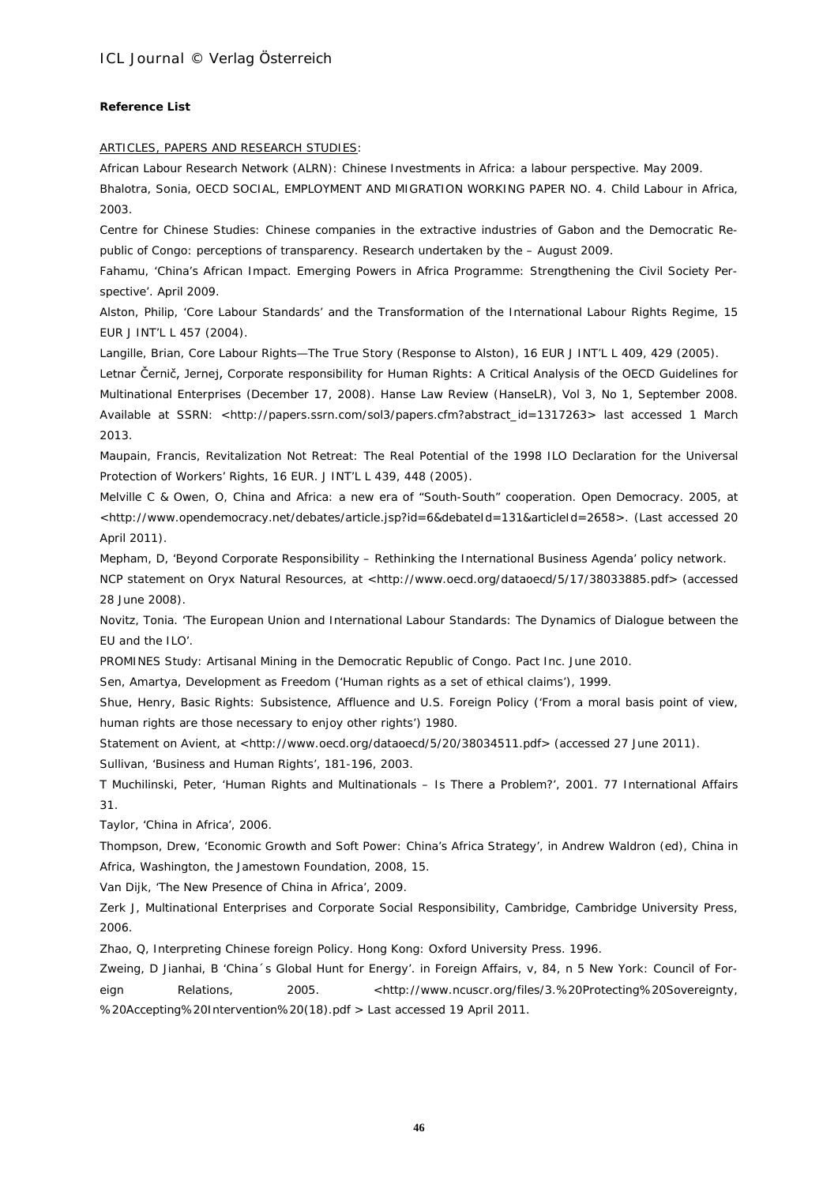**Reference List**

ARTICLES, PAPERS AND RESEARCH STUDIES:

African Labour Research Network (ALRN): Chinese Investments in Africa: a labour perspective. May 2009.

Bhalotra, Sonia, OECD SOCIAL, EMPLOYMENT AND MIGRATION WORKING PAPER NO. 4. Child Labour in Africa, 2003.

Centre for Chinese Studies: Chinese companies in the extractive industries of Gabon and the Democratic Republic of Congo: perceptions of transparency. Research undertaken by the – August 2009.

Fahamu, 'China's African Impact. Emerging Powers in Africa Programme: Strengthening the Civil Society Perspective'. April 2009.

Alston, Philip, 'Core Labour Standards' and the Transformation of the International Labour Rights Regime, 15 EUR J INT'L L 457 (2004).

Langille, Brian, Core Labour Rights—The True Story (Response to Alston), 16 EUR J INT'L L 409, 429 (2005).

Letnar Černič, Jernej, Corporate responsibility for Human Rights: A Critical Analysis of the OECD Guidelines for Multinational Enterprises (December 17, 2008). Hanse Law Review (HanseLR), Vol 3, No 1, September 2008. Available at SSRN: <http://papers.ssrn.com/sol3/papers.cfm?abstract_id=1317263> last accessed 1 March 2013.

Maupain, Francis, Revitalization Not Retreat: The Real Potential of the 1998 ILO Declaration for the Universal Protection of Workers' Rights, 16 EUR. J INT'L L 439, 448 (2005).

Melville C & Owen, O, China and Africa: a new era of "South-South" cooperation. Open Democracy. 2005, at <http://www.opendemocracy.net/debates/article.jsp?id=6&debateId=131&articleId=2658>. (Last accessed 20 April 2011).

Mepham, D, 'Beyond Corporate Responsibility – Rethinking the International Business Agenda' policy network.

NCP statement on Oryx Natural Resources, at <http://www.oecd.org/dataoecd/5/17/38033885.pdf> (accessed 28 June 2008).

Novitz, Tonia. 'The European Union and International Labour Standards: The Dynamics of Dialogue between the EU and the ILO'.

PROMINES Study: Artisanal Mining in the Democratic Republic of Congo. Pact Inc. June 2010.

Sen, Amartya, Development as Freedom ('Human rights as a set of ethical claims'), 1999.

Shue, Henry, Basic Rights: Subsistence, Affluence and U.S. Foreign Policy ('From a moral basis point of view, human rights are those necessary to enjoy other rights') 1980.

Statement on Avient, at <http://www.oecd.org/dataoecd/5/20/38034511.pdf> (accessed 27 June 2011).

Sullivan, 'Business and Human Rights', 181-196, 2003.

T Muchilinski, Peter, 'Human Rights and Multinationals – Is There a Problem?', 2001. 77 International Affairs 31.

Taylor, 'China in Africa', 2006.

Thompson, Drew, 'Economic Growth and Soft Power: China's Africa Strategy', in Andrew Waldron (ed), China in Africa, Washington, the Jamestown Foundation, 2008, 15.

Van Dijk, 'The New Presence of China in Africa', 2009.

Zerk J, Multinational Enterprises and Corporate Social Responsibility, Cambridge, Cambridge University Press, 2006.

Zhao, Q, Interpreting Chinese foreign Policy. Hong Kong: Oxford University Press. 1996.

Zweing, D Jianhai, B 'China´s Global Hunt for Energy'. in Foreign Affairs, v, 84, n 5 New York: Council of Foreign Relations, 2005. <http://www.ncuscr.org/files/3.%20Protecting%20Sovereignty,%20Accepting%20Intervention%20(18).pdf > Last accessed 19 April 2011.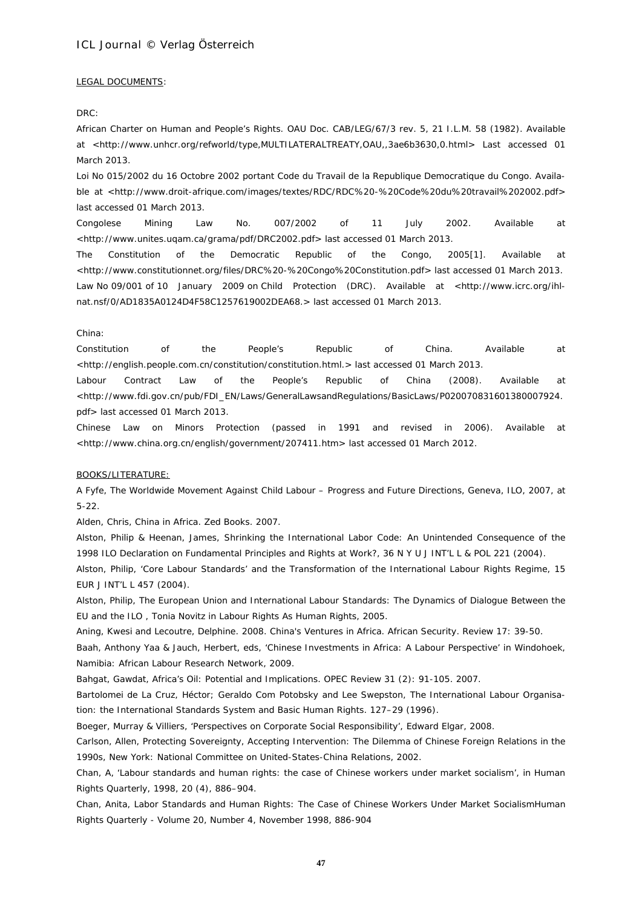LEGAL DOCUMENTS:

DRC:

African Charter on Human and People's Rights. OAU Doc. CAB/LEG/67/3 rev. 5, 21 I.L.M. 58 (1982). Available at <http://www.unhcr.org/refworld/type,MULTILATERALTREATY,OAU,,3ae6b3630,0.html> Last accessed 01 March 2013.

Loi No 015/2002 du 16 Octobre 2002 portant Code du Travail de la Republique Democratique du Congo. Available at <http://www.droit-afrique.com/images/textes/RDC/RDC%20-%20Code%20du%20travail%202002.pdf> last accessed 01 March 2013.

Congolese Mining Law No. 007/2002 of 11 July 2002. Available at <http://www.unites.uqam.ca/grama/pdf/DRC2002.pdf> last accessed 01 March 2013.

The Constitution of the Democratic Republic of the Congo, 2005[1]. Available at <http://www.constitutionnet.org/files/DRC%20-%20Congo%20Constitution.pdf> last accessed 01 March 2013.

Law No 09/001 of 10 January 2009 on Child Protection (DRC). Available at <http://www.icrc.org/ihl-nat.nsf/0/AD1835A0124D4F58C1257619002DEA68.> last accessed 01 March 2013.

China:

Constitution of the People's Republic of China. Available at <http://english.people.com.cn/constitution/constitution.html.> last accessed 01 March 2013.

Labour Contract Law of the People's Republic of China (2008). Available at <http://www.fdi.gov.cn/pub/FDI_EN/Laws/GeneralLawsandRegulations/BasicLaws/P020070831601380007924.pdf> last accessed 01 March 2013.

Chinese Law on Minors Protection (passed in 1991 and revised in 2006). Available at <http://www.china.org.cn/english/government/207411.htm> last accessed 01 March 2012.

BOOKS/LITERATURE:

A Fyfe, The Worldwide Movement Against Child Labour – Progress and Future Directions, Geneva, ILO, 2007, at 5-22.

Alden, Chris, China in Africa. Zed Books. 2007.

Alston, Philip & Heenan, James, Shrinking the International Labor Code: An Unintended Consequence of the 1998 ILO Declaration on Fundamental Principles and Rights at Work?, 36 N Y U J INT'L L & POL 221 (2004).

Alston, Philip, 'Core Labour Standards' and the Transformation of the International Labour Rights Regime, 15 EUR J INT'L L 457 (2004).

Alston, Philip, The European Union and International Labour Standards: The Dynamics of Dialogue Between the EU and the ILO , Tonia Novitz in Labour Rights As Human Rights, 2005.

Aning, Kwesi and Lecoutre, Delphine. 2008. China's Ventures in Africa. African Security. Review 17: 39-50.

Baah, Anthony Yaa & Jauch, Herbert, eds, 'Chinese Investments in Africa: A Labour Perspective' in Windohoek, Namibia: African Labour Research Network, 2009.

Bahgat, Gawdat, Africa's Oil: Potential and Implications. OPEC Review 31 (2): 91-105. 2007.

Bartolomei de La Cruz, Héctor; Geraldo Com Potobsky and Lee Swepston, The International Labour Organisation: the International Standards System and Basic Human Rights. 127–29 (1996).

Boeger, Murray & Villiers, 'Perspectives on Corporate Social Responsibility', Edward Elgar, 2008.

Carlson, Allen, Protecting Sovereignty, Accepting Intervention: The Dilemma of Chinese Foreign Relations in the 1990s, New York: National Committee on United-States-China Relations, 2002.

Chan, A, 'Labour standards and human rights: the case of Chinese workers under market socialism', in Human Rights Quarterly, 1998, 20 (4), 886–904.

Chan, Anita, Labor Standards and Human Rights: The Case of Chinese Workers Under Market SocialismHuman Rights Quarterly - Volume 20, Number 4, November 1998, 886-904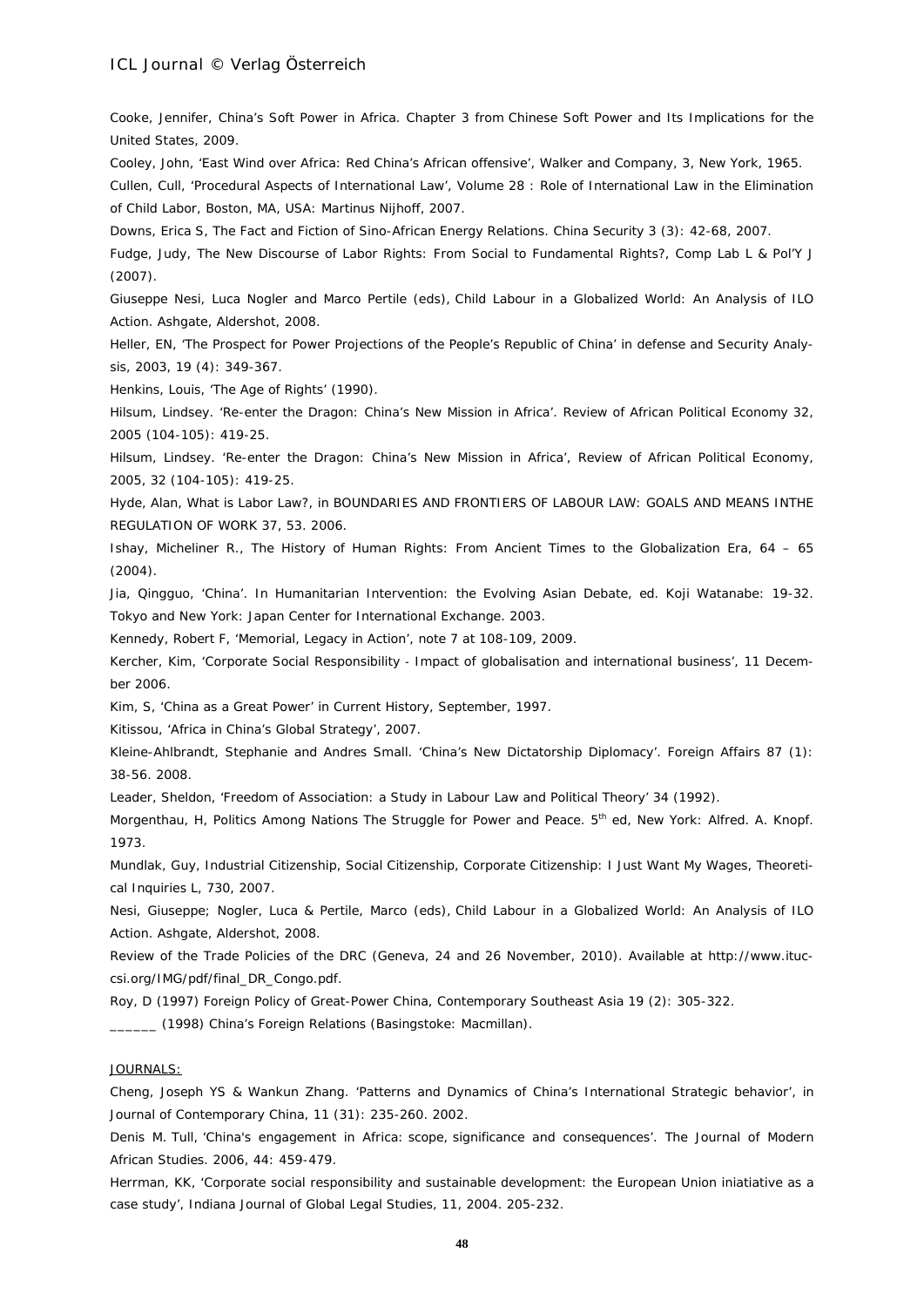Cooke, Jennifer, China's Soft Power in Africa. Chapter 3 from Chinese Soft Power and Its Implications for the United States, 2009.

Cooley, John, 'East Wind over Africa: Red China's African offensive', Walker and Company, 3, New York, 1965.

Cullen, Cull, 'Procedural Aspects of International Law', Volume 28 : Role of International Law in the Elimination of Child Labor, Boston, MA, USA: Martinus Nijhoff, 2007.

Downs, Erica S, The Fact and Fiction of Sino-African Energy Relations. China Security 3 (3): 42-68, 2007.

Fudge, Judy, The New Discourse of Labor Rights: From Social to Fundamental Rights?, Comp Lab L & Pol'Y J (2007).

Giuseppe Nesi, Luca Nogler and Marco Pertile (eds), Child Labour in a Globalized World: An Analysis of ILO Action. Ashgate, Aldershot, 2008.

Heller, EN, 'The Prospect for Power Projections of the People's Republic of China' in defense and Security Analysis, 2003, 19 (4): 349-367.

Henkins, Louis, 'The Age of Rights' (1990).

Hilsum, Lindsey. 'Re-enter the Dragon: China's New Mission in Africa'. Review of African Political Economy 32, 2005 (104-105): 419-25.

Hilsum, Lindsey. 'Re-enter the Dragon: China's New Mission in Africa', Review of African Political Economy, 2005, 32 (104-105): 419-25.

Hyde, Alan, What is Labor Law?, in BOUNDARIES AND FRONTIERS OF LABOUR LAW: GOALS AND MEANS INTHE REGULATION OF WORK 37, 53. 2006.

Ishay, Micheliner R., The History of Human Rights: From Ancient Times to the Globalization Era, 64 – 65 (2004).

Jia, Qingguo, 'China'. In Humanitarian Intervention: the Evolving Asian Debate, ed. Koji Watanabe: 19-32. Tokyo and New York: Japan Center for International Exchange. 2003.

Kennedy, Robert F, 'Memorial, Legacy in Action', note 7 at 108-109, 2009.

Kercher, Kim, 'Corporate Social Responsibility - Impact of globalisation and international business', 11 December 2006.

Kim, S, 'China as a Great Power' in Current History, September, 1997.

Kitissou, 'Africa in China's Global Strategy', 2007.

Kleine-Ahlbrandt, Stephanie and Andres Small. 'China's New Dictatorship Diplomacy'. Foreign Affairs 87 (1): 38-56. 2008.

Leader, Sheldon, 'Freedom of Association: a Study in Labour Law and Political Theory' 34 (1992).

Morgenthau, H, Politics Among Nations The Struggle for Power and Peace. 5th ed, New York: Alfred. A. Knopf. 1973.

Mundlak, Guy, Industrial Citizenship, Social Citizenship, Corporate Citizenship: I Just Want My Wages, Theoretical Inquiries L, 730, 2007.

Nesi, Giuseppe; Nogler, Luca & Pertile, Marco (eds), Child Labour in a Globalized World: An Analysis of ILO Action. Ashgate, Aldershot, 2008.

Review of the Trade Policies of the DRC (Geneva, 24 and 26 November, 2010). Available at http://www.ituc-csi.org/IMG/pdf/final_DR_Congo.pdf.

Roy, D (1997) Foreign Policy of Great-Power China, Contemporary Southeast Asia 19 (2): 305-322.

______ (1998) China's Foreign Relations (Basingstoke: Macmillan).

<u>JOURNALS:</u>

Cheng, Joseph YS & Wankun Zhang. 'Patterns and Dynamics of China's International Strategic behavior', in Journal of Contemporary China, 11 (31): 235-260. 2002.

Denis M. Tull, 'China's engagement in Africa: scope, significance and consequences'. The Journal of Modern African Studies. 2006, 44: 459-479.

Herrman, KK, 'Corporate social responsibility and sustainable development: the European Union iniatiative as a case study', Indiana Journal of Global Legal Studies, 11, 2004. 205-232.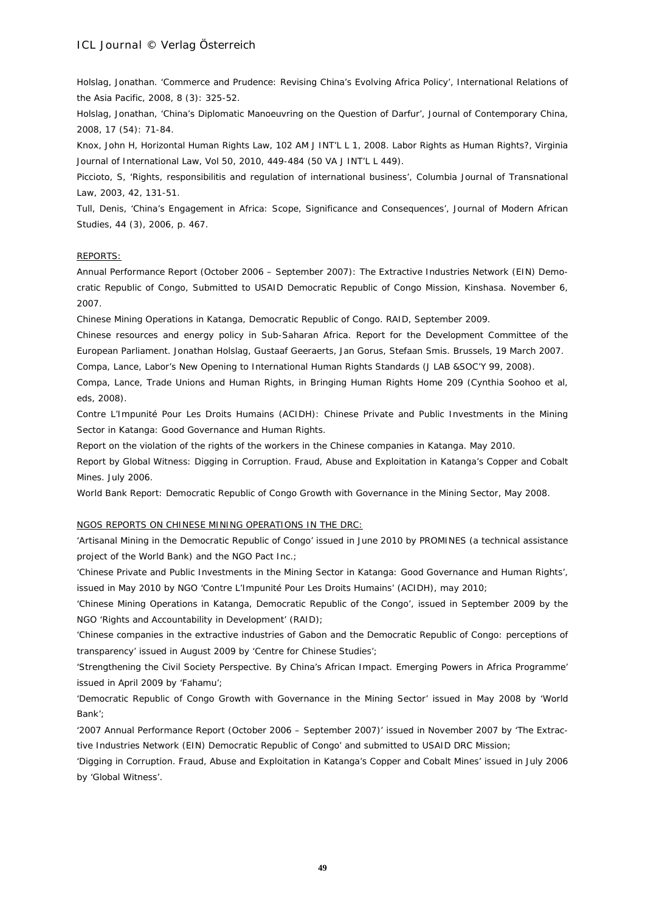Holslag, Jonathan. 'Commerce and Prudence: Revising China's Evolving Africa Policy', International Relations of the Asia Pacific, 2008, 8 (3): 325-52.

Holslag, Jonathan, 'China's Diplomatic Manoeuvring on the Question of Darfur', Journal of Contemporary China, 2008, 17 (54): 71-84.

Knox, John H, Horizontal Human Rights Law, 102 AM J INT'L L 1, 2008. Labor Rights as Human Rights?, Virginia Journal of International Law, Vol 50, 2010, 449-484 (50 VA J INT'L L 449).

Piccioto, S, 'Rights, responsibilitis and regulation of international business', Columbia Journal of Transnational Law, 2003, 42, 131-51.

Tull, Denis, 'China's Engagement in Africa: Scope, Significance and Consequences', Journal of Modern African Studies, 44 (3), 2006, p. 467.

REPORTS:

Annual Performance Report (October 2006 – September 2007): The Extractive Industries Network (EIN) Democratic Republic of Congo, Submitted to USAID Democratic Republic of Congo Mission, Kinshasa. November 6, 2007.

Chinese Mining Operations in Katanga, Democratic Republic of Congo. RAID, September 2009.

Chinese resources and energy policy in Sub-Saharan Africa. Report for the Development Committee of the European Parliament. Jonathan Holslag, Gustaaf Geeraerts, Jan Gorus, Stefaan Smis. Brussels, 19 March 2007.

Compa, Lance, Labor's New Opening to International Human Rights Standards (J LAB &SOC'Y 99, 2008).

Compa, Lance, Trade Unions and Human Rights, in Bringing Human Rights Home 209 (Cynthia Soohoo et al, eds, 2008).

Contre L'Impunité Pour Les Droits Humains (ACIDH): Chinese Private and Public Investments in the Mining Sector in Katanga: Good Governance and Human Rights.

Report on the violation of the rights of the workers in the Chinese companies in Katanga. May 2010.

Report by Global Witness: Digging in Corruption. Fraud, Abuse and Exploitation in Katanga's Copper and Cobalt Mines. July 2006.

World Bank Report: Democratic Republic of Congo Growth with Governance in the Mining Sector, May 2008.

NGOS REPORTS ON CHINESE MINING OPERATIONS IN THE DRC:

'Artisanal Mining in the Democratic Republic of Congo' issued in June 2010 by PROMINES (a technical assistance project of the World Bank) and the NGO Pact Inc.;

'Chinese Private and Public Investments in the Mining Sector in Katanga: Good Governance and Human Rights', issued in May 2010 by NGO 'Contre L'Impunité Pour Les Droits Humains' (ACIDH), may 2010;

'Chinese Mining Operations in Katanga, Democratic Republic of the Congo', issued in September 2009 by the NGO 'Rights and Accountability in Development' (RAID);

'Chinese companies in the extractive industries of Gabon and the Democratic Republic of Congo: perceptions of transparency' issued in August 2009 by 'Centre for Chinese Studies';

'Strengthening the Civil Society Perspective. By China's African Impact. Emerging Powers in Africa Programme' issued in April 2009 by 'Fahamu';

'Democratic Republic of Congo Growth with Governance in the Mining Sector' issued in May 2008 by 'World Bank';

'2007 Annual Performance Report (October 2006 – September 2007)' issued in November 2007 by 'The Extractive Industries Network (EIN) Democratic Republic of Congo' and submitted to USAID DRC Mission;

'Digging in Corruption. Fraud, Abuse and Exploitation in Katanga's Copper and Cobalt Mines' issued in July 2006 by 'Global Witness'.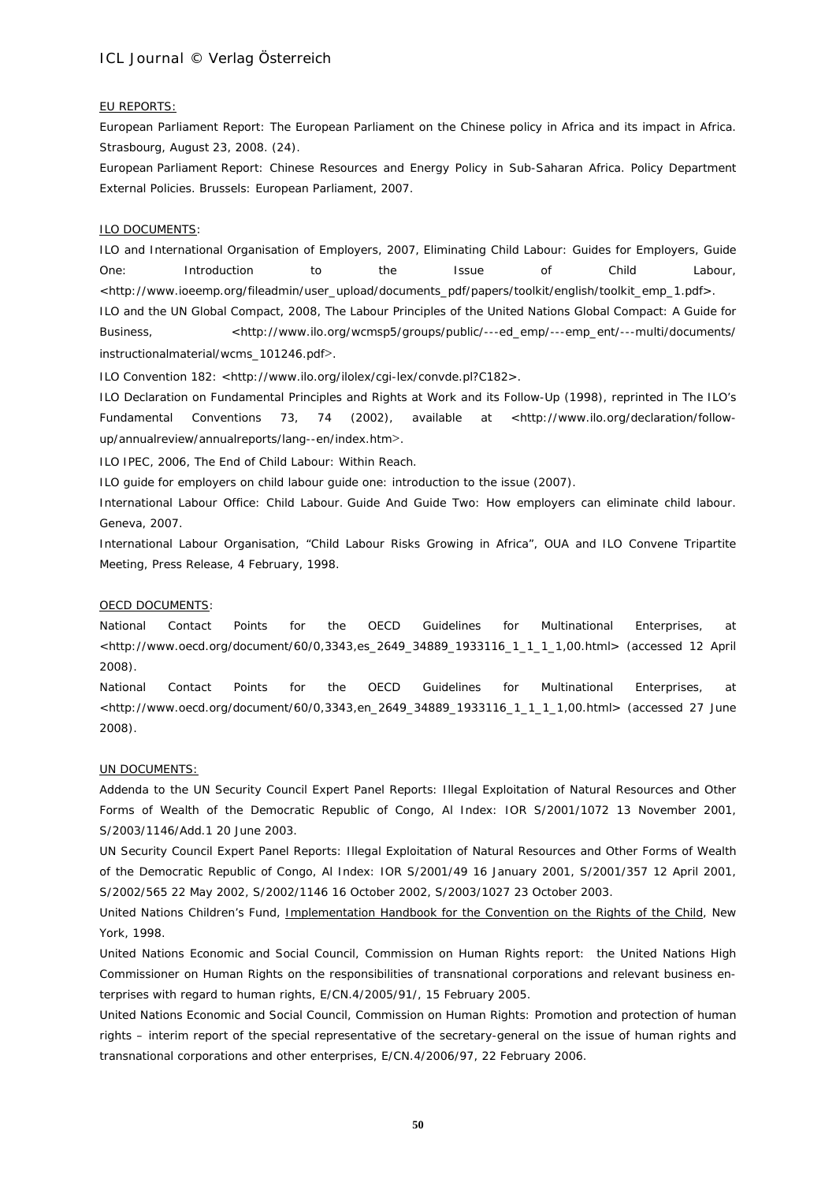EU REPORTS:

European Parliament Report: The European Parliament on the Chinese policy in Africa and its impact in Africa. Strasbourg, August 23, 2008. (24).

European Parliament Report: Chinese Resources and Energy Policy in Sub-Saharan Africa. Policy Department External Policies. Brussels: European Parliament, 2007.

ILO DOCUMENTS:

ILO and International Organisation of Employers, 2007, Eliminating Child Labour: Guides for Employers, Guide One: Introduction to the Issue of Child Labour, <http://www.ioeemp.org/fileadmin/user_upload/documents_pdf/papers/toolkit/english/toolkit_emp_1.pdf>.

ILO and the UN Global Compact, 2008, The Labour Principles of the United Nations Global Compact: A Guide for Business, <http://www.ilo.org/wcmsp5/groups/public/---ed_emp/---emp_ent/---multi/documents/instructionalmaterial/wcms_101246.pdf>.

ILO Convention 182: <http://www.ilo.org/ilolex/cgi-lex/convde.pl?C182>.

ILO Declaration on Fundamental Principles and Rights at Work and its Follow-Up (1998), reprinted in The ILO's Fundamental Conventions 73, 74 (2002), available at <http://www.ilo.org/declaration/follow-up/annualreview/annualreports/lang--en/index.htm>.

ILO IPEC, 2006, The End of Child Labour: Within Reach.

ILO guide for employers on child labour guide one: introduction to the issue (2007).

International Labour Office: Child Labour. Guide And Guide Two: How employers can eliminate child labour. Geneva, 2007.

International Labour Organisation, "Child Labour Risks Growing in Africa", OUA and ILO Convene Tripartite Meeting, Press Release, 4 February, 1998.

OECD DOCUMENTS:

National Contact Points for the OECD Guidelines for Multinational Enterprises, at <http://www.oecd.org/document/60/0,3343,es_2649_34889_1933116_1_1_1_1,00.html> (accessed 12 April 2008).

National Contact Points for the OECD Guidelines for Multinational Enterprises, at <http://www.oecd.org/document/60/0,3343,en_2649_34889_1933116_1_1_1_1,00.html> (accessed 27 June 2008).

UN DOCUMENTS:

Addenda to the UN Security Council Expert Panel Reports: Illegal Exploitation of Natural Resources and Other Forms of Wealth of the Democratic Republic of Congo, AI Index: IOR S/2001/1072 13 November 2001, S/2003/1146/Add.1 20 June 2003.

UN Security Council Expert Panel Reports: Illegal Exploitation of Natural Resources and Other Forms of Wealth of the Democratic Republic of Congo, AI Index: IOR S/2001/49 16 January 2001, S/2001/357 12 April 2001, S/2002/565 22 May 2002, S/2002/1146 16 October 2002, S/2003/1027 23 October 2003.

United Nations Children's Fund, Implementation Handbook for the Convention on the Rights of the Child, New York, 1998.

United Nations Economic and Social Council, Commission on Human Rights report: the United Nations High Commissioner on Human Rights on the responsibilities of transnational corporations and relevant business enterprises with regard to human rights, E/CN.4/2005/91/, 15 February 2005.

United Nations Economic and Social Council, Commission on Human Rights: Promotion and protection of human rights – interim report of the special representative of the secretary-general on the issue of human rights and transnational corporations and other enterprises, E/CN.4/2006/97, 22 February 2006.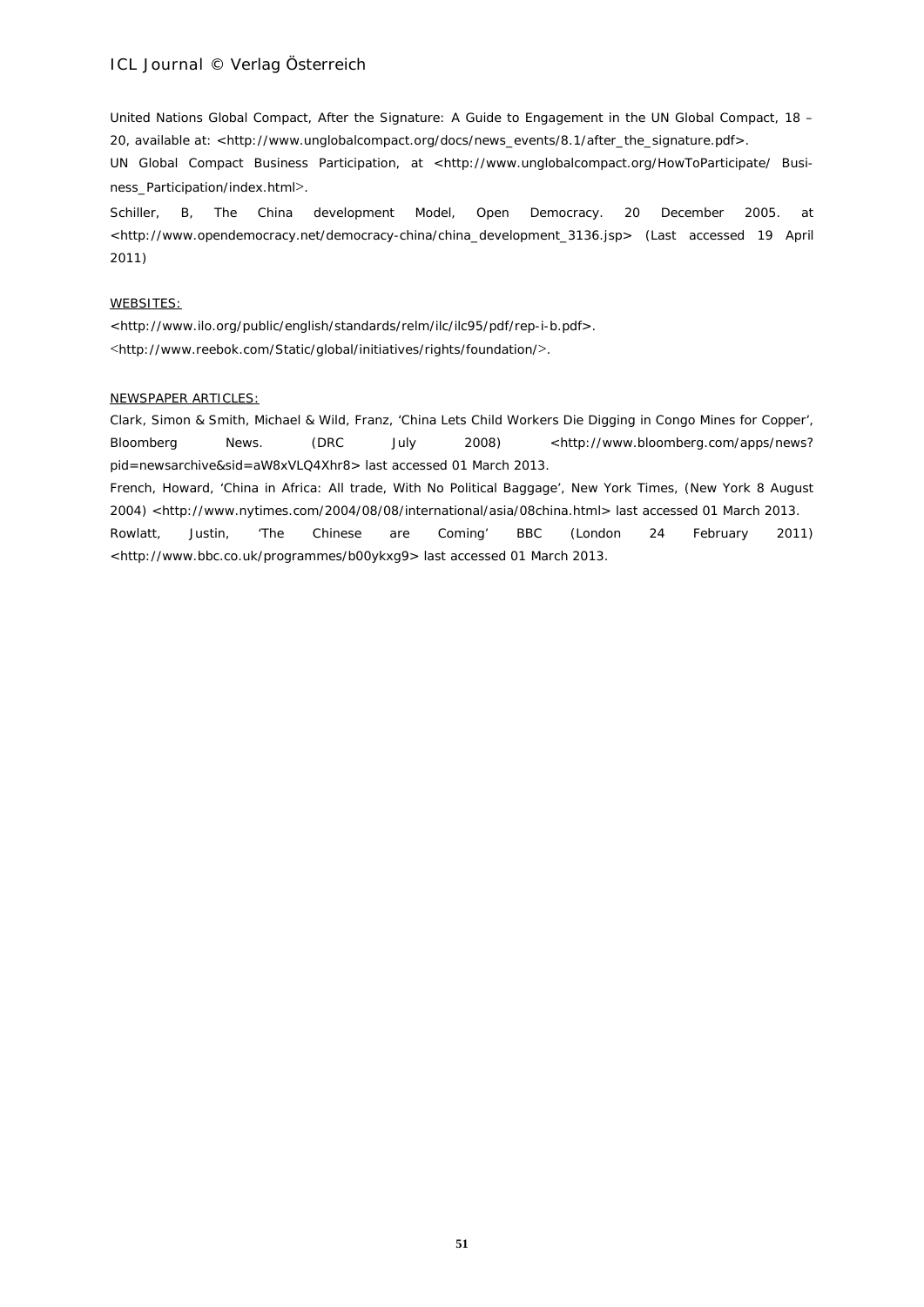United Nations Global Compact, After the Signature: A Guide to Engagement in the UN Global Compact, 18 – 20, available at: <http://www.unglobalcompact.org/docs/news_events/8.1/after_the_signature.pdf>.

UN Global Compact Business Participation, at <http://www.unglobalcompact.org/HowToParticipate/ Business_Participation/index.html>.

Schiller, B, The China development Model, Open Democracy. 20 December 2005. at <http://www.opendemocracy.net/democracy-china/china_development_3136.jsp> (Last accessed 19 April 2011)

WEBSITES:

<http://www.ilo.org/public/english/standards/relm/ilc/ilc95/pdf/rep-i-b.pdf>.

<http://www.reebok.com/Static/global/initiatives/rights/foundation/>.

NEWSPAPER ARTICLES:

Clark, Simon & Smith, Michael & Wild, Franz, 'China Lets Child Workers Die Digging in Congo Mines for Copper', Bloomberg News. (DRC July 2008) <http://www.bloomberg.com/apps/news?pid=newsarchive&sid=aW8xVLQ4Xhr8> last accessed 01 March 2013.

French, Howard, 'China in Africa: All trade, With No Political Baggage', New York Times, (New York 8 August 2004) <http://www.nytimes.com/2004/08/08/international/asia/08china.html> last accessed 01 March 2013.

Rowlatt, Justin, 'The Chinese are Coming' BBC (London 24 February 2011) <http://www.bbc.co.uk/programmes/b00ykxg9> last accessed 01 March 2013.